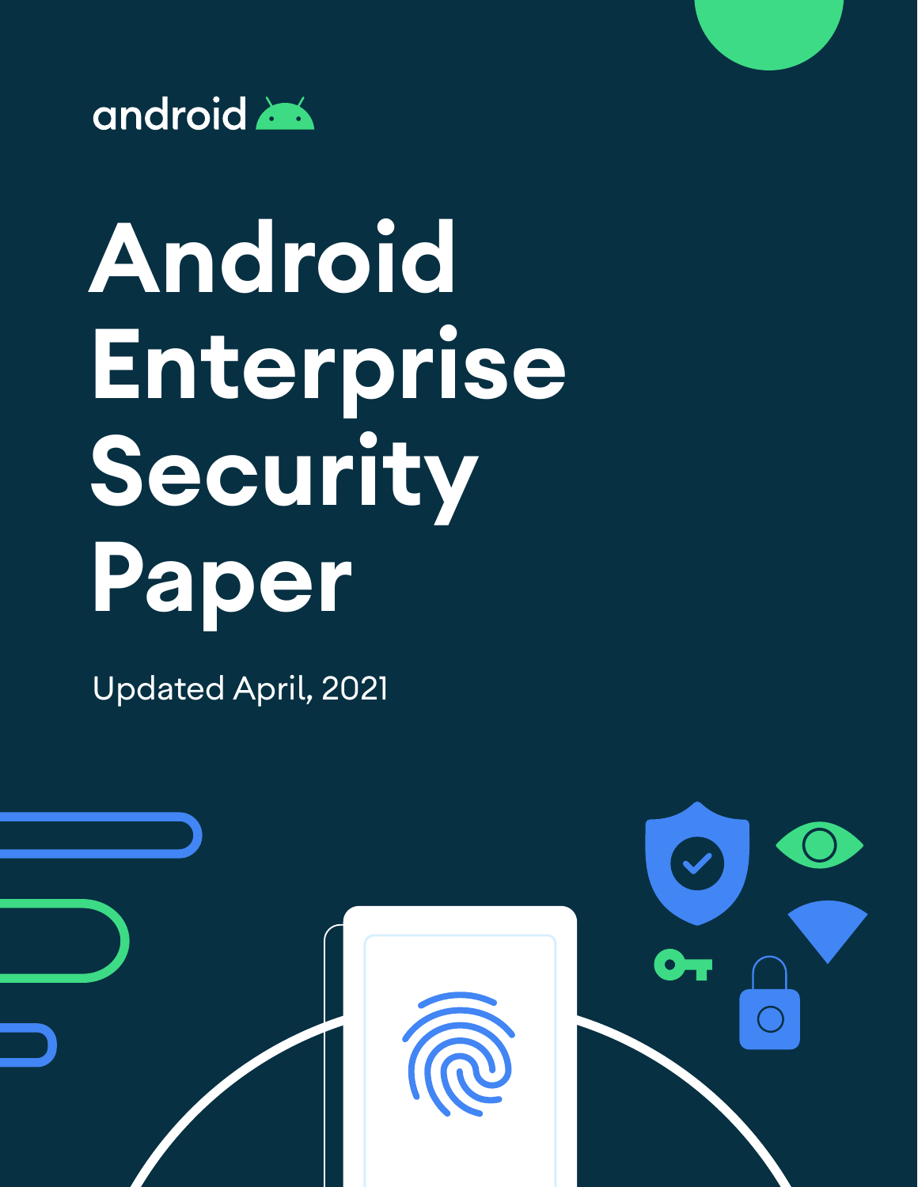android

# Android Enterprise Security Paper

Updated April, 2021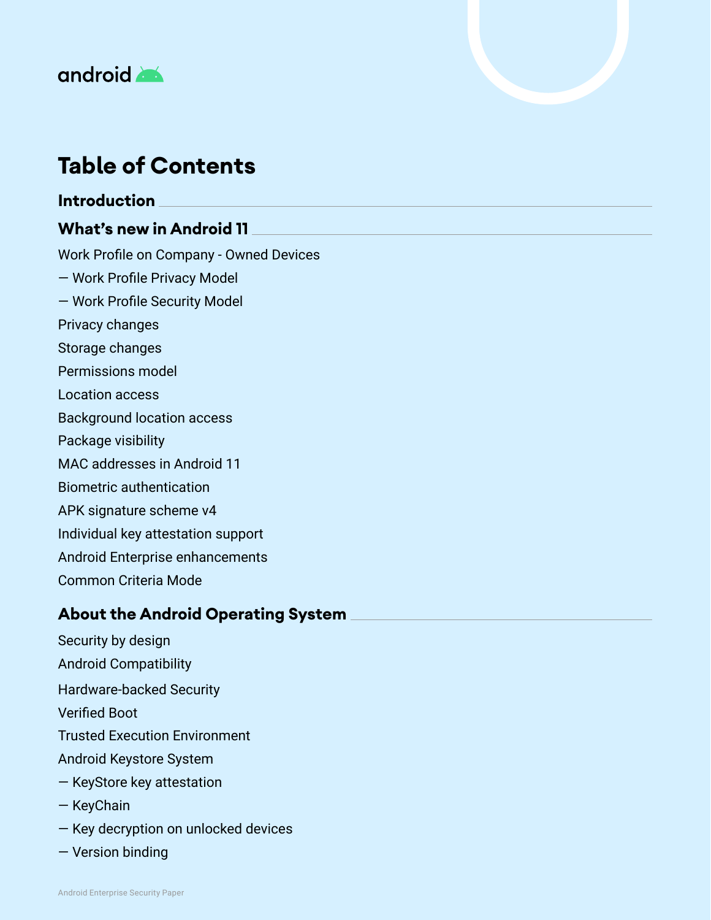# Table of Contents

**Introduction**

**What's new in Android 11**

Work Profile on Company - Owned Devices

— Work Profile Privacy Model

— Work Profile Security Model

Privacy changes

Storage changes

Permissions model

Location access

Background location access

Package visibility

MAC addresses in Android 11

Biometric authentication

APK signature scheme v4

Individual key attestation support

Android Enterprise enhancements

Common Criteria Mode

**About the Android Operating System**

Security by design

Android Compatibility

Hardware-backed Security

Verified Boot

Trusted Execution Environment

Android Keystore System

— KeyStore key attestation

— KeyChain

— Key decryption on unlocked devices

— Version binding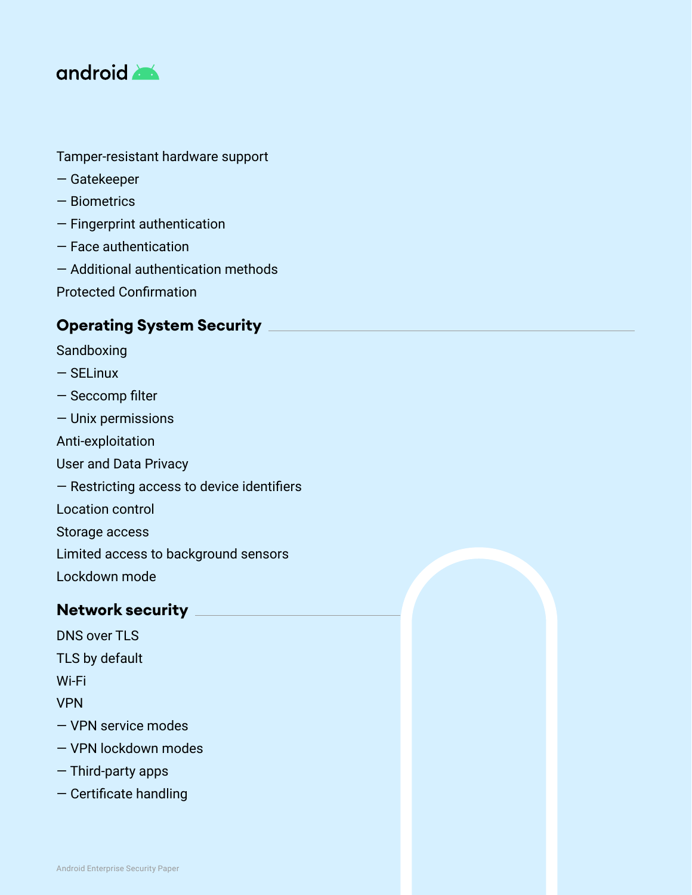Tamper-resistant hardware support

— Gatekeeper

— Biometrics

— Fingerprint authentication

— Face authentication

— Additional authentication methods

Protected Confirmation

## Operating System Security

Sandboxing

— SELinux

— Seccomp filter

— Unix permissions

Anti-exploitation

User and Data Privacy

— Restricting access to device identifiers

Location control

Storage access

Limited access to background sensors

Lockdown mode

## Network security

DNS over TLS

TLS by default

Wi-Fi

VPN

— VPN service modes

— VPN lockdown modes

— Third-party apps

— Certificate handling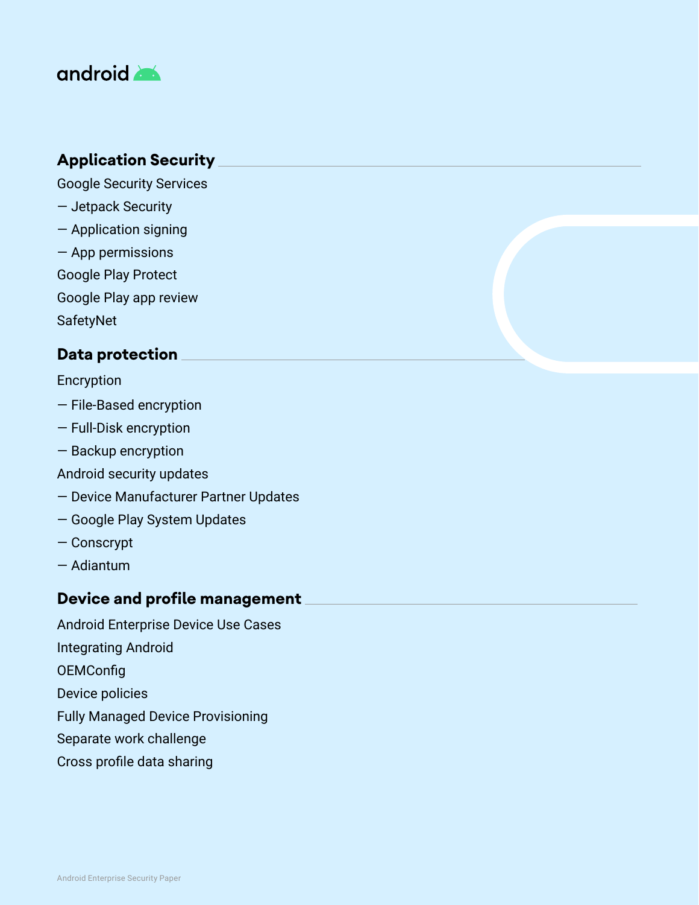## Application Security

Google Security Services

— Jetpack Security

— Application signing

— App permissions

Google Play Protect

Google Play app review

SafetyNet

## Data protection

Encryption

— File-Based encryption

— Full-Disk encryption

— Backup encryption

Android security updates

— Device Manufacturer Partner Updates

— Google Play System Updates

— Conscrypt

— Adiantum

## Device and profile management

Android Enterprise Device Use Cases

Integrating Android

OEMConfig

Device policies

Fully Managed Device Provisioning

Separate work challenge

Cross profile data sharing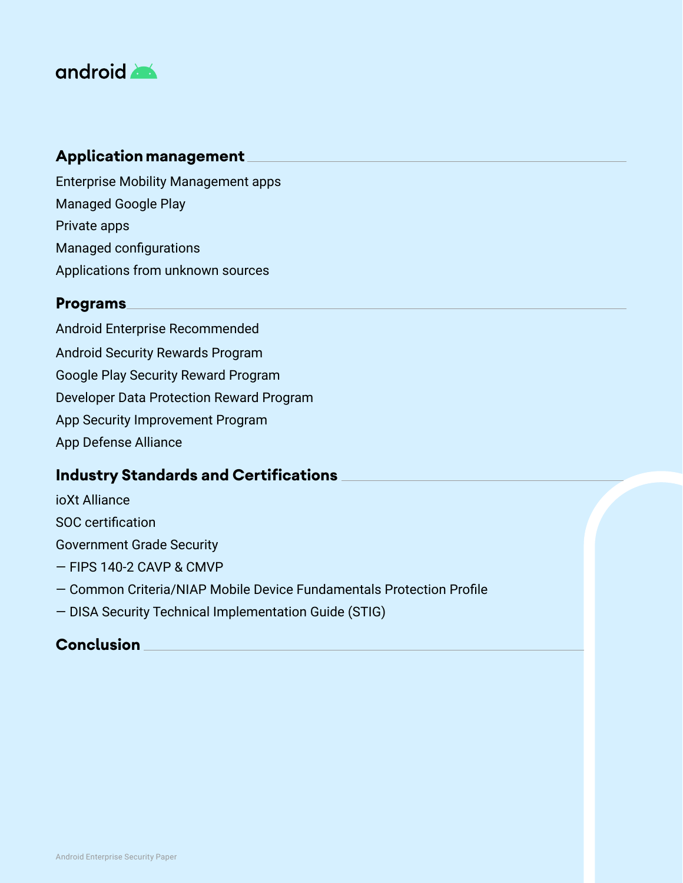## Application management

Enterprise Mobility Management apps

Managed Google Play

Private apps

Managed configurations

Applications from unknown sources

## Programs

Android Enterprise Recommended

Android Security Rewards Program

Google Play Security Reward Program

Developer Data Protection Reward Program

App Security Improvement Program

App Defense Alliance

## Industry Standards and Certifications

ioXt Alliance

SOC certification

Government Grade Security

— FIPS 140-2 CAVP & CMVP

— Common Criteria/NIAP Mobile Device Fundamentals Protection Profile

— DISA Security Technical Implementation Guide (STIG)

## Conclusion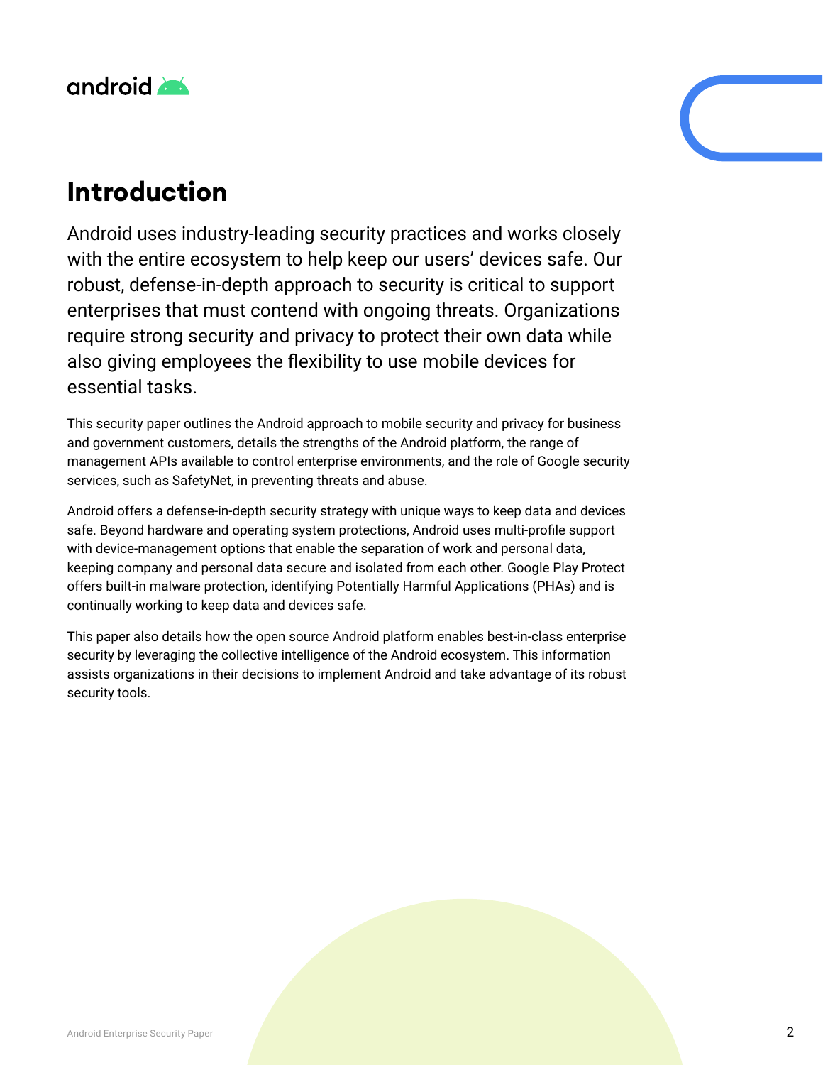# Introduction

Android uses industry-leading security practices and works closely with the entire ecosystem to help keep our users' devices safe. Our robust, defense-in-depth approach to security is critical to support enterprises that must contend with ongoing threats. Organizations require strong security and privacy to protect their own data while also giving employees the flexibility to use mobile devices for essential tasks.

This security paper outlines the Android approach to mobile security and privacy for business and government customers, details the strengths of the Android platform, the range of management APIs available to control enterprise environments, and the role of Google security services, such as SafetyNet, in preventing threats and abuse.

Android offers a defense-in-depth security strategy with unique ways to keep data and devices safe. Beyond hardware and operating system protections, Android uses multi-profile support with device-management options that enable the separation of work and personal data, keeping company and personal data secure and isolated from each other. Google Play Protect offers built-in malware protection, identifying Potentially Harmful Applications (PHAs) and is continually working to keep data and devices safe.

This paper also details how the open source Android platform enables best-in-class enterprise security by leveraging the collective intelligence of the Android ecosystem. This information assists organizations in their decisions to implement Android and take advantage of its robust security tools.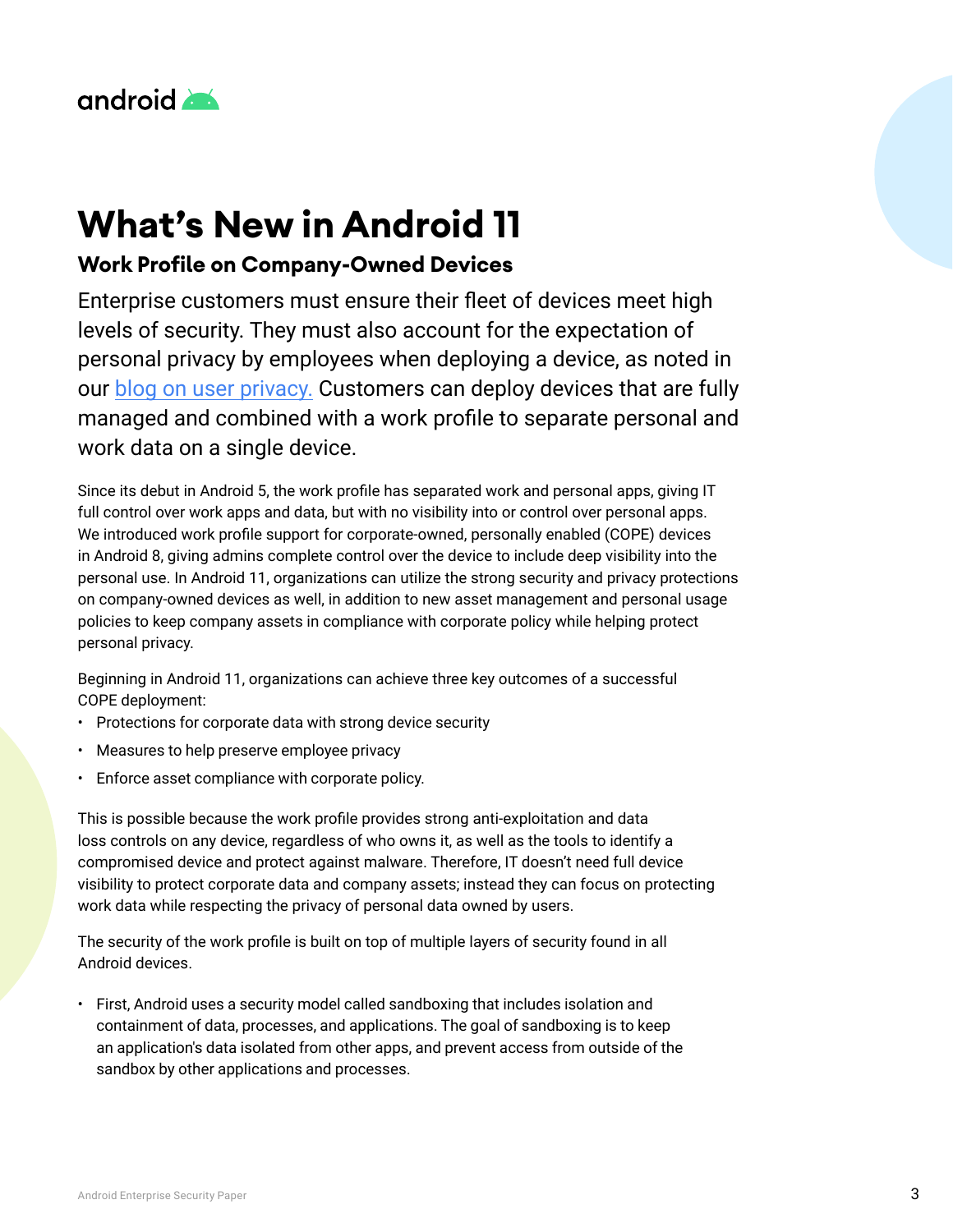# What's New in Android 11

## Work Profile on Company-Owned Devices

Enterprise customers must ensure their fleet of devices meet high levels of security. They must also account for the expectation of personal privacy by employees when deploying a device, as noted in our blog on user privacy. Customers can deploy devices that are fully managed and combined with a work profile to separate personal and work data on a single device.

Since its debut in Android 5, the work profile has separated work and personal apps, giving IT full control over work apps and data, but with no visibility into or control over personal apps. We introduced work profile support for corporate-owned, personally enabled (COPE) devices in Android 8, giving admins complete control over the device to include deep visibility into the personal use. In Android 11, organizations can utilize the strong security and privacy protections on company-owned devices as well, in addition to new asset management and personal usage policies to keep company assets in compliance with corporate policy while helping protect personal privacy.

Beginning in Android 11, organizations can achieve three key outcomes of a successful COPE deployment:

- Protections for corporate data with strong device security
- Measures to help preserve employee privacy
- Enforce asset compliance with corporate policy.

This is possible because the work profile provides strong anti-exploitation and data loss controls on any device, regardless of who owns it, as well as the tools to identify a compromised device and protect against malware. Therefore, IT doesn't need full device visibility to protect corporate data and company assets; instead they can focus on protecting work data while respecting the privacy of personal data owned by users.

The security of the work profile is built on top of multiple layers of security found in all Android devices.

- First, Android uses a security model called sandboxing that includes isolation and containment of data, processes, and applications. The goal of sandboxing is to keep an application's data isolated from other apps, and prevent access from outside of the sandbox by other applications and processes.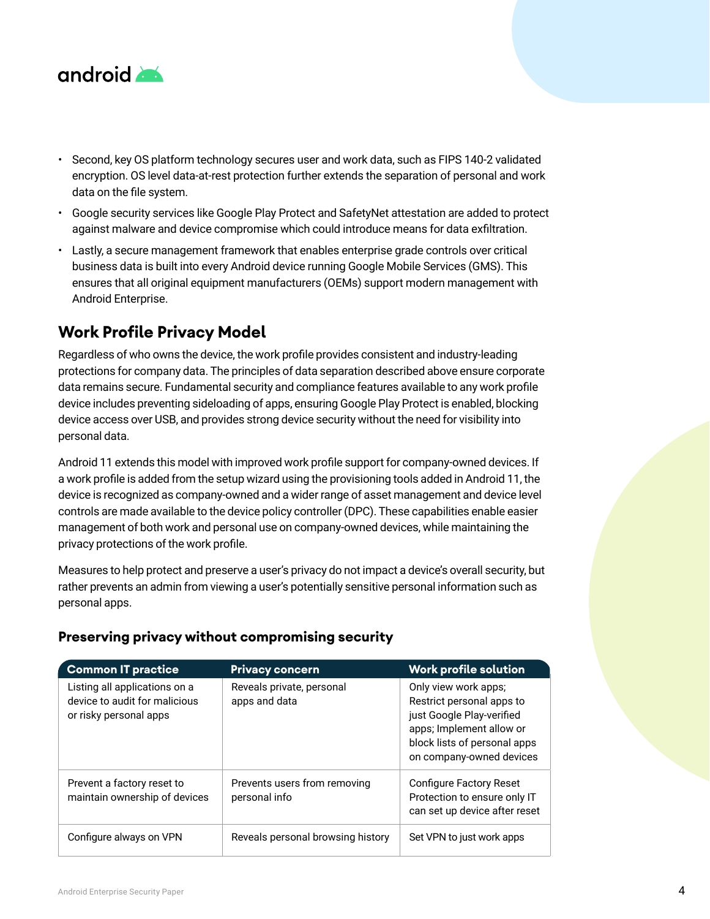- Second, key OS platform technology secures user and work data, such as FIPS 140-2 validated encryption. OS level data-at-rest protection further extends the separation of personal and work data on the file system.
- Google security services like Google Play Protect and SafetyNet attestation are added to protect against malware and device compromise which could introduce means for data exfiltration.
- Lastly, a secure management framework that enables enterprise grade controls over critical business data is built into every Android device running Google Mobile Services (GMS). This ensures that all original equipment manufacturers (OEMs) support modern management with Android Enterprise.

## Work Profile Privacy Model

Regardless of who owns the device, the work profile provides consistent and industry-leading protections for company data. The principles of data separation described above ensure corporate data remains secure. Fundamental security and compliance features available to any work profile device includes preventing sideloading of apps, ensuring Google Play Protect is enabled, blocking device access over USB, and provides strong device security without the need for visibility into personal data.

Android 11 extends this model with improved work profile support for company-owned devices. If a work profile is added from the setup wizard using the provisioning tools added in Android 11, the device is recognized as company-owned and a wider range of asset management and device level controls are made available to the device policy controller (DPC). These capabilities enable easier management of both work and personal use on company-owned devices, while maintaining the privacy protections of the work profile.

Measures to help protect and preserve a user's privacy do not impact a device's overall security, but rather prevents an admin from viewing a user's potentially sensitive personal information such as personal apps.

### Preserving privacy without compromising security

| Common IT practice | Privacy concern | Work profile solution |
| --- | --- | --- |
| Listing all applications on a device to audit for malicious or risky personal apps | Reveals private, personal apps and data | Only view work apps; Restrict personal apps to just Google Play-verified apps; Implement allow or block lists of personal apps on company-owned devices |
| Prevent a factory reset to maintain ownership of devices | Prevents users from removing personal info | Configure Factory Reset Protection to ensure only IT can set up device after reset |
| Configure always on VPN | Reveals personal browsing history | Set VPN to just work apps |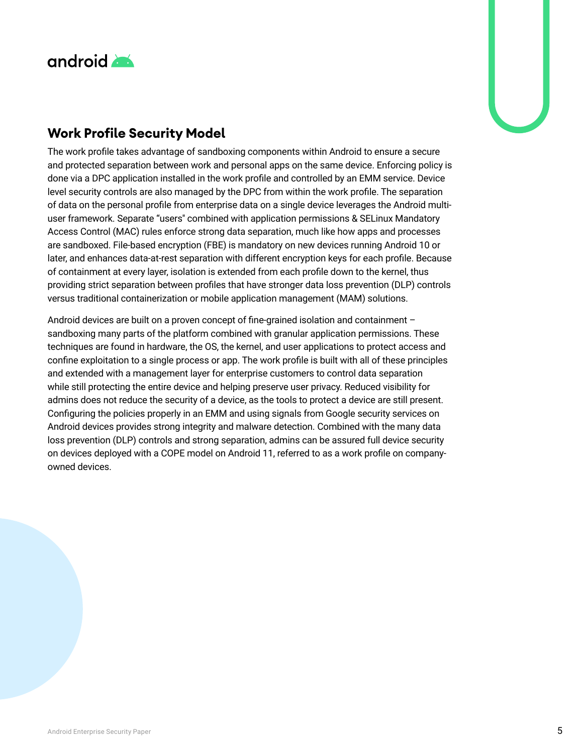## Work Profile Security Model

The work profile takes advantage of sandboxing components within Android to ensure a secure and protected separation between work and personal apps on the same device. Enforcing policy is done via a DPC application installed in the work profile and controlled by an EMM service. Device level security controls are also managed by the DPC from within the work profile. The separation of data on the personal profile from enterprise data on a single device leverages the Android multi-user framework. Separate "users" combined with application permissions & SELinux Mandatory Access Control (MAC) rules enforce strong data separation, much like how apps and processes are sandboxed. File-based encryption (FBE) is mandatory on new devices running Android 10 or later, and enhances data-at-rest separation with different encryption keys for each profile. Because of containment at every layer, isolation is extended from each profile down to the kernel, thus providing strict separation between profiles that have stronger data loss prevention (DLP) controls versus traditional containerization or mobile application management (MAM) solutions.

Android devices are built on a proven concept of fine-grained isolation and containment – sandboxing many parts of the platform combined with granular application permissions. These techniques are found in hardware, the OS, the kernel, and user applications to protect access and confine exploitation to a single process or app. The work profile is built with all of these principles and extended with a management layer for enterprise customers to control data separation while still protecting the entire device and helping preserve user privacy. Reduced visibility for admins does not reduce the security of a device, as the tools to protect a device are still present. Configuring the policies properly in an EMM and using signals from Google security services on Android devices provides strong integrity and malware detection. Combined with the many data loss prevention (DLP) controls and strong separation, admins can be assured full device security on devices deployed with a COPE model on Android 11, referred to as a work profile on company-owned devices.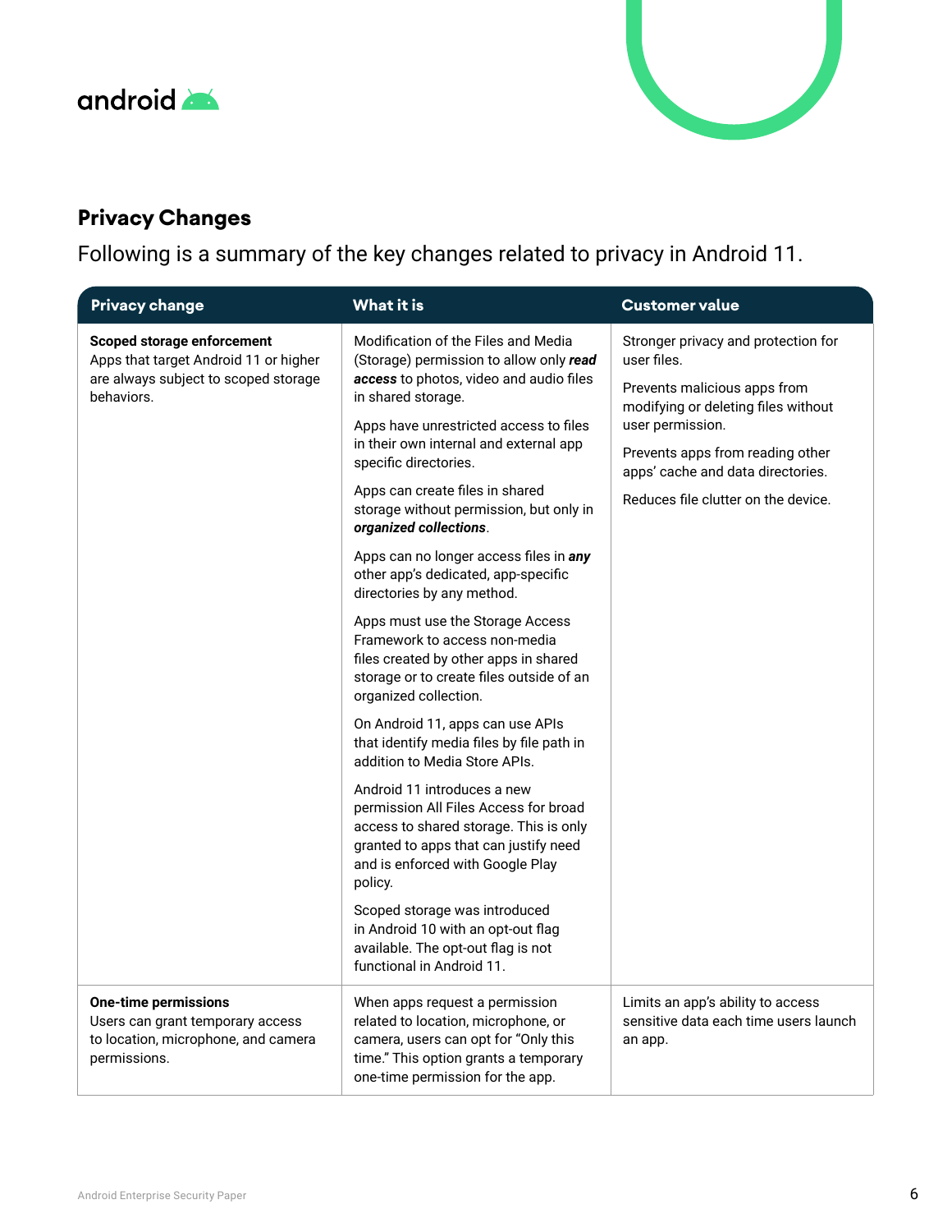## Privacy Changes

Following is a summary of the key changes related to privacy in Android 11.

| Privacy change | What it is | Customer value |
|---|---|---|
| **Scoped storage enforcement**<br>Apps that target Android 11 or higher are always subject to scoped storage behaviors. | Modification of the Files and Media (Storage) permission to allow only ***read access*** to photos, video and audio files in shared storage.<br><br>Apps have unrestricted access to files in their own internal and external app specific directories.<br><br>Apps can create files in shared storage without permission, but only in ***organized collections***.<br><br>Apps can no longer access files in ***any*** other app's dedicated, app-specific directories by any method.<br><br>Apps must use the Storage Access Framework to access non-media files created by other apps in shared storage or to create files outside of an organized collection.<br><br>On Android 11, apps can use APIs that identify media files by file path in addition to Media Store APIs.<br><br>Android 11 introduces a new permission All Files Access for broad access to shared storage. This is only granted to apps that can justify need and is enforced with Google Play policy.<br><br>Scoped storage was introduced in Android 10 with an opt-out flag available. The opt-out flag is not functional in Android 11. | Stronger privacy and protection for user files.<br><br>Prevents malicious apps from modifying or deleting files without user permission.<br><br>Prevents apps from reading other apps' cache and data directories.<br><br>Reduces file clutter on the device. |
| **One-time permissions**<br>Users can grant temporary access to location, microphone, and camera permissions. | When apps request a permission related to location, microphone, or camera, users can opt for "Only this time." This option grants a temporary one-time permission for the app. | Limits an app's ability to access sensitive data each time users launch an app. |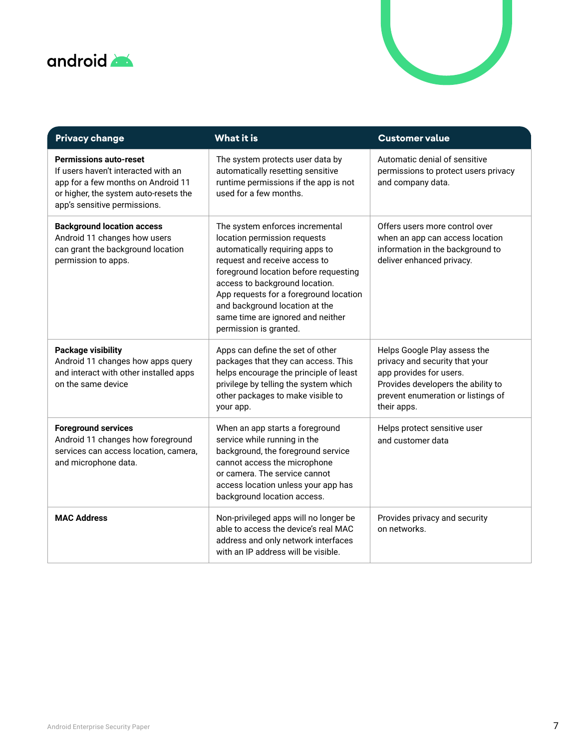| Privacy change | What it is | Customer value |
| --- | --- | --- |
| **Permissions auto-reset** If users haven't interacted with an app for a few months on Android 11 or higher, the system auto-resets the app's sensitive permissions. | The system protects user data by automatically resetting sensitive runtime permissions if the app is not used for a few months. | Automatic denial of sensitive permissions to protect users privacy and company data. |
| **Background location access** Android 11 changes how users can grant the background location permission to apps. | The system enforces incremental location permission requests automatically requiring apps to request and receive access to foreground location before requesting access to background location. App requests for a foreground location and background location at the same time are ignored and neither permission is granted. | Offers users more control over when an app can access location information in the background to deliver enhanced privacy. |
| **Package visibility** Android 11 changes how apps query and interact with other installed apps on the same device | Apps can define the set of other packages that they can access. This helps encourage the principle of least privilege by telling the system which other packages to make visible to your app. | Helps Google Play assess the privacy and security that your app provides for users. Provides developers the ability to prevent enumeration or listings of their apps. |
| **Foreground services** Android 11 changes how foreground services can access location, camera, and microphone data. | When an app starts a foreground service while running in the background, the foreground service cannot access the microphone or camera. The service cannot access location unless your app has background location access. | Helps protect sensitive user and customer data |
| **MAC Address** | Non-privileged apps will no longer be able to access the device's real MAC address and only network interfaces with an IP address will be visible. | Provides privacy and security on networks. |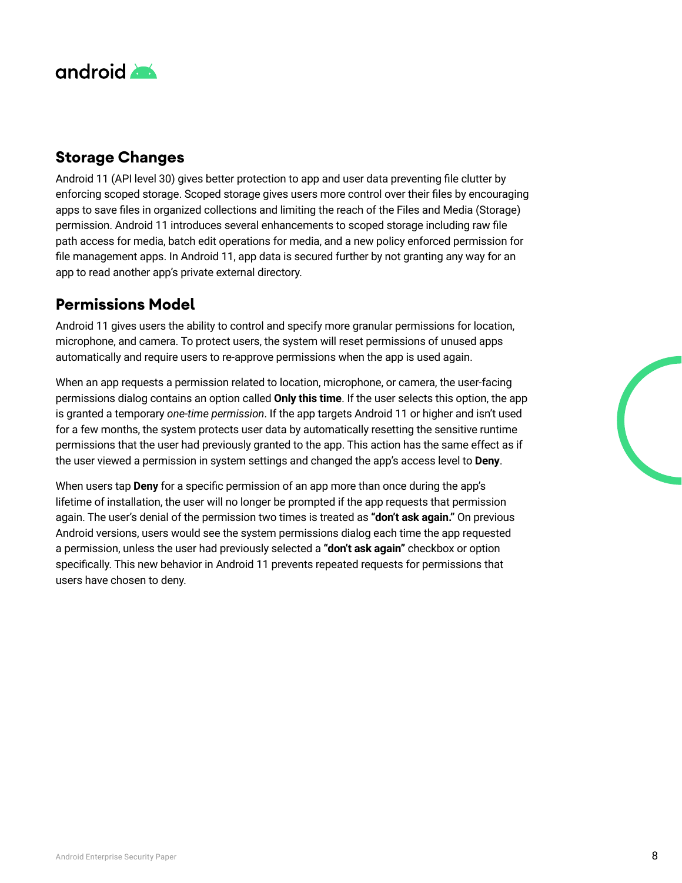## Storage Changes

Android 11 (API level 30) gives better protection to app and user data preventing file clutter by enforcing scoped storage. Scoped storage gives users more control over their files by encouraging apps to save files in organized collections and limiting the reach of the Files and Media (Storage) permission. Android 11 introduces several enhancements to scoped storage including raw file path access for media, batch edit operations for media, and a new policy enforced permission for file management apps. In Android 11, app data is secured further by not granting any way for an app to read another app's private external directory.

## Permissions Model

Android 11 gives users the ability to control and specify more granular permissions for location, microphone, and camera. To protect users, the system will reset permissions of unused apps automatically and require users to re-approve permissions when the app is used again.

When an app requests a permission related to location, microphone, or camera, the user-facing permissions dialog contains an option called **Only this time**. If the user selects this option, the app is granted a temporary *one-time permission*. If the app targets Android 11 or higher and isn't used for a few months, the system protects user data by automatically resetting the sensitive runtime permissions that the user had previously granted to the app. This action has the same effect as if the user viewed a permission in system settings and changed the app's access level to **Deny**.

When users tap **Deny** for a specific permission of an app more than once during the app's lifetime of installation, the user will no longer be prompted if the app requests that permission again. The user's denial of the permission two times is treated as **"don't ask again."** On previous Android versions, users would see the system permissions dialog each time the app requested a permission, unless the user had previously selected a **"don't ask again"** checkbox or option specifically. This new behavior in Android 11 prevents repeated requests for permissions that users have chosen to deny.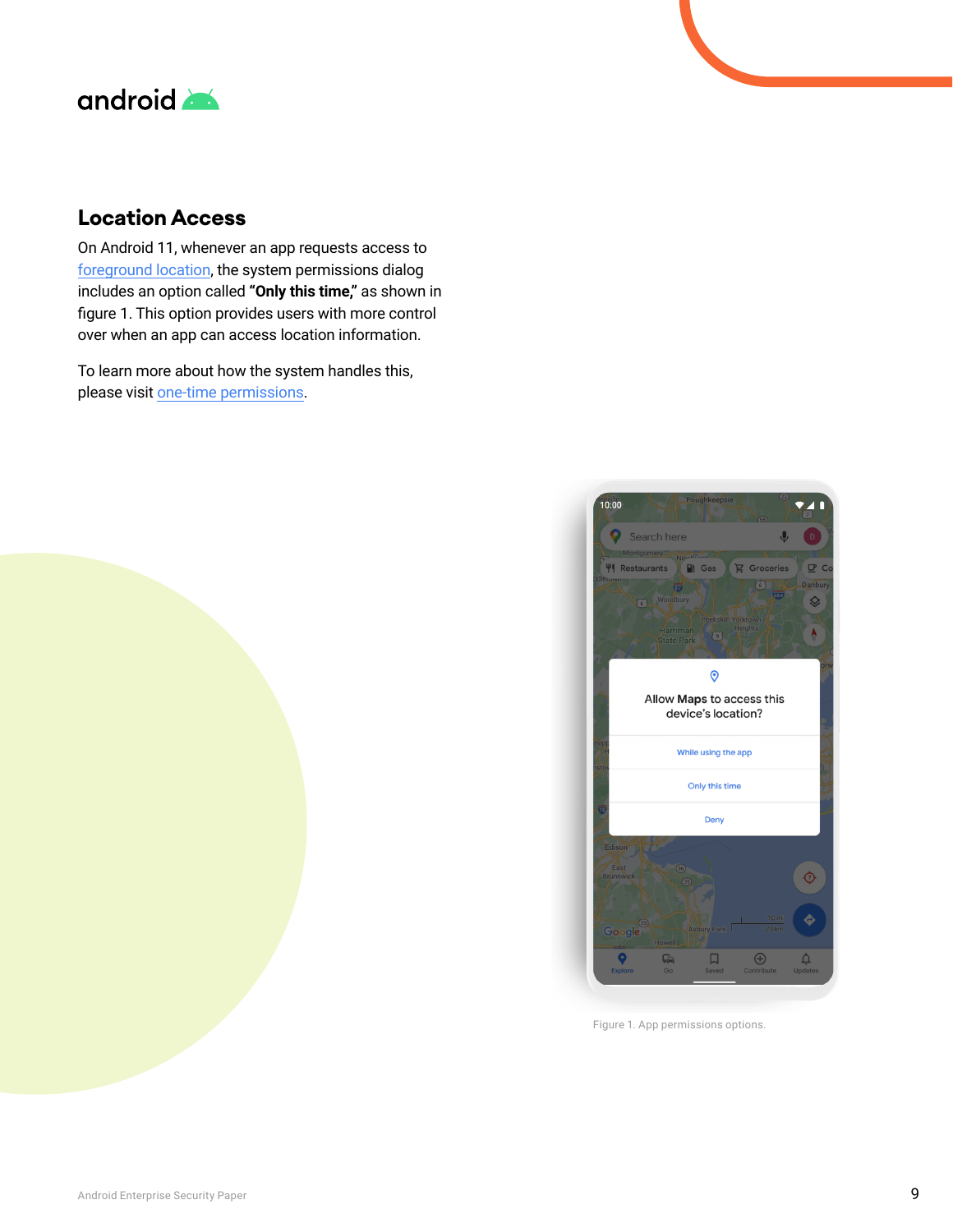## Location Access

On Android 11, whenever an app requests access to foreground location, the system permissions dialog includes an option called **"Only this time,"** as shown in figure 1. This option provides users with more control over when an app can access location information.

To learn more about how the system handles this, please visit one-time permissions.

Figure 1. App permissions options.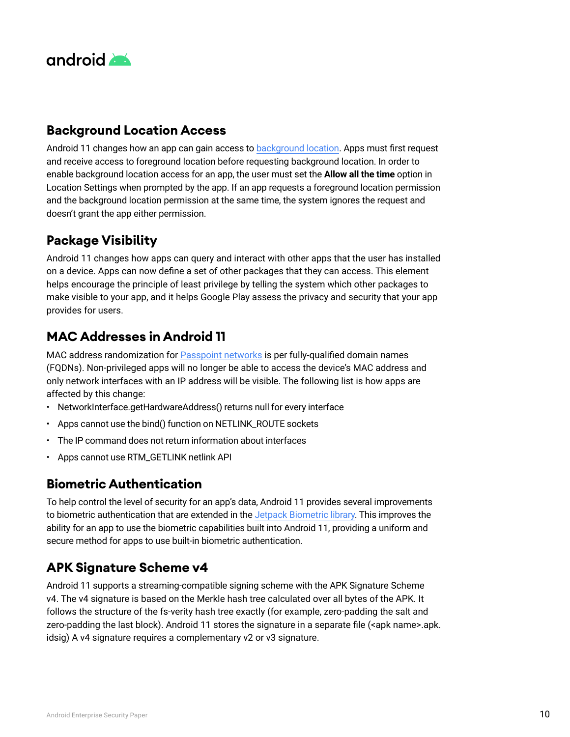## Background Location Access

Android 11 changes how an app can gain access to background location. Apps must first request and receive access to foreground location before requesting background location. In order to enable background location access for an app, the user must set the **Allow all the time** option in Location Settings when prompted by the app. If an app requests a foreground location permission and the background location permission at the same time, the system ignores the request and doesn't grant the app either permission.

## Package Visibility

Android 11 changes how apps can query and interact with other apps that the user has installed on a device. Apps can now define a set of other packages that they can access. This element helps encourage the principle of least privilege by telling the system which other packages to make visible to your app, and it helps Google Play assess the privacy and security that your app provides for users.

## MAC Addresses in Android 11

MAC address randomization for Passpoint networks is per fully-qualified domain names (FQDNs). Non-privileged apps will no longer be able to access the device's MAC address and only network interfaces with an IP address will be visible. The following list is how apps are affected by this change:

- NetworkInterface.getHardwareAddress() returns null for every interface
- Apps cannot use the bind() function on NETLINK_ROUTE sockets
- The IP command does not return information about interfaces
- Apps cannot use RTM_GETLINK netlink API

## Biometric Authentication

To help control the level of security for an app's data, Android 11 provides several improvements to biometric authentication that are extended in the Jetpack Biometric library. This improves the ability for an app to use the biometric capabilities built into Android 11, providing a uniform and secure method for apps to use built-in biometric authentication.

## APK Signature Scheme v4

Android 11 supports a streaming-compatible signing scheme with the APK Signature Scheme v4. The v4 signature is based on the Merkle hash tree calculated over all bytes of the APK. It follows the structure of the fs-verity hash tree exactly (for example, zero-padding the salt and zero-padding the last block). Android 11 stores the signature in a separate file (<apk name>.apk.idsig) A v4 signature requires a complementary v2 or v3 signature.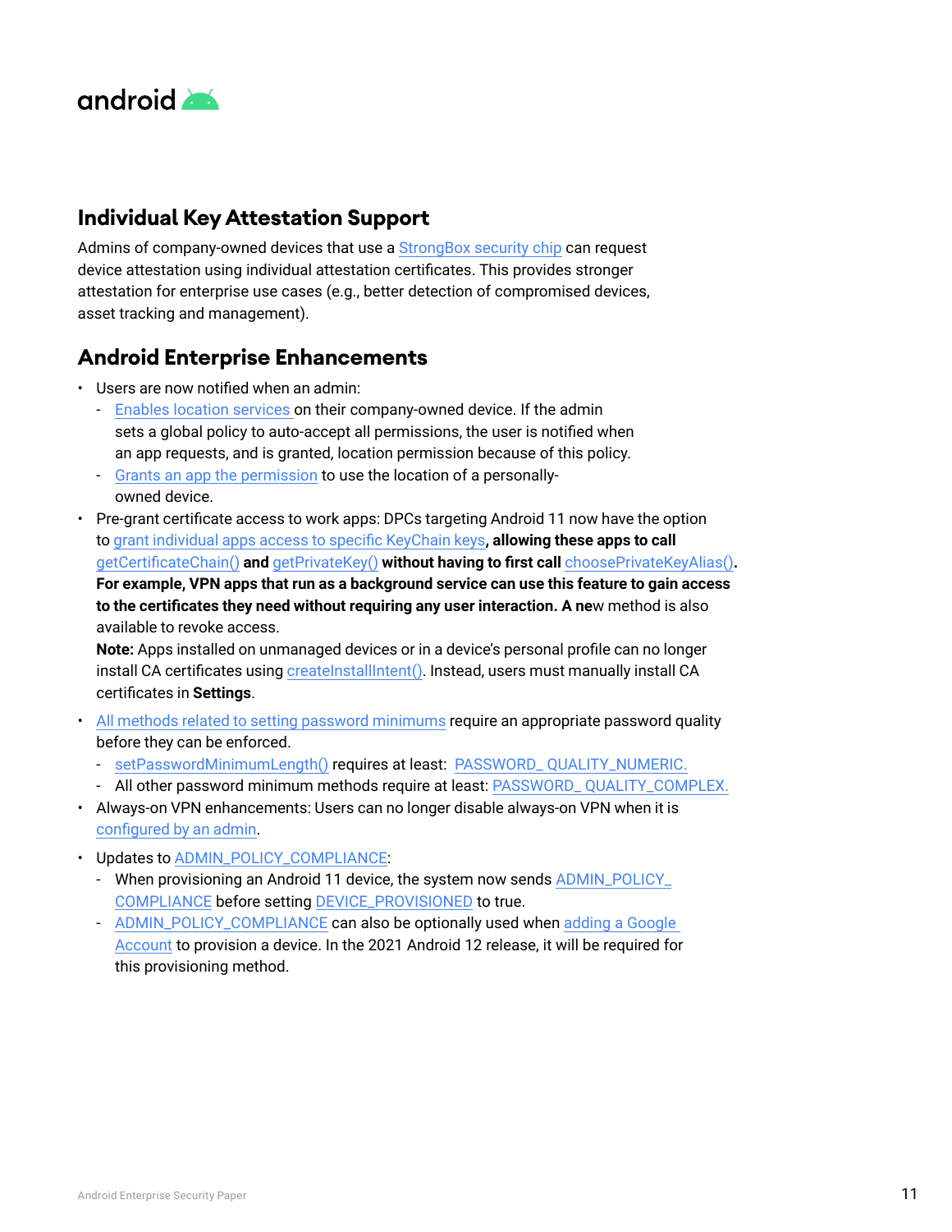## Individual Key Attestation Support

Admins of company-owned devices that use a StrongBox security chip can request device attestation using individual attestation certificates. This provides stronger attestation for enterprise use cases (e.g., better detection of compromised devices, asset tracking and management).

## Android Enterprise Enhancements

- Users are now notified when an admin:
  - Enables location services on their company-owned device. If the admin sets a global policy to auto-accept all permissions, the user is notified when an app requests, and is granted, location permission because of this policy.
  - Grants an app the permission to use the location of a personally-owned device.
- Pre-grant certificate access to work apps: DPCs targeting Android 11 now have the option to grant individual apps access to specific KeyChain keys, **allowing these apps to call** getCertificateChain() **and** getPrivateKey() **without having to first call** choosePrivateKeyAlias()**. For example, VPN apps that run as a background service can use this feature to gain access to the certificates they need without requiring any user interaction. A ne**w method is also available to revoke access.

  **Note:** Apps installed on unmanaged devices or in a device's personal profile can no longer install CA certificates using createInstallIntent(). Instead, users must manually install CA certificates in **Settings**.
- All methods related to setting password minimums require an appropriate password quality before they can be enforced.
  - setPasswordMinimumLength() requires at least: PASSWORD_ QUALITY_NUMERIC.
  - All other password minimum methods require at least: PASSWORD_ QUALITY_COMPLEX.
- Always-on VPN enhancements: Users can no longer disable always-on VPN when it is configured by an admin.
- Updates to ADMIN_POLICY_COMPLIANCE:
  - When provisioning an Android 11 device, the system now sends ADMIN_POLICY_ COMPLIANCE before setting DEVICE_PROVISIONED to true.
  - ADMIN_POLICY_COMPLIANCE can also be optionally used when adding a Google Account to provision a device. In the 2021 Android 12 release, it will be required for this provisioning method.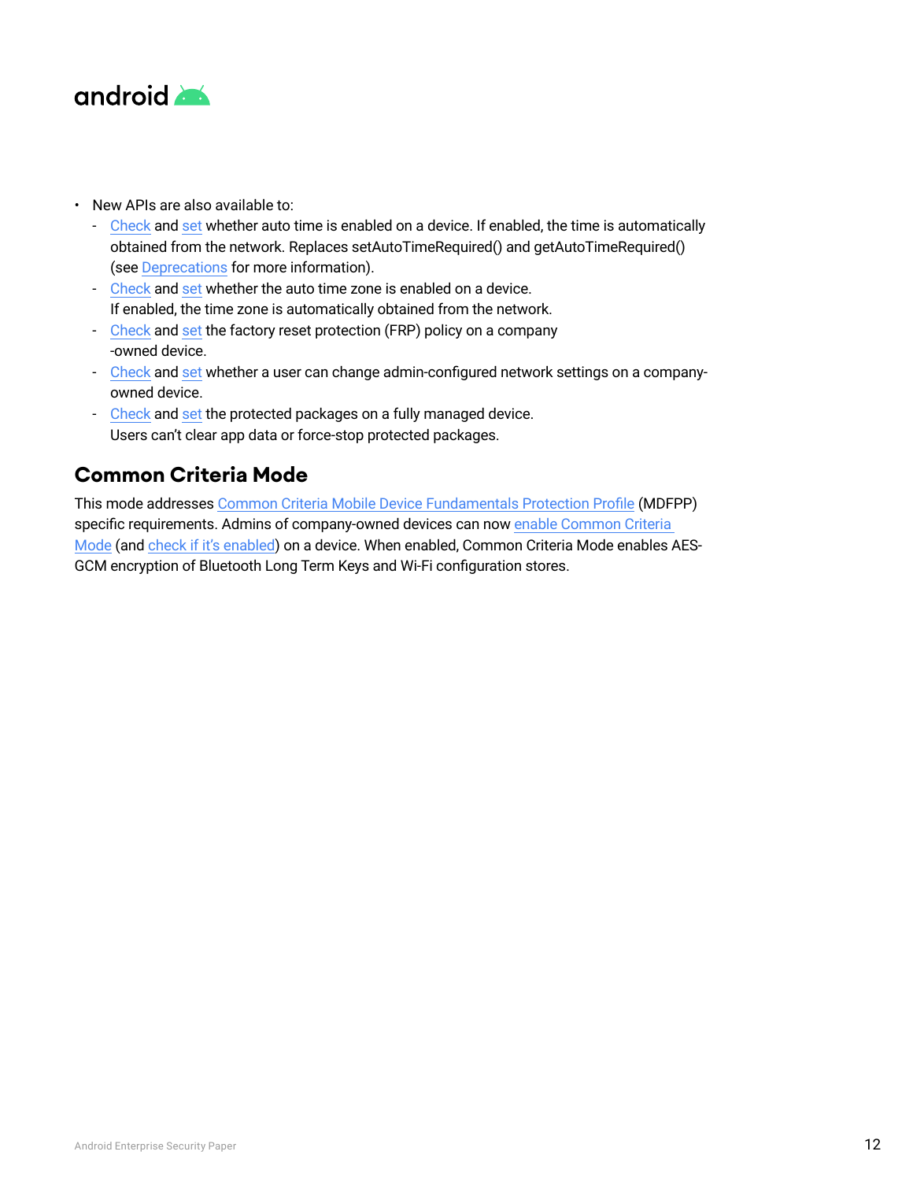- New APIs are also available to:
  - Check and set whether auto time is enabled on a device. If enabled, the time is automatically obtained from the network. Replaces setAutoTimeRequired() and getAutoTimeRequired() (see Deprecations for more information).
  - Check and set whether the auto time zone is enabled on a device. If enabled, the time zone is automatically obtained from the network.
  - Check and set the factory reset protection (FRP) policy on a company-owned device.
  - Check and set whether a user can change admin-configured network settings on a company-owned device.
  - Check and set the protected packages on a fully managed device. Users can't clear app data or force-stop protected packages.

## Common Criteria Mode

This mode addresses Common Criteria Mobile Device Fundamentals Protection Profile (MDFPP) specific requirements. Admins of company-owned devices can now enable Common Criteria Mode (and check if it's enabled) on a device. When enabled, Common Criteria Mode enables AES-GCM encryption of Bluetooth Long Term Keys and Wi-Fi configuration stores.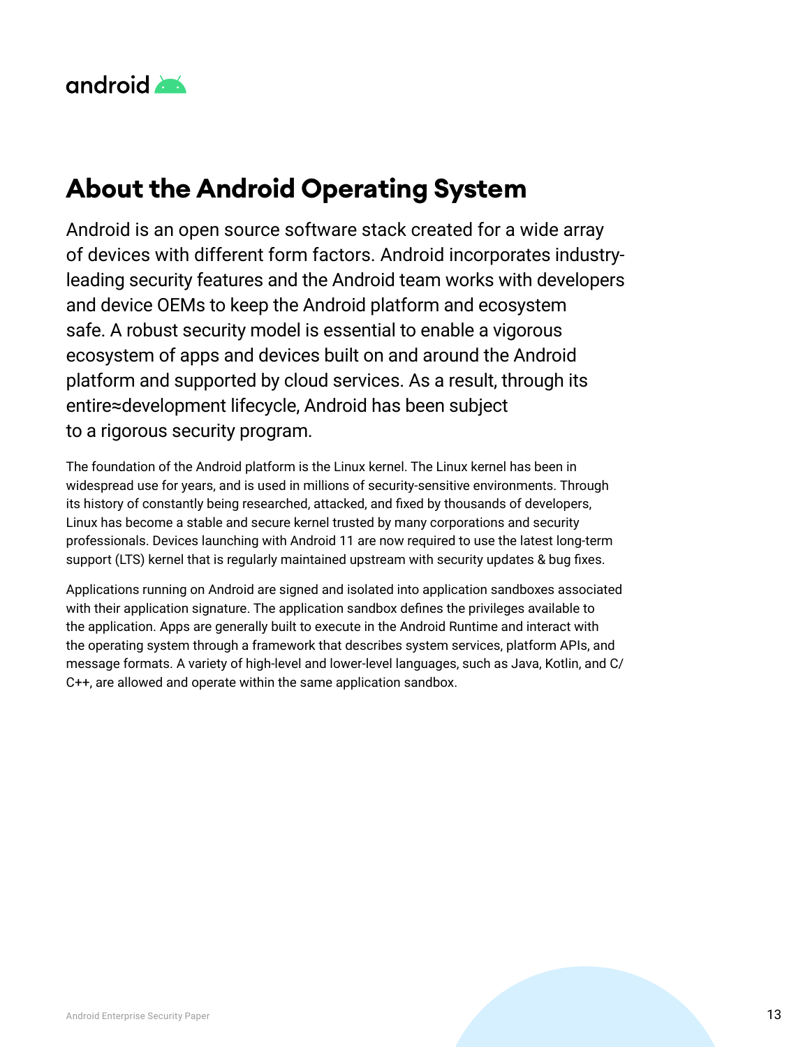# About the Android Operating System

Android is an open source software stack created for a wide array of devices with different form factors. Android incorporates industry-leading security features and the Android team works with developers and device OEMs to keep the Android platform and ecosystem safe. A robust security model is essential to enable a vigorous ecosystem of apps and devices built on and around the Android platform and supported by cloud services. As a result, through its entire≈development lifecycle, Android has been subject to a rigorous security program.

The foundation of the Android platform is the Linux kernel. The Linux kernel has been in widespread use for years, and is used in millions of security-sensitive environments. Through its history of constantly being researched, attacked, and fixed by thousands of developers, Linux has become a stable and secure kernel trusted by many corporations and security professionals. Devices launching with Android 11 are now required to use the latest long-term support (LTS) kernel that is regularly maintained upstream with security updates & bug fixes.

Applications running on Android are signed and isolated into application sandboxes associated with their application signature. The application sandbox defines the privileges available to the application. Apps are generally built to execute in the Android Runtime and interact with the operating system through a framework that describes system services, platform APIs, and message formats. A variety of high-level and lower-level languages, such as Java, Kotlin, and C/C++, are allowed and operate within the same application sandbox.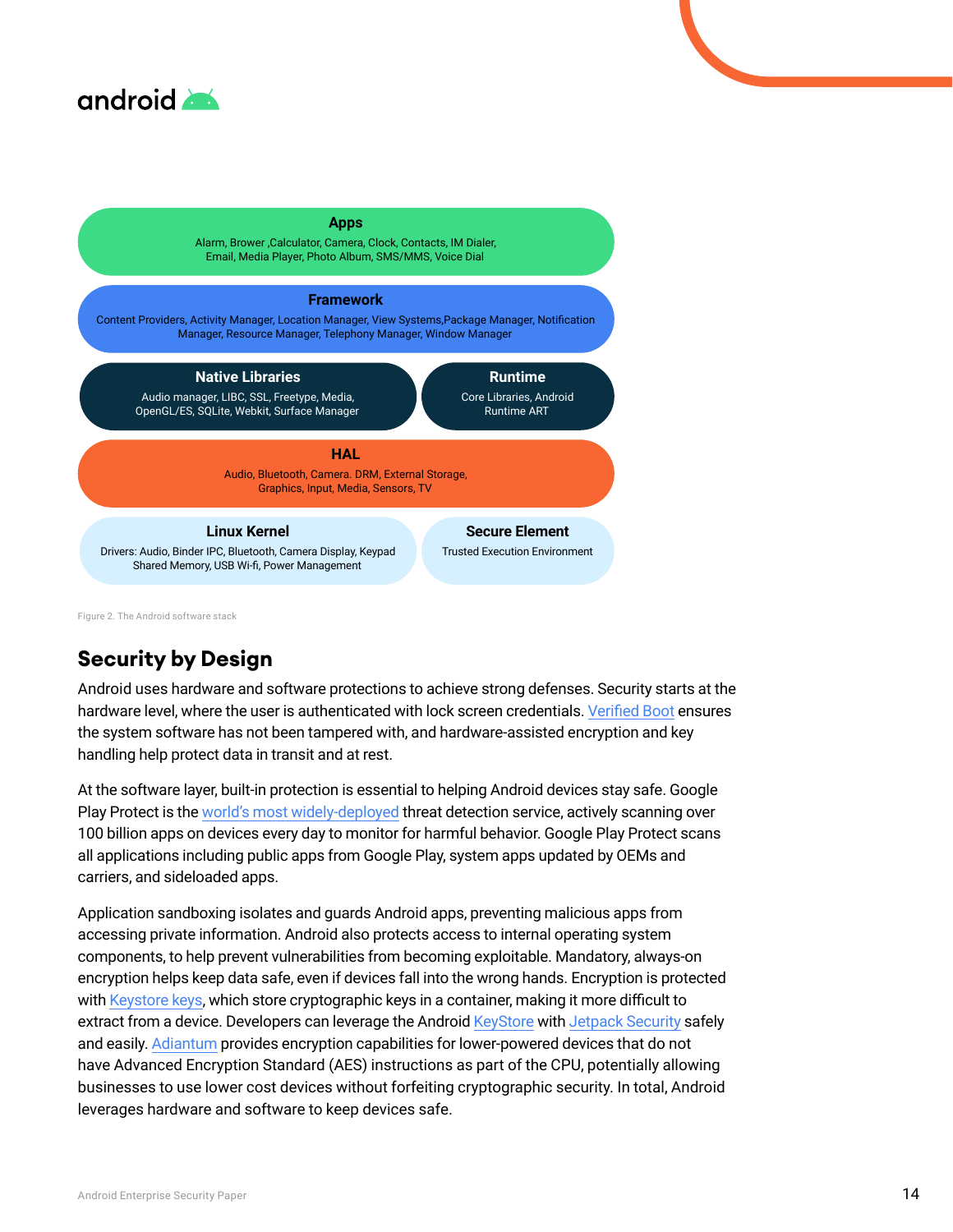**Apps**
Alarm, Brower ,Calculator, Camera, Clock, Contacts, IM Dialer, Email, Media Player, Photo Album, SMS/MMS, Voice Dial

**Framework**
Content Providers, Activity Manager, Location Manager, View Systems,Package Manager, Notification Manager, Resource Manager, Telephony Manager, Window Manager

**Native Libraries**
Audio manager, LIBC, SSL, Freetype, Media, OpenGL/ES, SQLite, Webkit, Surface Manager

**Runtime**
Core Libraries, Android Runtime ART

**HAL**
Audio, Bluetooth, Camera. DRM, External Storage, Graphics, Input, Media, Sensors, TV

**Linux Kernel**
Drivers: Audio, Binder IPC, Bluetooth, Camera Display, Keypad Shared Memory, USB Wi-fi, Power Management

**Secure Element**
Trusted Execution Environment

Figure 2. The Android software stack

## Security by Design

Android uses hardware and software protections to achieve strong defenses. Security starts at the hardware level, where the user is authenticated with lock screen credentials. Verified Boot ensures the system software has not been tampered with, and hardware-assisted encryption and key handling help protect data in transit and at rest.

At the software layer, built-in protection is essential to helping Android devices stay safe. Google Play Protect is the world's most widely-deployed threat detection service, actively scanning over 100 billion apps on devices every day to monitor for harmful behavior. Google Play Protect scans all applications including public apps from Google Play, system apps updated by OEMs and carriers, and sideloaded apps.

Application sandboxing isolates and guards Android apps, preventing malicious apps from accessing private information. Android also protects access to internal operating system components, to help prevent vulnerabilities from becoming exploitable. Mandatory, always-on encryption helps keep data safe, even if devices fall into the wrong hands. Encryption is protected with Keystore keys, which store cryptographic keys in a container, making it more difficult to extract from a device. Developers can leverage the Android KeyStore with Jetpack Security safely and easily. Adiantum provides encryption capabilities for lower-powered devices that do not have Advanced Encryption Standard (AES) instructions as part of the CPU, potentially allowing businesses to use lower cost devices without forfeiting cryptographic security. In total, Android leverages hardware and software to keep devices safe.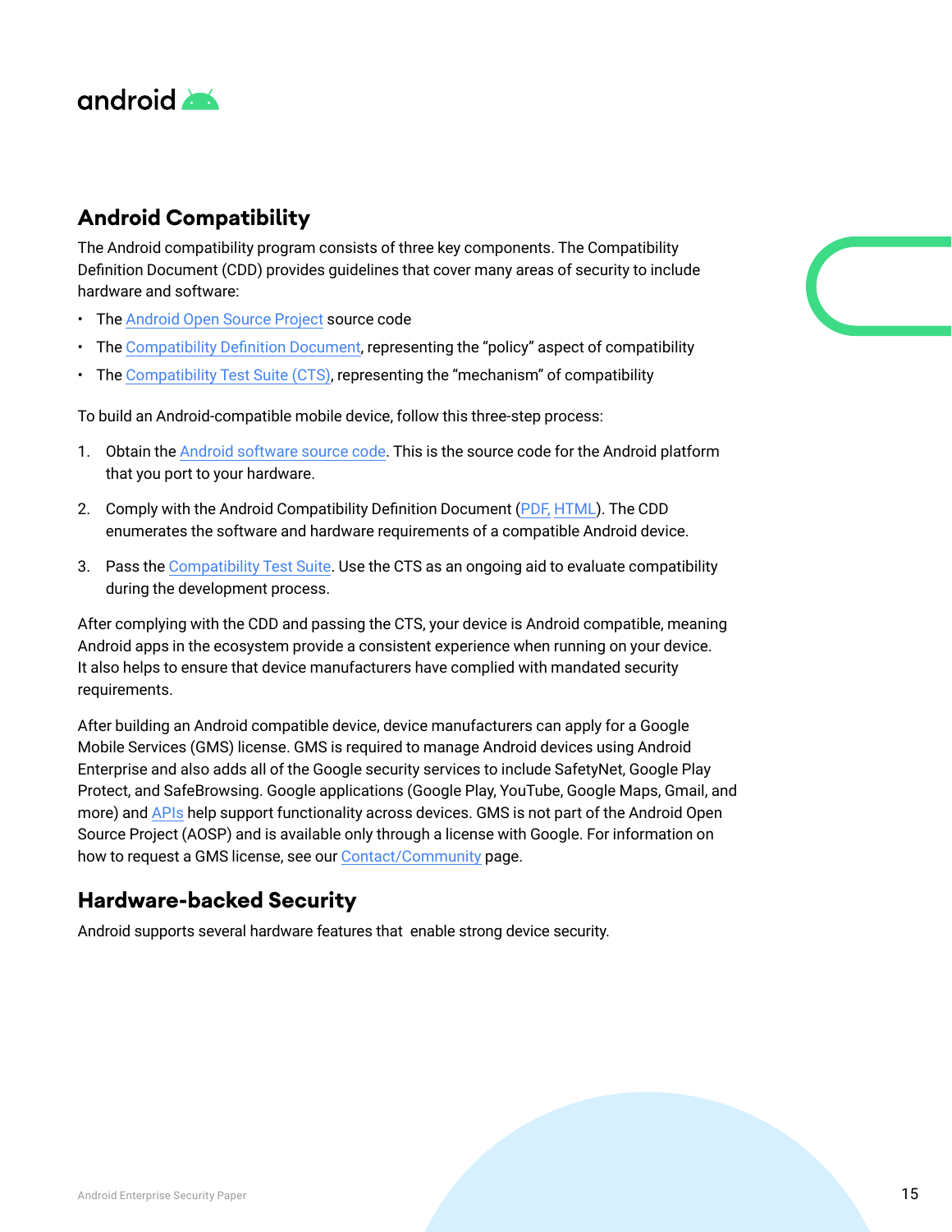## Android Compatibility

The Android compatibility program consists of three key components. The Compatibility Definition Document (CDD) provides guidelines that cover many areas of security to include hardware and software:

- The Android Open Source Project source code
- The Compatibility Definition Document, representing the "policy" aspect of compatibility
- The Compatibility Test Suite (CTS), representing the "mechanism" of compatibility

To build an Android-compatible mobile device, follow this three-step process:

1. Obtain the Android software source code. This is the source code for the Android platform that you port to your hardware.
2. Comply with the Android Compatibility Definition Document (PDF, HTML). The CDD enumerates the software and hardware requirements of a compatible Android device.
3. Pass the Compatibility Test Suite. Use the CTS as an ongoing aid to evaluate compatibility during the development process.

After complying with the CDD and passing the CTS, your device is Android compatible, meaning Android apps in the ecosystem provide a consistent experience when running on your device. It also helps to ensure that device manufacturers have complied with mandated security requirements.

After building an Android compatible device, device manufacturers can apply for a Google Mobile Services (GMS) license. GMS is required to manage Android devices using Android Enterprise and also adds all of the Google security services to include SafetyNet, Google Play Protect, and SafeBrowsing. Google applications (Google Play, YouTube, Google Maps, Gmail, and more) and APIs help support functionality across devices. GMS is not part of the Android Open Source Project (AOSP) and is available only through a license with Google. For information on how to request a GMS license, see our Contact/Community page.

## Hardware-backed Security

Android supports several hardware features that enable strong device security.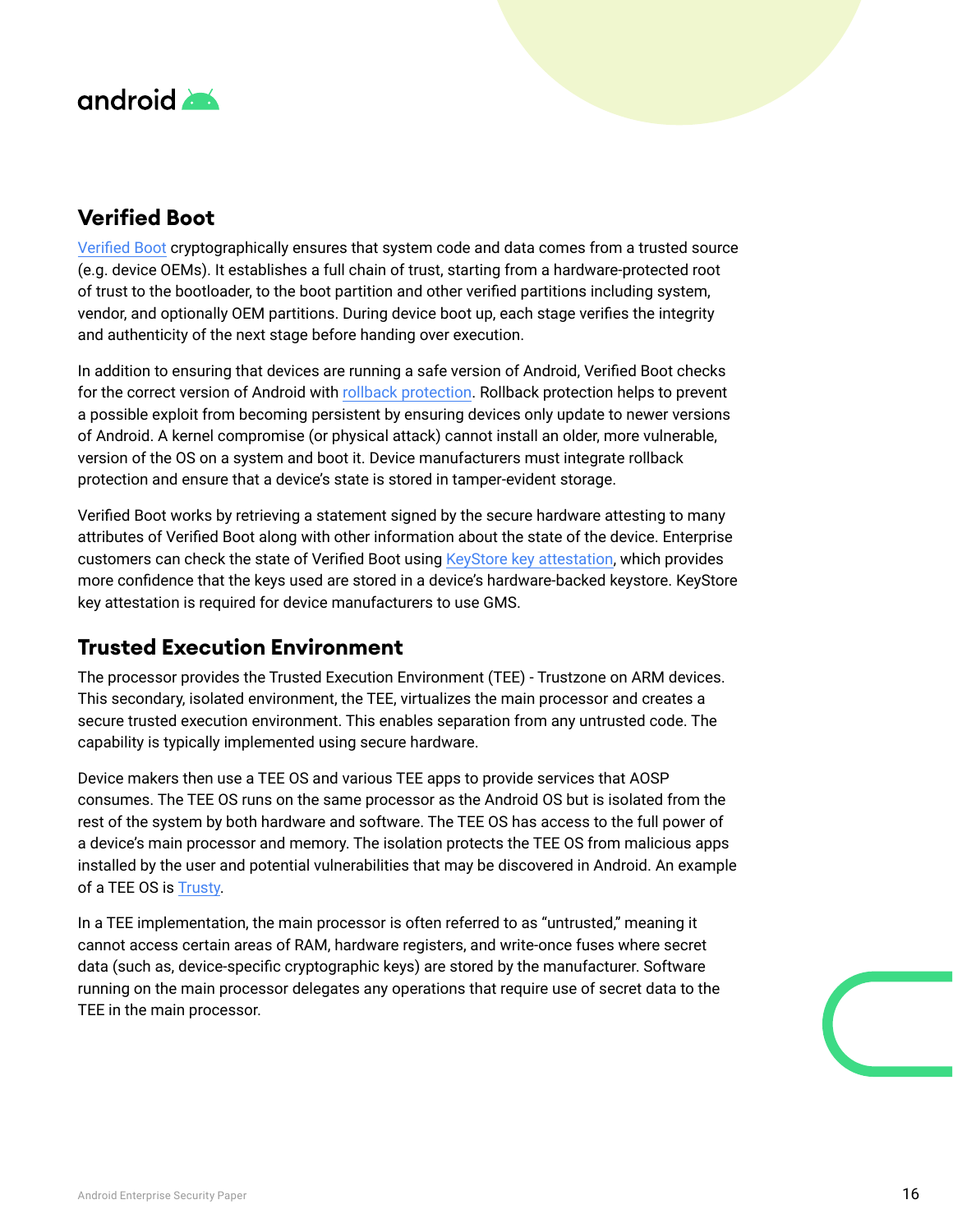## Verified Boot

Verified Boot cryptographically ensures that system code and data comes from a trusted source (e.g. device OEMs). It establishes a full chain of trust, starting from a hardware-protected root of trust to the bootloader, to the boot partition and other verified partitions including system, vendor, and optionally OEM partitions. During device boot up, each stage verifies the integrity and authenticity of the next stage before handing over execution.

In addition to ensuring that devices are running a safe version of Android, Verified Boot checks for the correct version of Android with rollback protection. Rollback protection helps to prevent a possible exploit from becoming persistent by ensuring devices only update to newer versions of Android. A kernel compromise (or physical attack) cannot install an older, more vulnerable, version of the OS on a system and boot it. Device manufacturers must integrate rollback protection and ensure that a device's state is stored in tamper-evident storage.

Verified Boot works by retrieving a statement signed by the secure hardware attesting to many attributes of Verified Boot along with other information about the state of the device. Enterprise customers can check the state of Verified Boot using KeyStore key attestation, which provides more confidence that the keys used are stored in a device's hardware-backed keystore. KeyStore key attestation is required for device manufacturers to use GMS.

## Trusted Execution Environment

The processor provides the Trusted Execution Environment (TEE) - Trustzone on ARM devices. This secondary, isolated environment, the TEE, virtualizes the main processor and creates a secure trusted execution environment. This enables separation from any untrusted code. The capability is typically implemented using secure hardware.

Device makers then use a TEE OS and various TEE apps to provide services that AOSP consumes. The TEE OS runs on the same processor as the Android OS but is isolated from the rest of the system by both hardware and software. The TEE OS has access to the full power of a device's main processor and memory. The isolation protects the TEE OS from malicious apps installed by the user and potential vulnerabilities that may be discovered in Android. An example of a TEE OS is Trusty.

In a TEE implementation, the main processor is often referred to as "untrusted," meaning it cannot access certain areas of RAM, hardware registers, and write-once fuses where secret data (such as, device-specific cryptographic keys) are stored by the manufacturer. Software running on the main processor delegates any operations that require use of secret data to the TEE in the main processor.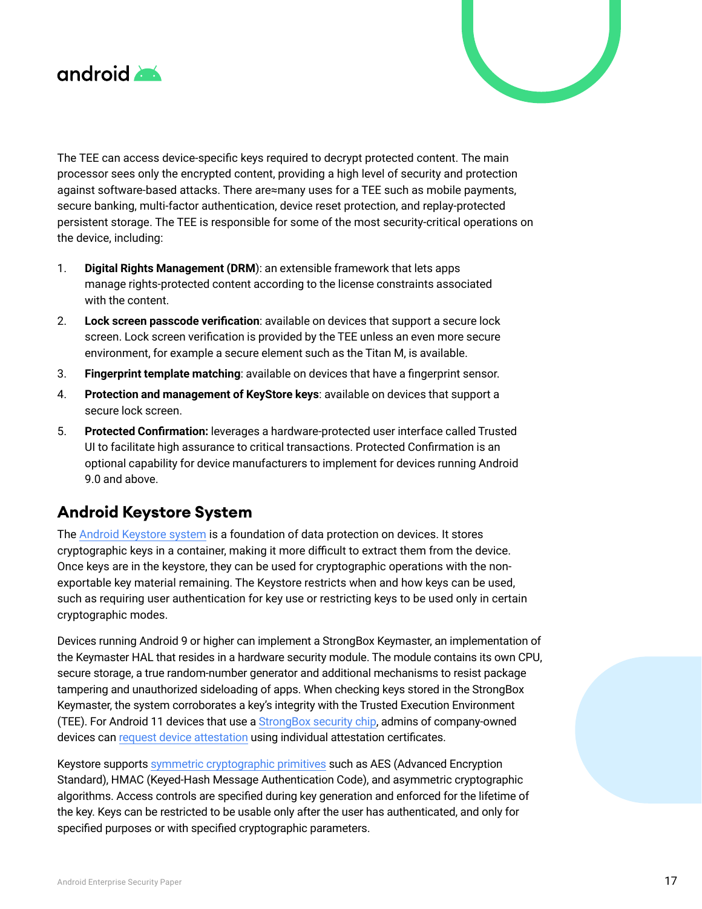The TEE can access device-specific keys required to decrypt protected content. The main processor sees only the encrypted content, providing a high level of security and protection against software-based attacks. There are≈many uses for a TEE such as mobile payments, secure banking, multi-factor authentication, device reset protection, and replay-protected persistent storage. The TEE is responsible for some of the most security-critical operations on the device, including:

1. **Digital Rights Management (DRM**): an extensible framework that lets apps manage rights-protected content according to the license constraints associated with the content.
2. **Lock screen passcode verification**: available on devices that support a secure lock screen. Lock screen verification is provided by the TEE unless an even more secure environment, for example a secure element such as the Titan M, is available.
3. **Fingerprint template matching**: available on devices that have a fingerprint sensor.
4. **Protection and management of KeyStore keys**: available on devices that support a secure lock screen.
5. **Protected Confirmation:** leverages a hardware-protected user interface called Trusted UI to facilitate high assurance to critical transactions. Protected Confirmation is an optional capability for device manufacturers to implement for devices running Android 9.0 and above.

## Android Keystore System

The Android Keystore system is a foundation of data protection on devices. It stores cryptographic keys in a container, making it more difficult to extract them from the device. Once keys are in the keystore, they can be used for cryptographic operations with the non-exportable key material remaining. The Keystore restricts when and how keys can be used, such as requiring user authentication for key use or restricting keys to be used only in certain cryptographic modes.

Devices running Android 9 or higher can implement a StrongBox Keymaster, an implementation of the Keymaster HAL that resides in a hardware security module. The module contains its own CPU, secure storage, a true random-number generator and additional mechanisms to resist package tampering and unauthorized sideloading of apps. When checking keys stored in the StrongBox Keymaster, the system corroborates a key's integrity with the Trusted Execution Environment (TEE). For Android 11 devices that use a StrongBox security chip, admins of company-owned devices can request device attestation using individual attestation certificates.

Keystore supports symmetric cryptographic primitives such as AES (Advanced Encryption Standard), HMAC (Keyed-Hash Message Authentication Code), and asymmetric cryptographic algorithms. Access controls are specified during key generation and enforced for the lifetime of the key. Keys can be restricted to be usable only after the user has authenticated, and only for specified purposes or with specified cryptographic parameters.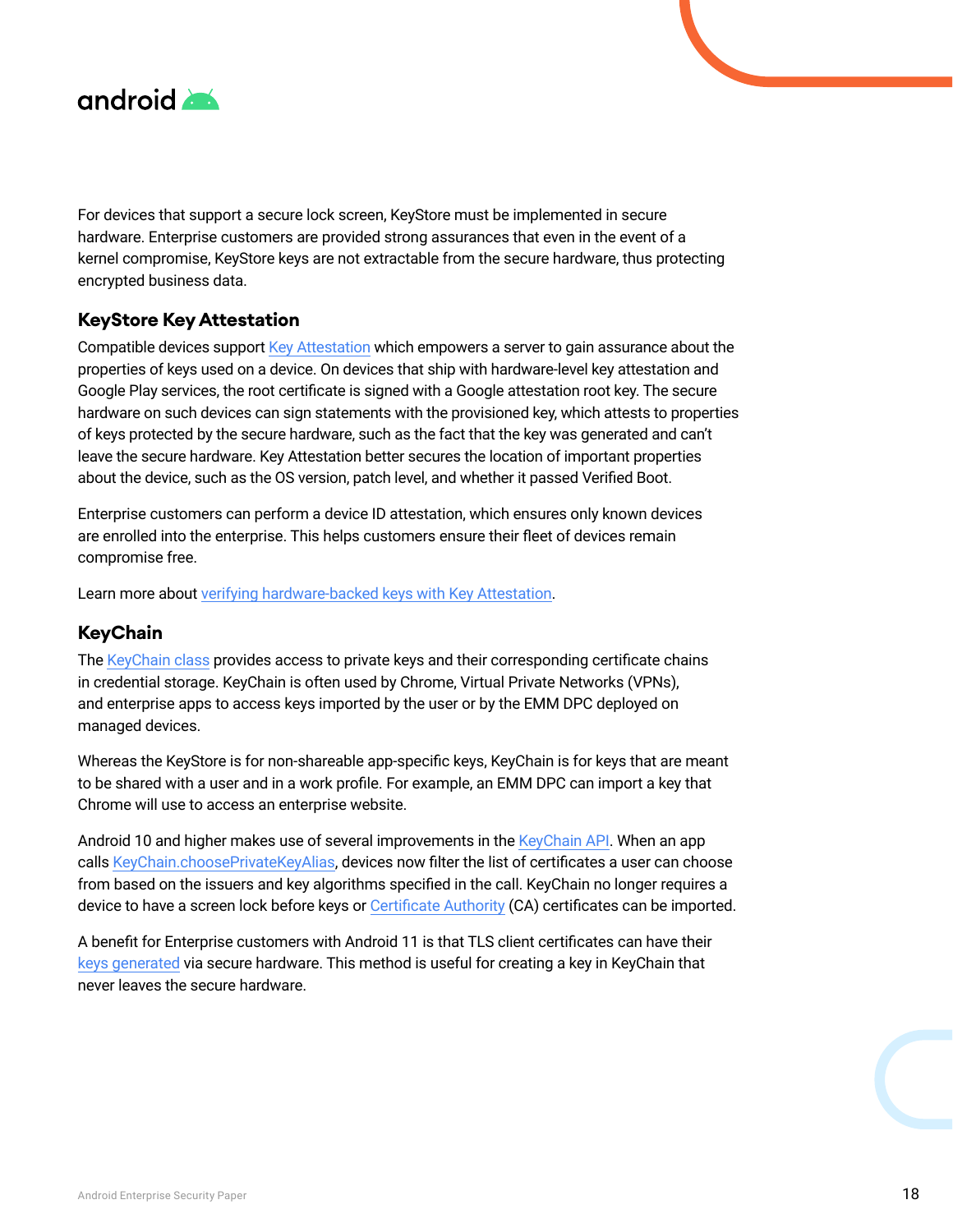For devices that support a secure lock screen, KeyStore must be implemented in secure hardware. Enterprise customers are provided strong assurances that even in the event of a kernel compromise, KeyStore keys are not extractable from the secure hardware, thus protecting encrypted business data.

### KeyStore Key Attestation

Compatible devices support Key Attestation which empowers a server to gain assurance about the properties of keys used on a device. On devices that ship with hardware-level key attestation and Google Play services, the root certificate is signed with a Google attestation root key. The secure hardware on such devices can sign statements with the provisioned key, which attests to properties of keys protected by the secure hardware, such as the fact that the key was generated and can't leave the secure hardware. Key Attestation better secures the location of important properties about the device, such as the OS version, patch level, and whether it passed Verified Boot.

Enterprise customers can perform a device ID attestation, which ensures only known devices are enrolled into the enterprise. This helps customers ensure their fleet of devices remain compromise free.

Learn more about verifying hardware-backed keys with Key Attestation.

### KeyChain

The KeyChain class provides access to private keys and their corresponding certificate chains in credential storage. KeyChain is often used by Chrome, Virtual Private Networks (VPNs), and enterprise apps to access keys imported by the user or by the EMM DPC deployed on managed devices.

Whereas the KeyStore is for non-shareable app-specific keys, KeyChain is for keys that are meant to be shared with a user and in a work profile. For example, an EMM DPC can import a key that Chrome will use to access an enterprise website.

Android 10 and higher makes use of several improvements in the KeyChain API. When an app calls KeyChain.choosePrivateKeyAlias, devices now filter the list of certificates a user can choose from based on the issuers and key algorithms specified in the call. KeyChain no longer requires a device to have a screen lock before keys or Certificate Authority (CA) certificates can be imported.

A benefit for Enterprise customers with Android 11 is that TLS client certificates can have their keys generated via secure hardware. This method is useful for creating a key in KeyChain that never leaves the secure hardware.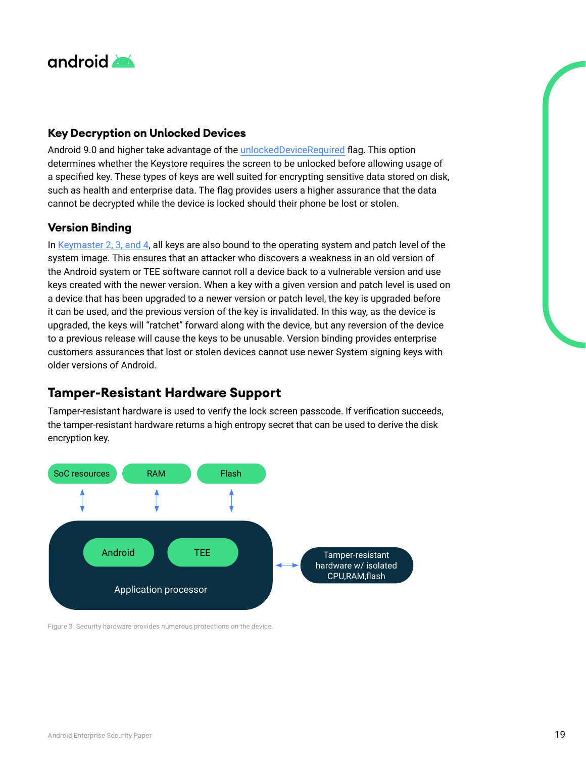### Key Decryption on Unlocked Devices

Android 9.0 and higher take advantage of the unlockedDeviceRequired flag. This option determines whether the Keystore requires the screen to be unlocked before allowing usage of a specified key. These types of keys are well suited for encrypting sensitive data stored on disk, such as health and enterprise data. The flag provides users a higher assurance that the data cannot be decrypted while the device is locked should their phone be lost or stolen.

### Version Binding

In Keymaster 2, 3, and 4, all keys are also bound to the operating system and patch level of the system image. This ensures that an attacker who discovers a weakness in an old version of the Android system or TEE software cannot roll a device back to a vulnerable version and use keys created with the newer version. When a key with a given version and patch level is used on a device that has been upgraded to a newer version or patch level, the key is upgraded before it can be used, and the previous version of the key is invalidated. In this way, as the device is upgraded, the keys will "ratchet" forward along with the device, but any reversion of the device to a previous release will cause the keys to be unusable. Version binding provides enterprise customers assurances that lost or stolen devices cannot use newer System signing keys with older versions of Android.

## Tamper-Resistant Hardware Support

Tamper-resistant hardware is used to verify the lock screen passcode. If verification succeeds, the tamper-resistant hardware returns a high entropy secret that can be used to derive the disk encryption key.

SoC resources | RAM | Flash

Android | TEE

Application processor

Tamper-resistant hardware w/ isolated CPU,RAM,flash

Figure 3. Security hardware provides numerous protections on the device.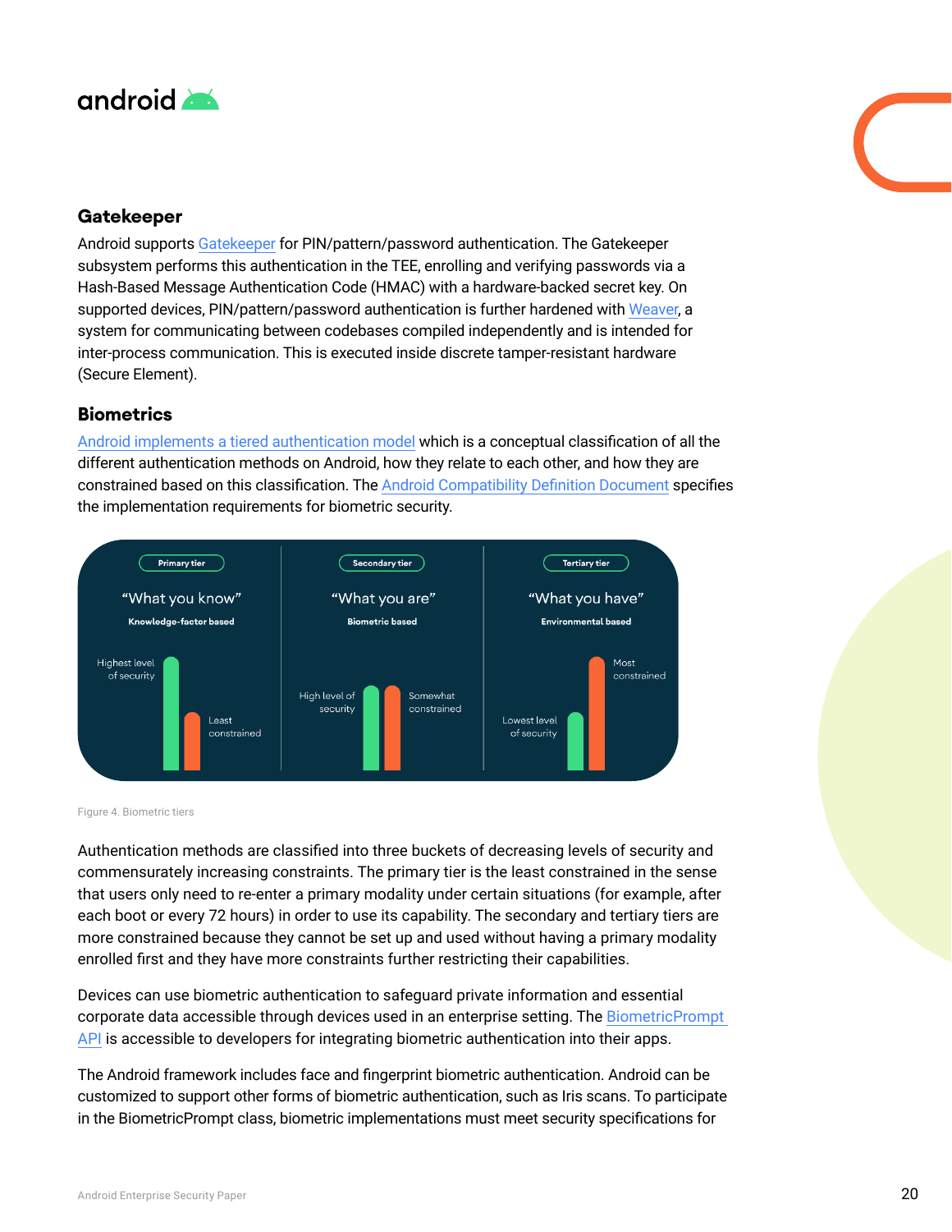## Gatekeeper

Android supports Gatekeeper for PIN/pattern/password authentication. The Gatekeeper subsystem performs this authentication in the TEE, enrolling and verifying passwords via a Hash-Based Message Authentication Code (HMAC) with a hardware-backed secret key. On supported devices, PIN/pattern/password authentication is further hardened with Weaver, a system for communicating between codebases compiled independently and is intended for inter-process communication. This is executed inside discrete tamper-resistant hardware (Secure Element).

## Biometrics

Android implements a tiered authentication model which is a conceptual classification of all the different authentication methods on Android, how they relate to each other, and how they are constrained based on this classification. The Android Compatibility Definition Document specifies the implementation requirements for biometric security.

Figure 4. Biometric tiers

Authentication methods are classified into three buckets of decreasing levels of security and commensurately increasing constraints. The primary tier is the least constrained in the sense that users only need to re-enter a primary modality under certain situations (for example, after each boot or every 72 hours) in order to use its capability. The secondary and tertiary tiers are more constrained because they cannot be set up and used without having a primary modality enrolled first and they have more constraints further restricting their capabilities.

Devices can use biometric authentication to safeguard private information and essential corporate data accessible through devices used in an enterprise setting. The BiometricPrompt API is accessible to developers for integrating biometric authentication into their apps.

The Android framework includes face and fingerprint biometric authentication. Android can be customized to support other forms of biometric authentication, such as Iris scans. To participate in the BiometricPrompt class, biometric implementations must meet security specifications for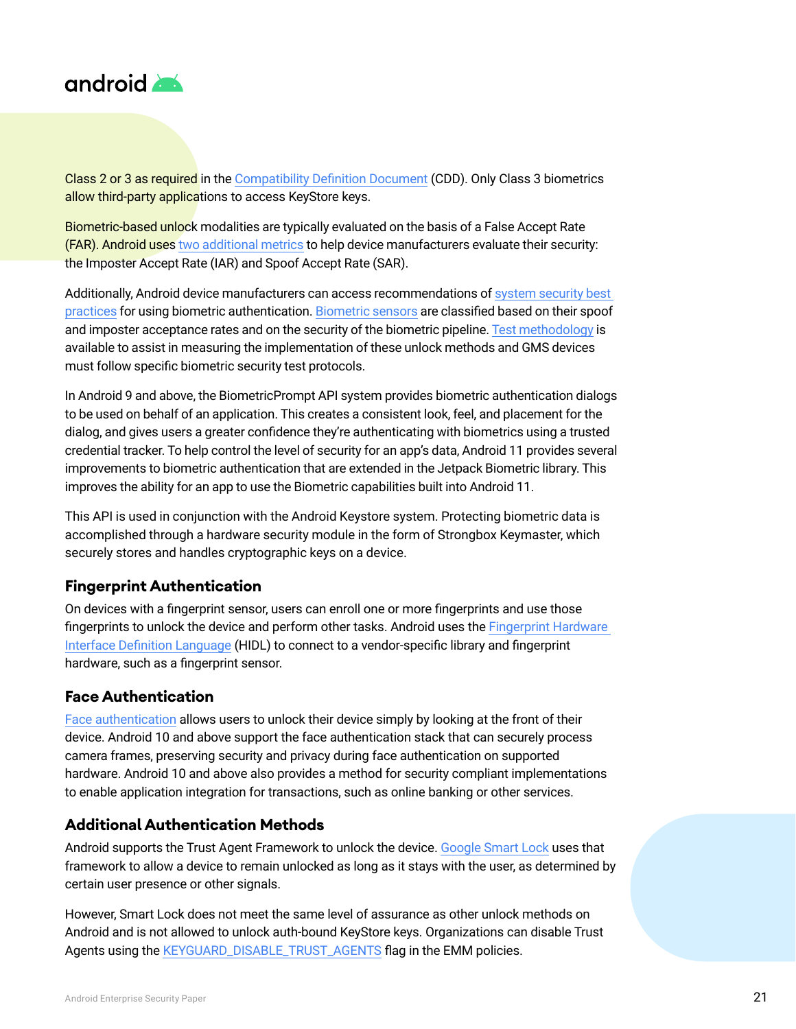Class 2 or 3 as required in the Compatibility Definition Document (CDD). Only Class 3 biometrics allow third-party applications to access KeyStore keys.

Biometric-based unlock modalities are typically evaluated on the basis of a False Accept Rate (FAR). Android uses two additional metrics to help device manufacturers evaluate their security: the Imposter Accept Rate (IAR) and Spoof Accept Rate (SAR).

Additionally, Android device manufacturers can access recommendations of system security best practices for using biometric authentication. Biometric sensors are classified based on their spoof and imposter acceptance rates and on the security of the biometric pipeline. Test methodology is available to assist in measuring the implementation of these unlock methods and GMS devices must follow specific biometric security test protocols.

In Android 9 and above, the BiometricPrompt API system provides biometric authentication dialogs to be used on behalf of an application. This creates a consistent look, feel, and placement for the dialog, and gives users a greater confidence they're authenticating with biometrics using a trusted credential tracker. To help control the level of security for an app's data, Android 11 provides several improvements to biometric authentication that are extended in the Jetpack Biometric library. This improves the ability for an app to use the Biometric capabilities built into Android 11.

This API is used in conjunction with the Android Keystore system. Protecting biometric data is accomplished through a hardware security module in the form of Strongbox Keymaster, which securely stores and handles cryptographic keys on a device.

### Fingerprint Authentication

On devices with a fingerprint sensor, users can enroll one or more fingerprints and use those fingerprints to unlock the device and perform other tasks. Android uses the Fingerprint Hardware Interface Definition Language (HIDL) to connect to a vendor-specific library and fingerprint hardware, such as a fingerprint sensor.

### Face Authentication

Face authentication allows users to unlock their device simply by looking at the front of their device. Android 10 and above support the face authentication stack that can securely process camera frames, preserving security and privacy during face authentication on supported hardware. Android 10 and above also provides a method for security compliant implementations to enable application integration for transactions, such as online banking or other services.

### Additional Authentication Methods

Android supports the Trust Agent Framework to unlock the device. Google Smart Lock uses that framework to allow a device to remain unlocked as long as it stays with the user, as determined by certain user presence or other signals.

However, Smart Lock does not meet the same level of assurance as other unlock methods on Android and is not allowed to unlock auth-bound KeyStore keys. Organizations can disable Trust Agents using the KEYGUARD_DISABLE_TRUST_AGENTS flag in the EMM policies.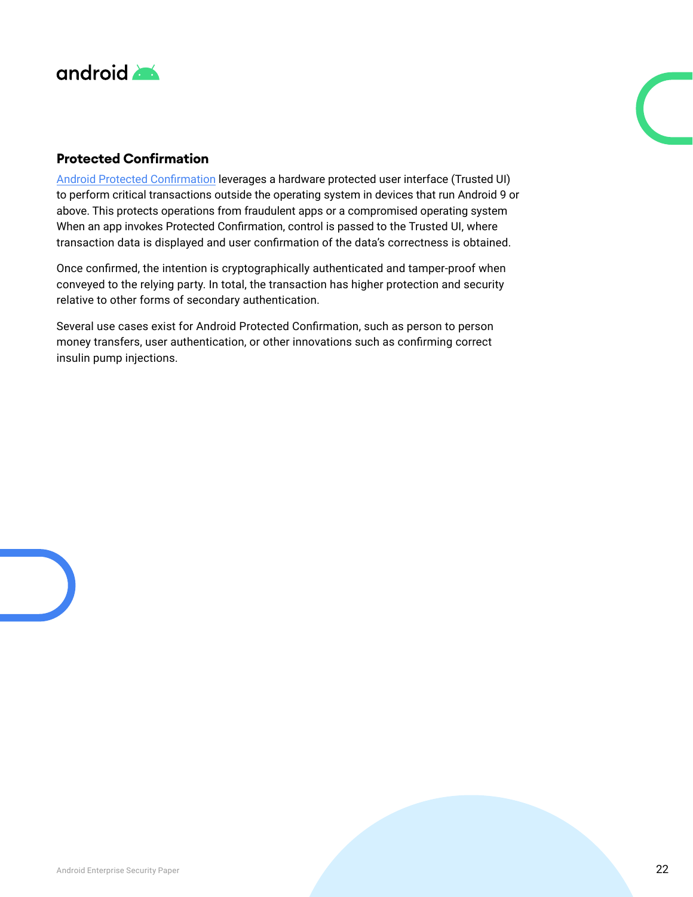## Protected Confirmation

Android Protected Confirmation leverages a hardware protected user interface (Trusted UI) to perform critical transactions outside the operating system in devices that run Android 9 or above. This protects operations from fraudulent apps or a compromised operating system When an app invokes Protected Confirmation, control is passed to the Trusted UI, where transaction data is displayed and user confirmation of the data's correctness is obtained.

Once confirmed, the intention is cryptographically authenticated and tamper-proof when conveyed to the relying party. In total, the transaction has higher protection and security relative to other forms of secondary authentication.

Several use cases exist for Android Protected Confirmation, such as person to person money transfers, user authentication, or other innovations such as confirming correct insulin pump injections.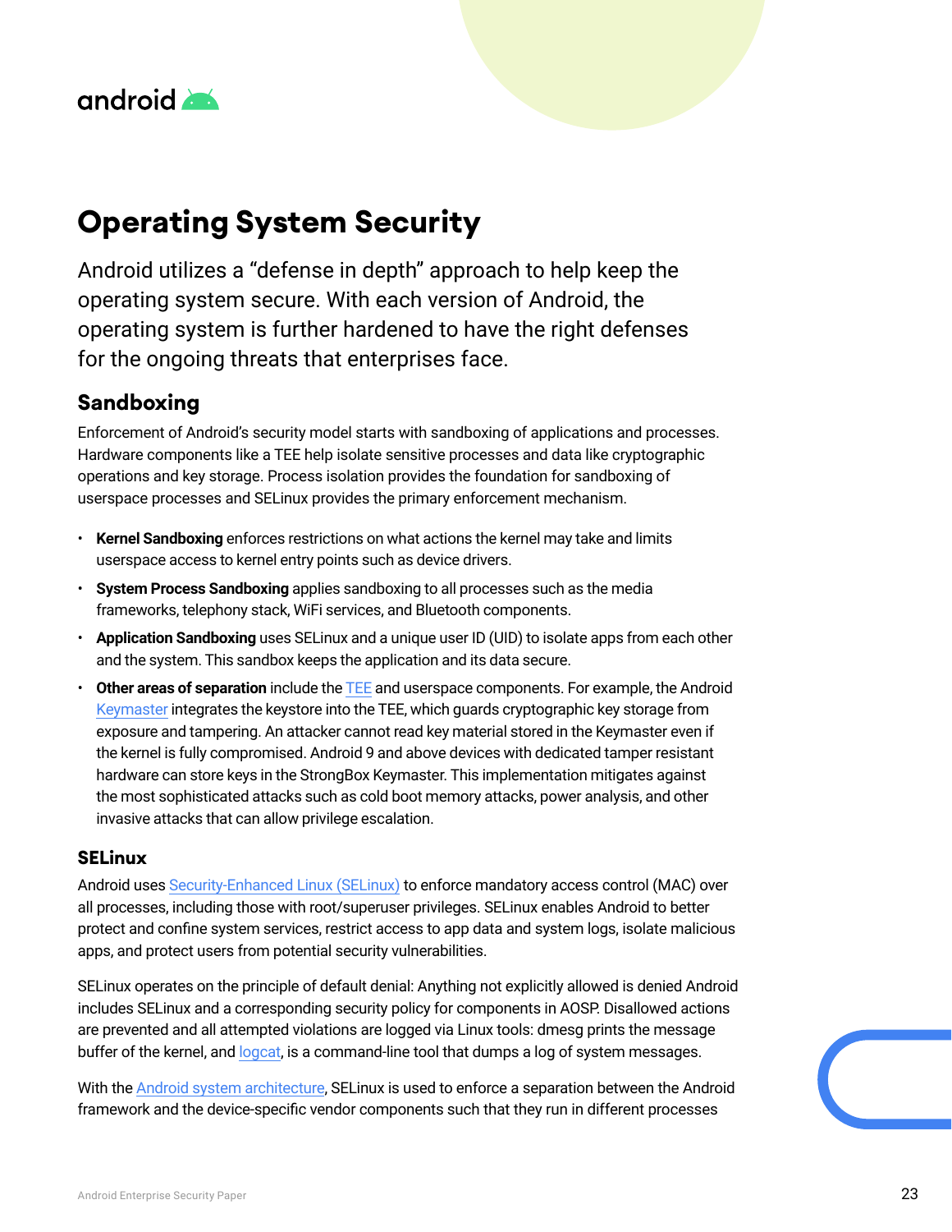# Operating System Security

Android utilizes a "defense in depth" approach to help keep the operating system secure. With each version of Android, the operating system is further hardened to have the right defenses for the ongoing threats that enterprises face.

## Sandboxing

Enforcement of Android's security model starts with sandboxing of applications and processes. Hardware components like a TEE help isolate sensitive processes and data like cryptographic operations and key storage. Process isolation provides the foundation for sandboxing of userspace processes and SELinux provides the primary enforcement mechanism.

- **Kernel Sandboxing** enforces restrictions on what actions the kernel may take and limits userspace access to kernel entry points such as device drivers.
- **System Process Sandboxing** applies sandboxing to all processes such as the media frameworks, telephony stack, WiFi services, and Bluetooth components.
- **Application Sandboxing** uses SELinux and a unique user ID (UID) to isolate apps from each other and the system. This sandbox keeps the application and its data secure.
- **Other areas of separation** include the TEE and userspace components. For example, the Android Keymaster integrates the keystore into the TEE, which guards cryptographic key storage from exposure and tampering. An attacker cannot read key material stored in the Keymaster even if the kernel is fully compromised. Android 9 and above devices with dedicated tamper resistant hardware can store keys in the StrongBox Keymaster. This implementation mitigates against the most sophisticated attacks such as cold boot memory attacks, power analysis, and other invasive attacks that can allow privilege escalation.

### SELinux

Android uses Security-Enhanced Linux (SELinux) to enforce mandatory access control (MAC) over all processes, including those with root/superuser privileges. SELinux enables Android to better protect and confine system services, restrict access to app data and system logs, isolate malicious apps, and protect users from potential security vulnerabilities.

SELinux operates on the principle of default denial: Anything not explicitly allowed is denied Android includes SELinux and a corresponding security policy for components in AOSP. Disallowed actions are prevented and all attempted violations are logged via Linux tools: dmesg prints the message buffer of the kernel, and logcat, is a command-line tool that dumps a log of system messages.

With the Android system architecture, SELinux is used to enforce a separation between the Android framework and the device-specific vendor components such that they run in different processes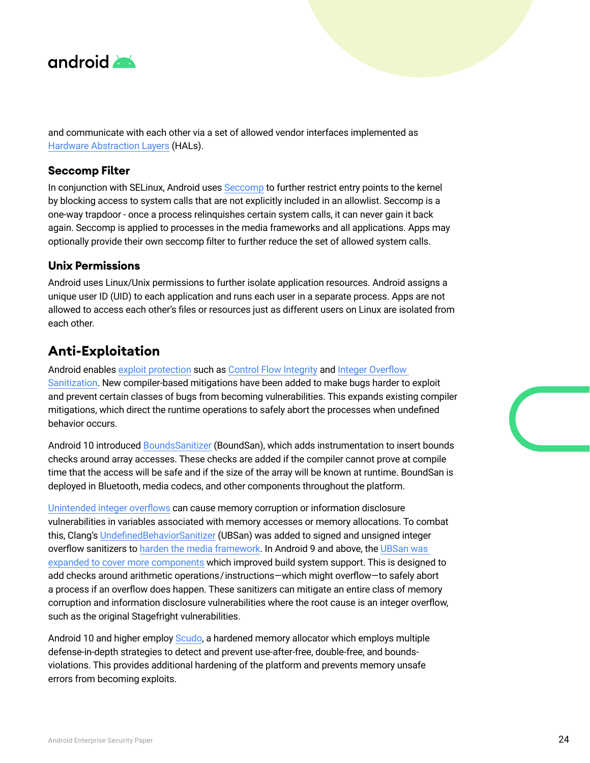and communicate with each other via a set of allowed vendor interfaces implemented as Hardware Abstraction Layers (HALs).

### Seccomp Filter

In conjunction with SELinux, Android uses Seccomp to further restrict entry points to the kernel by blocking access to system calls that are not explicitly included in an allowlist. Seccomp is a one-way trapdoor - once a process relinquishes certain system calls, it can never gain it back again. Seccomp is applied to processes in the media frameworks and all applications. Apps may optionally provide their own seccomp filter to further reduce the set of allowed system calls.

### Unix Permissions

Android uses Linux/Unix permissions to further isolate application resources. Android assigns a unique user ID (UID) to each application and runs each user in a separate process. Apps are not allowed to access each other's files or resources just as different users on Linux are isolated from each other.

## Anti-Exploitation

Android enables exploit protection such as Control Flow Integrity and Integer Overflow Sanitization. New compiler-based mitigations have been added to make bugs harder to exploit and prevent certain classes of bugs from becoming vulnerabilities. This expands existing compiler mitigations, which direct the runtime operations to safely abort the processes when undefined behavior occurs.

Android 10 introduced BoundsSanitizer (BoundSan), which adds instrumentation to insert bounds checks around array accesses. These checks are added if the compiler cannot prove at compile time that the access will be safe and if the size of the array will be known at runtime. BoundSan is deployed in Bluetooth, media codecs, and other components throughout the platform.

Unintended integer overflows can cause memory corruption or information disclosure vulnerabilities in variables associated with memory accesses or memory allocations. To combat this, Clang's UndefinedBehaviorSanitizer (UBSan) was added to signed and unsigned integer overflow sanitizers to harden the media framework. In Android 9 and above, the UBSan was expanded to cover more components which improved build system support. This is designed to add checks around arithmetic operations/instructions—which might overflow—to safely abort a process if an overflow does happen. These sanitizers can mitigate an entire class of memory corruption and information disclosure vulnerabilities where the root cause is an integer overflow, such as the original Stagefright vulnerabilities.

Android 10 and higher employ Scudo, a hardened memory allocator which employs multiple defense-in-depth strategies to detect and prevent use-after-free, double-free, and bounds-violations. This provides additional hardening of the platform and prevents memory unsafe errors from becoming exploits.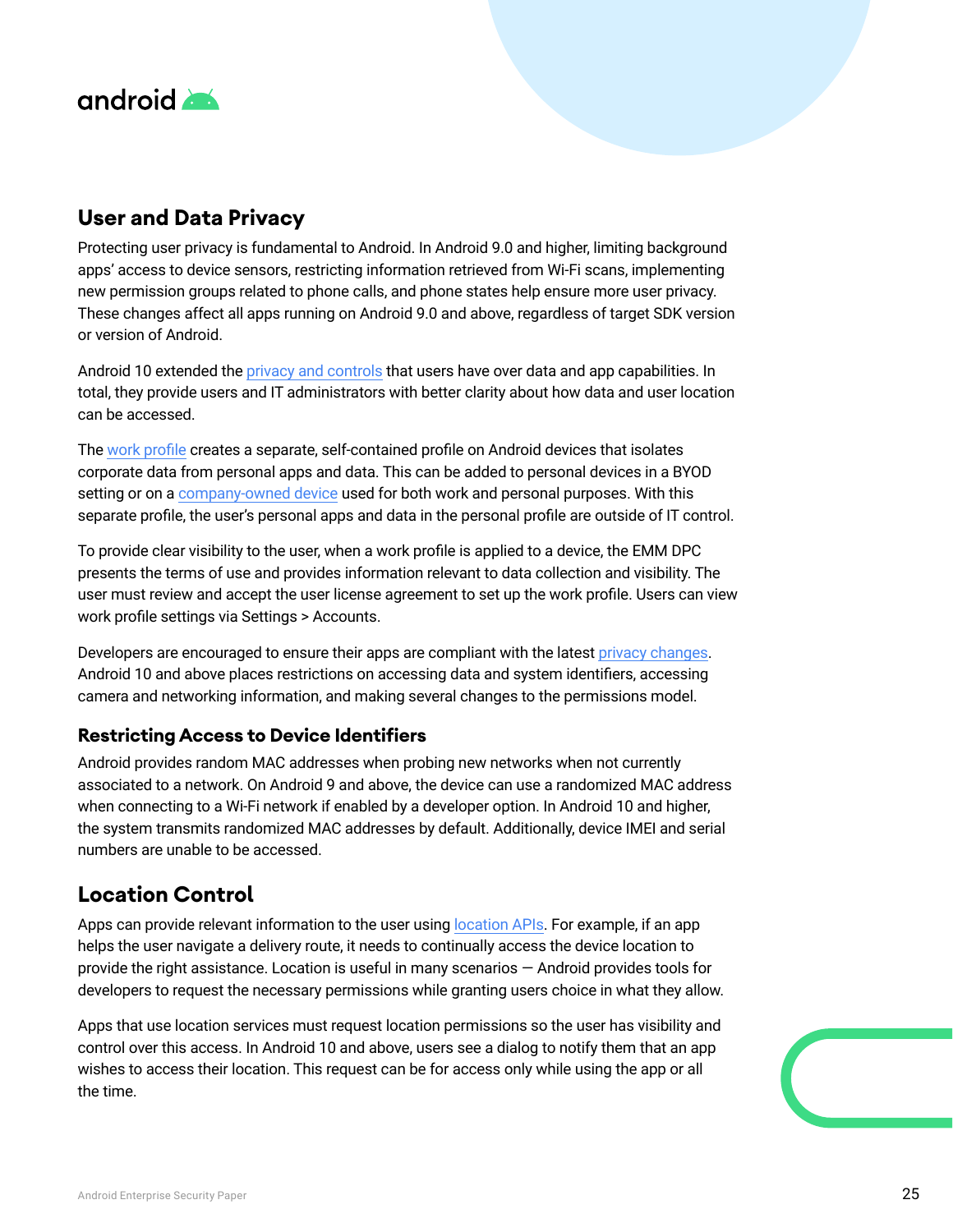## User and Data Privacy

Protecting user privacy is fundamental to Android. In Android 9.0 and higher, limiting background apps' access to device sensors, restricting information retrieved from Wi-Fi scans, implementing new permission groups related to phone calls, and phone states help ensure more user privacy. These changes affect all apps running on Android 9.0 and above, regardless of target SDK version or version of Android.

Android 10 extended the privacy and controls that users have over data and app capabilities. In total, they provide users and IT administrators with better clarity about how data and user location can be accessed.

The work profile creates a separate, self-contained profile on Android devices that isolates corporate data from personal apps and data. This can be added to personal devices in a BYOD setting or on a company-owned device used for both work and personal purposes. With this separate profile, the user's personal apps and data in the personal profile are outside of IT control.

To provide clear visibility to the user, when a work profile is applied to a device, the EMM DPC presents the terms of use and provides information relevant to data collection and visibility. The user must review and accept the user license agreement to set up the work profile. Users can view work profile settings via Settings > Accounts.

Developers are encouraged to ensure their apps are compliant with the latest privacy changes. Android 10 and above places restrictions on accessing data and system identifiers, accessing camera and networking information, and making several changes to the permissions model.

### Restricting Access to Device Identifiers

Android provides random MAC addresses when probing new networks when not currently associated to a network. On Android 9 and above, the device can use a randomized MAC address when connecting to a Wi-Fi network if enabled by a developer option. In Android 10 and higher, the system transmits randomized MAC addresses by default. Additionally, device IMEI and serial numbers are unable to be accessed.

## Location Control

Apps can provide relevant information to the user using location APIs. For example, if an app helps the user navigate a delivery route, it needs to continually access the device location to provide the right assistance. Location is useful in many scenarios — Android provides tools for developers to request the necessary permissions while granting users choice in what they allow.

Apps that use location services must request location permissions so the user has visibility and control over this access. In Android 10 and above, users see a dialog to notify them that an app wishes to access their location. This request can be for access only while using the app or all the time.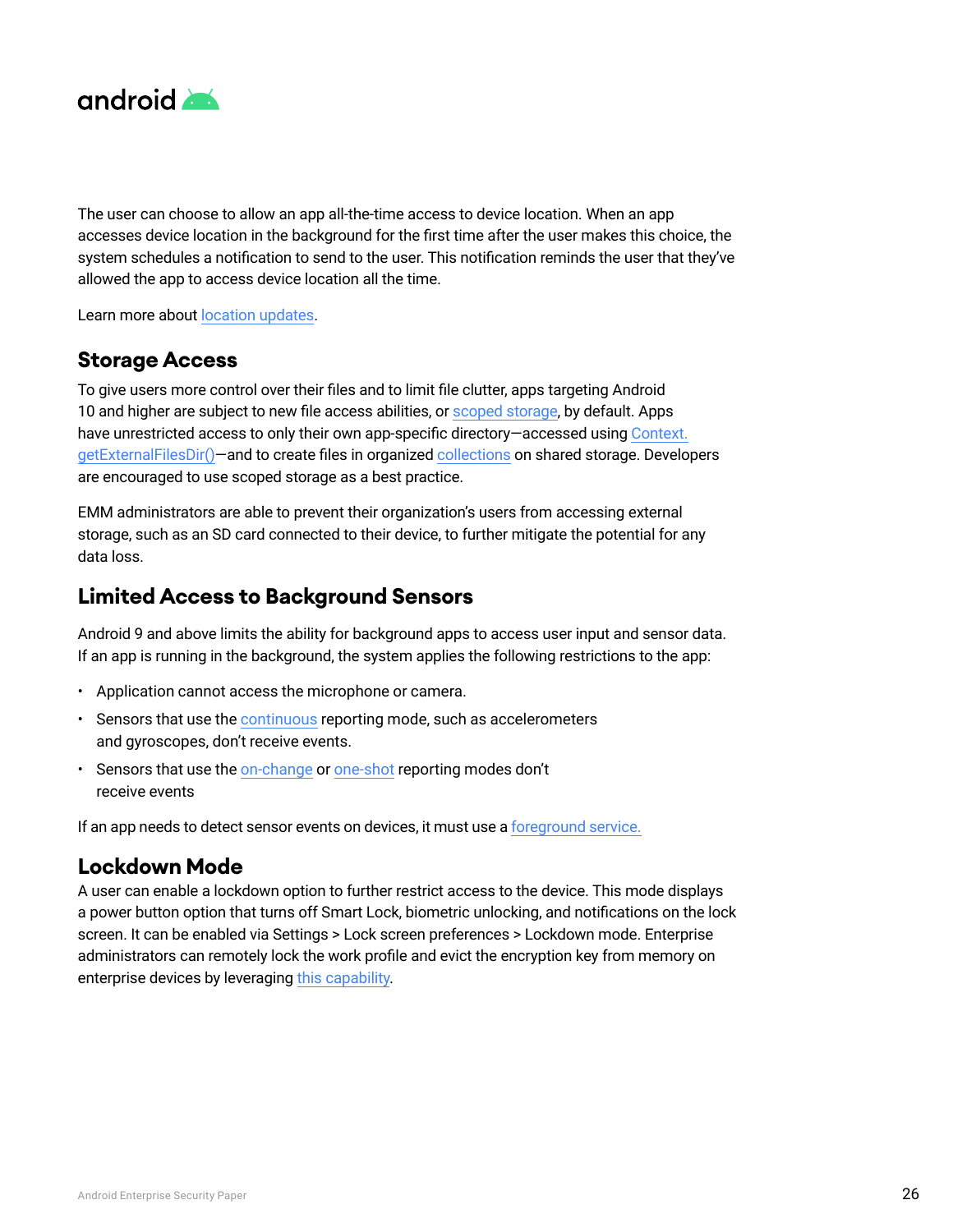The user can choose to allow an app all-the-time access to device location. When an app accesses device location in the background for the first time after the user makes this choice, the system schedules a notification to send to the user. This notification reminds the user that they've allowed the app to access device location all the time.

Learn more about location updates.

## Storage Access

To give users more control over their files and to limit file clutter, apps targeting Android 10 and higher are subject to new file access abilities, or scoped storage, by default. Apps have unrestricted access to only their own app-specific directory—accessed using Context.getExternalFilesDir()—and to create files in organized collections on shared storage. Developers are encouraged to use scoped storage as a best practice.

EMM administrators are able to prevent their organization's users from accessing external storage, such as an SD card connected to their device, to further mitigate the potential for any data loss.

## Limited Access to Background Sensors

Android 9 and above limits the ability for background apps to access user input and sensor data. If an app is running in the background, the system applies the following restrictions to the app:

- Application cannot access the microphone or camera.
- Sensors that use the continuous reporting mode, such as accelerometers and gyroscopes, don't receive events.
- Sensors that use the on-change or one-shot reporting modes don't receive events

If an app needs to detect sensor events on devices, it must use a foreground service.

## Lockdown Mode

A user can enable a lockdown option to further restrict access to the device. This mode displays a power button option that turns off Smart Lock, biometric unlocking, and notifications on the lock screen. It can be enabled via Settings > Lock screen preferences > Lockdown mode. Enterprise administrators can remotely lock the work profile and evict the encryption key from memory on enterprise devices by leveraging this capability.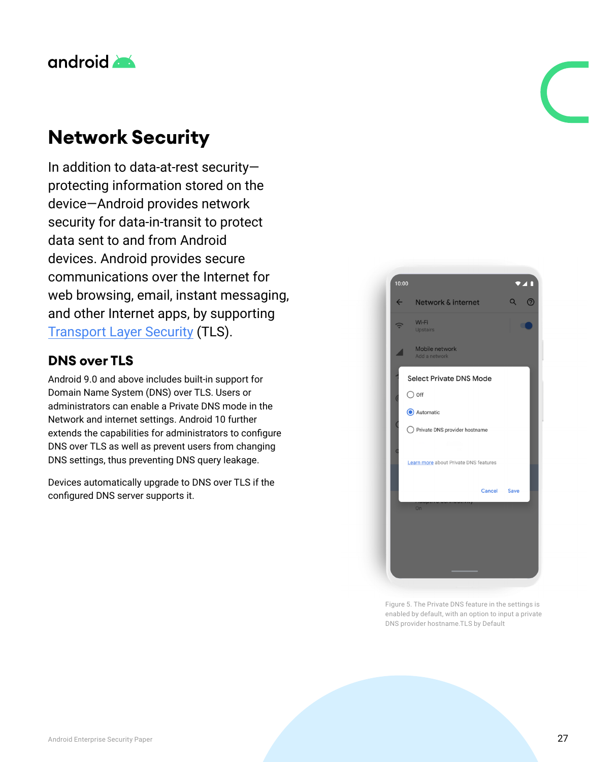# Network Security

In addition to data-at-rest security—protecting information stored on the device—Android provides network security for data-in-transit to protect data sent to and from Android devices. Android provides secure communications over the Internet for web browsing, email, instant messaging, and other Internet apps, by supporting Transport Layer Security (TLS).

## DNS over TLS

Android 9.0 and above includes built-in support for Domain Name System (DNS) over TLS. Users or administrators can enable a Private DNS mode in the Network and internet settings. Android 10 further extends the capabilities for administrators to configure DNS over TLS as well as prevent users from changing DNS settings, thus preventing DNS query leakage.

Devices automatically upgrade to DNS over TLS if the configured DNS server supports it.

Figure 5. The Private DNS feature in the settings is enabled by default, with an option to input a private DNS provider hostname.TLS by Default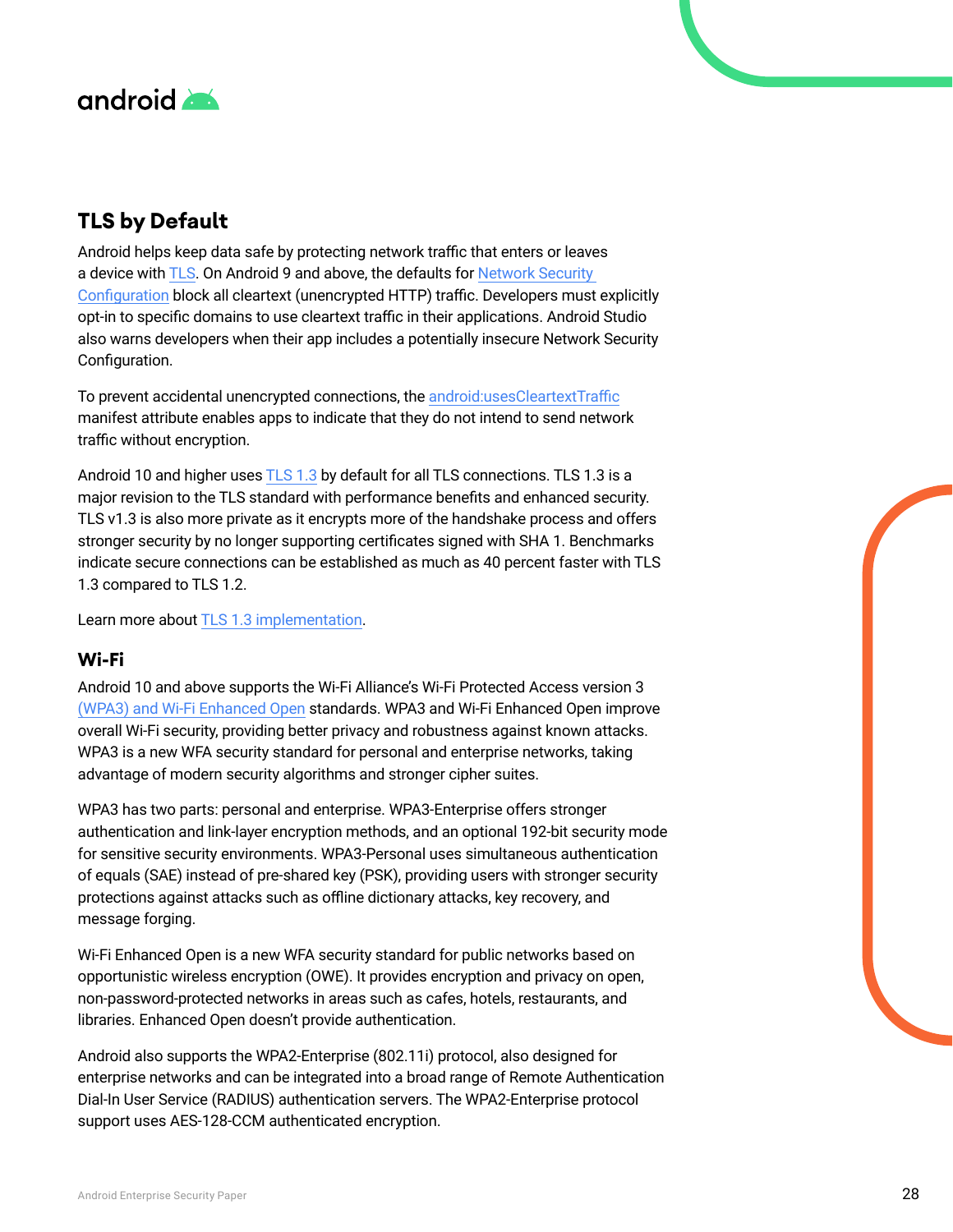## TLS by Default

Android helps keep data safe by protecting network traffic that enters or leaves a device with TLS. On Android 9 and above, the defaults for Network Security Configuration block all cleartext (unencrypted HTTP) traffic. Developers must explicitly opt-in to specific domains to use cleartext traffic in their applications. Android Studio also warns developers when their app includes a potentially insecure Network Security Configuration.

To prevent accidental unencrypted connections, the android:usesCleartextTraffic manifest attribute enables apps to indicate that they do not intend to send network traffic without encryption.

Android 10 and higher uses TLS 1.3 by default for all TLS connections. TLS 1.3 is a major revision to the TLS standard with performance benefits and enhanced security. TLS v1.3 is also more private as it encrypts more of the handshake process and offers stronger security by no longer supporting certificates signed with SHA 1. Benchmarks indicate secure connections can be established as much as 40 percent faster with TLS 1.3 compared to TLS 1.2.

Learn more about TLS 1.3 implementation.

### Wi-Fi

Android 10 and above supports the Wi-Fi Alliance's Wi-Fi Protected Access version 3 (WPA3) and Wi-Fi Enhanced Open standards. WPA3 and Wi-Fi Enhanced Open improve overall Wi-Fi security, providing better privacy and robustness against known attacks. WPA3 is a new WFA security standard for personal and enterprise networks, taking advantage of modern security algorithms and stronger cipher suites.

WPA3 has two parts: personal and enterprise. WPA3-Enterprise offers stronger authentication and link-layer encryption methods, and an optional 192-bit security mode for sensitive security environments. WPA3-Personal uses simultaneous authentication of equals (SAE) instead of pre-shared key (PSK), providing users with stronger security protections against attacks such as offline dictionary attacks, key recovery, and message forging.

Wi-Fi Enhanced Open is a new WFA security standard for public networks based on opportunistic wireless encryption (OWE). It provides encryption and privacy on open, non-password-protected networks in areas such as cafes, hotels, restaurants, and libraries. Enhanced Open doesn't provide authentication.

Android also supports the WPA2-Enterprise (802.11i) protocol, also designed for enterprise networks and can be integrated into a broad range of Remote Authentication Dial-In User Service (RADIUS) authentication servers. The WPA2-Enterprise protocol support uses AES-128-CCM authenticated encryption.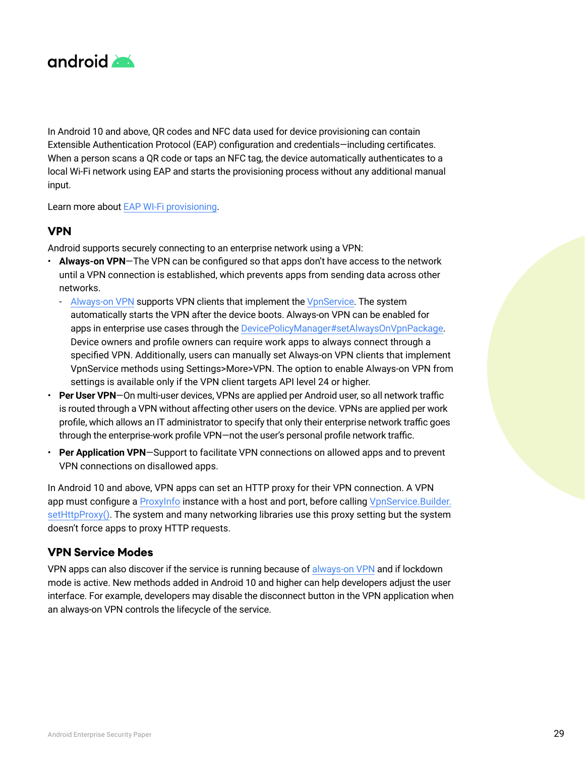In Android 10 and above, QR codes and NFC data used for device provisioning can contain Extensible Authentication Protocol (EAP) configuration and credentials—including certificates. When a person scans a QR code or taps an NFC tag, the device automatically authenticates to a local Wi-Fi network using EAP and starts the provisioning process without any additional manual input.

Learn more about EAP WI-Fi provisioning.

## VPN

Android supports securely connecting to an enterprise network using a VPN:

- **Always-on VPN**—The VPN can be configured so that apps don't have access to the network until a VPN connection is established, which prevents apps from sending data across other networks.
  - Always-on VPN supports VPN clients that implement the VpnService. The system automatically starts the VPN after the device boots. Always-on VPN can be enabled for apps in enterprise use cases through the DevicePolicyManager#setAlwaysOnVpnPackage. Device owners and profile owners can require work apps to always connect through a specified VPN. Additionally, users can manually set Always-on VPN clients that implement VpnService methods using Settings>More>VPN. The option to enable Always-on VPN from settings is available only if the VPN client targets API level 24 or higher.
- **Per User VPN**—On multi-user devices, VPNs are applied per Android user, so all network traffic is routed through a VPN without affecting other users on the device. VPNs are applied per work profile, which allows an IT administrator to specify that only their enterprise network traffic goes through the enterprise-work profile VPN—not the user's personal profile network traffic.
- **Per Application VPN**—Support to facilitate VPN connections on allowed apps and to prevent VPN connections on disallowed apps.

In Android 10 and above, VPN apps can set an HTTP proxy for their VPN connection. A VPN app must configure a ProxyInfo instance with a host and port, before calling VpnService.Builder.setHttpProxy(). The system and many networking libraries use this proxy setting but the system doesn't force apps to proxy HTTP requests.

## VPN Service Modes

VPN apps can also discover if the service is running because of always-on VPN and if lockdown mode is active. New methods added in Android 10 and higher can help developers adjust the user interface. For example, developers may disable the disconnect button in the VPN application when an always-on VPN controls the lifecycle of the service.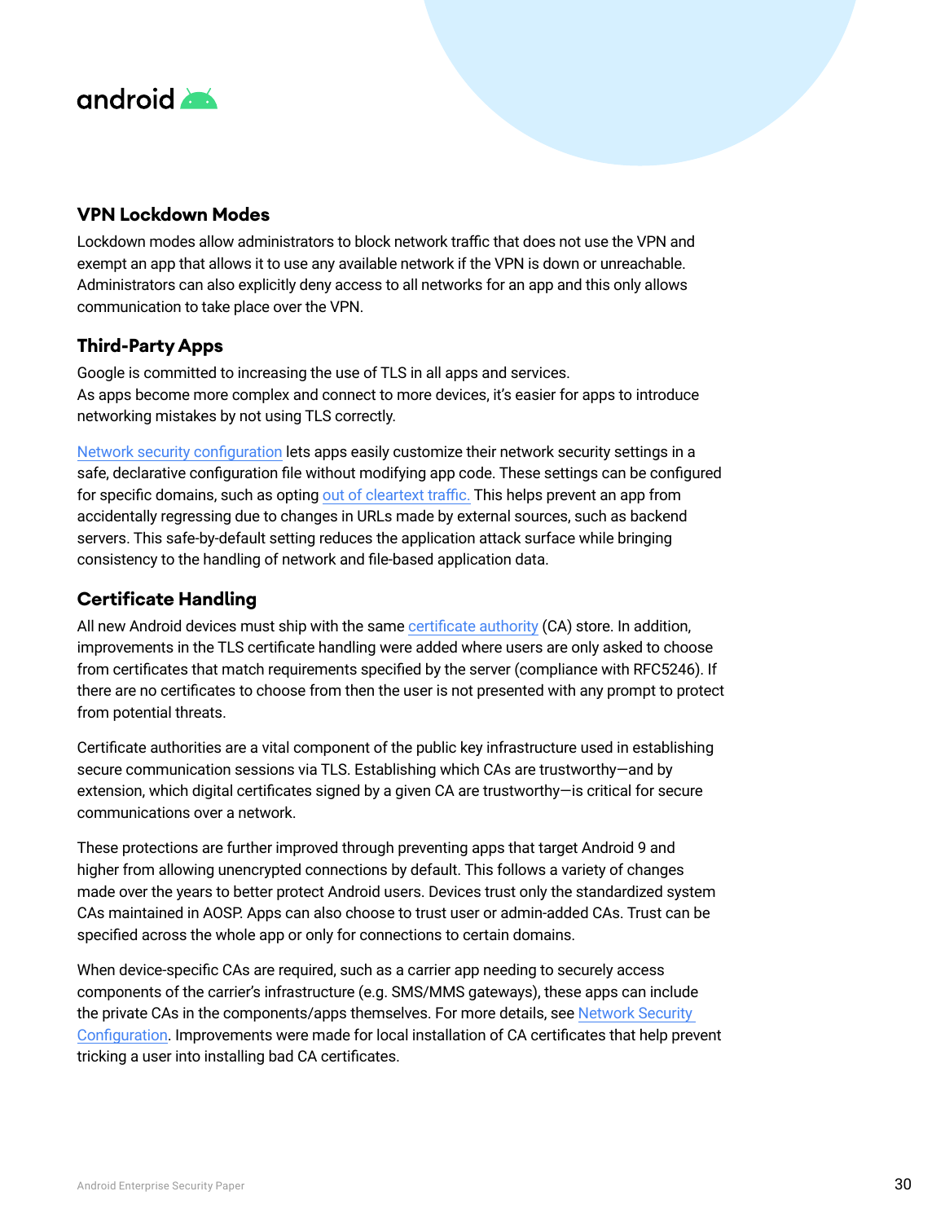### VPN Lockdown Modes

Lockdown modes allow administrators to block network traffic that does not use the VPN and exempt an app that allows it to use any available network if the VPN is down or unreachable. Administrators can also explicitly deny access to all networks for an app and this only allows communication to take place over the VPN.

### Third-Party Apps

Google is committed to increasing the use of TLS in all apps and services. As apps become more complex and connect to more devices, it's easier for apps to introduce networking mistakes by not using TLS correctly.

Network security configuration lets apps easily customize their network security settings in a safe, declarative configuration file without modifying app code. These settings can be configured for specific domains, such as opting out of cleartext traffic. This helps prevent an app from accidentally regressing due to changes in URLs made by external sources, such as backend servers. This safe-by-default setting reduces the application attack surface while bringing consistency to the handling of network and file-based application data.

### Certificate Handling

All new Android devices must ship with the same certificate authority (CA) store. In addition, improvements in the TLS certificate handling were added where users are only asked to choose from certificates that match requirements specified by the server (compliance with RFC5246). If there are no certificates to choose from then the user is not presented with any prompt to protect from potential threats.

Certificate authorities are a vital component of the public key infrastructure used in establishing secure communication sessions via TLS. Establishing which CAs are trustworthy—and by extension, which digital certificates signed by a given CA are trustworthy—is critical for secure communications over a network.

These protections are further improved through preventing apps that target Android 9 and higher from allowing unencrypted connections by default. This follows a variety of changes made over the years to better protect Android users. Devices trust only the standardized system CAs maintained in AOSP. Apps can also choose to trust user or admin-added CAs. Trust can be specified across the whole app or only for connections to certain domains.

When device-specific CAs are required, such as a carrier app needing to securely access components of the carrier's infrastructure (e.g. SMS/MMS gateways), these apps can include the private CAs in the components/apps themselves. For more details, see Network Security Configuration. Improvements were made for local installation of CA certificates that help prevent tricking a user into installing bad CA certificates.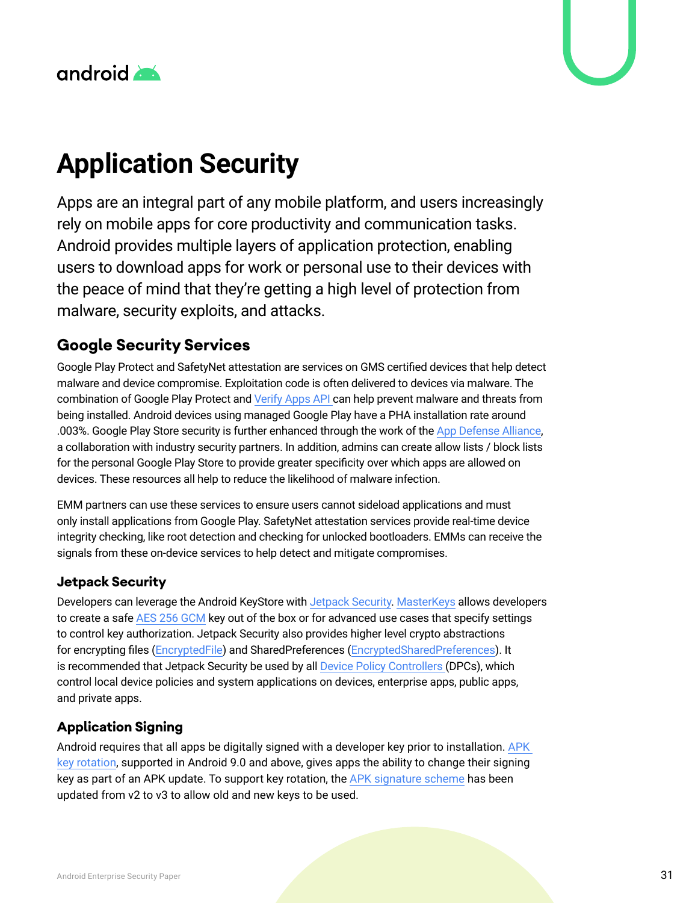# Application Security

Apps are an integral part of any mobile platform, and users increasingly rely on mobile apps for core productivity and communication tasks. Android provides multiple layers of application protection, enabling users to download apps for work or personal use to their devices with the peace of mind that they're getting a high level of protection from malware, security exploits, and attacks.

## Google Security Services

Google Play Protect and SafetyNet attestation are services on GMS certified devices that help detect malware and device compromise. Exploitation code is often delivered to devices via malware. The combination of Google Play Protect and Verify Apps API can help prevent malware and threats from being installed. Android devices using managed Google Play have a PHA installation rate around .003%. Google Play Store security is further enhanced through the work of the App Defense Alliance, a collaboration with industry security partners. In addition, admins can create allow lists / block lists for the personal Google Play Store to provide greater specificity over which apps are allowed on devices. These resources all help to reduce the likelihood of malware infection.

EMM partners can use these services to ensure users cannot sideload applications and must only install applications from Google Play. SafetyNet attestation services provide real-time device integrity checking, like root detection and checking for unlocked bootloaders. EMMs can receive the signals from these on-device services to help detect and mitigate compromises.

### Jetpack Security

Developers can leverage the Android KeyStore with Jetpack Security. MasterKeys allows developers to create a safe AES 256 GCM key out of the box or for advanced use cases that specify settings to control key authorization. Jetpack Security also provides higher level crypto abstractions for encrypting files (EncryptedFile) and SharedPreferences (EncryptedSharedPreferences). It is recommended that Jetpack Security be used by all Device Policy Controllers (DPCs), which control local device policies and system applications on devices, enterprise apps, public apps, and private apps.

### Application Signing

Android requires that all apps be digitally signed with a developer key prior to installation. APK key rotation, supported in Android 9.0 and above, gives apps the ability to change their signing key as part of an APK update. To support key rotation, the APK signature scheme has been updated from v2 to v3 to allow old and new keys to be used.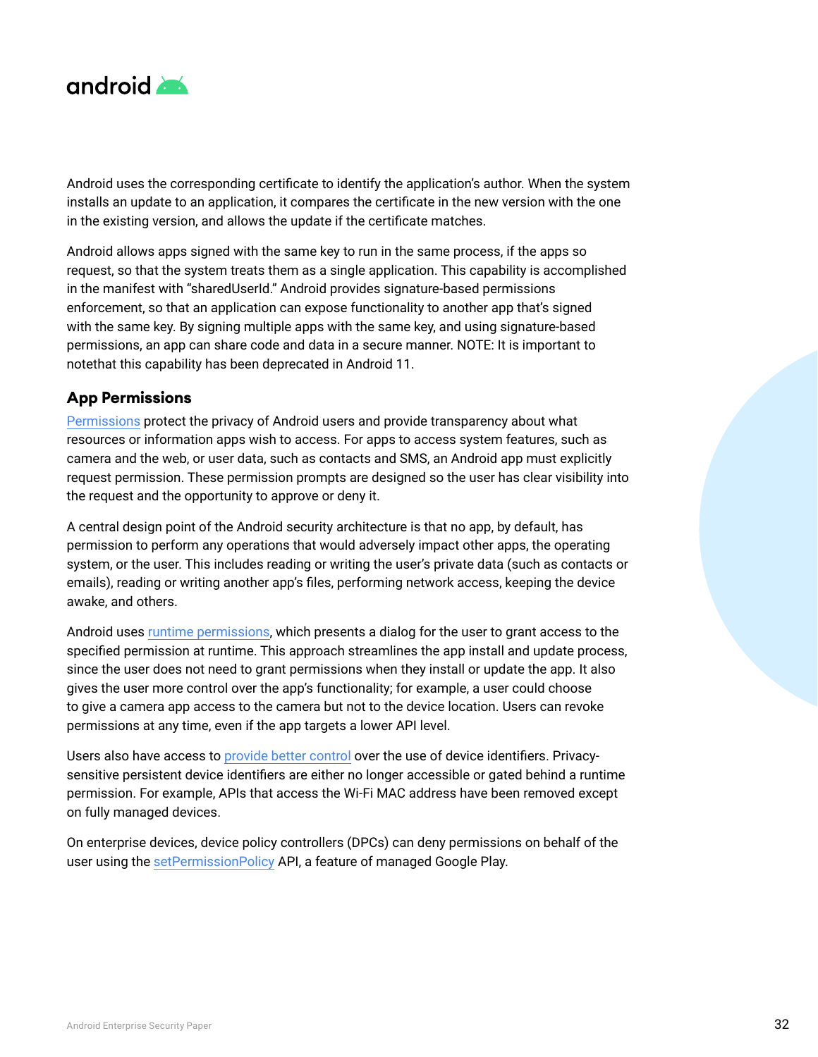Android uses the corresponding certificate to identify the application's author. When the system installs an update to an application, it compares the certificate in the new version with the one in the existing version, and allows the update if the certificate matches.

Android allows apps signed with the same key to run in the same process, if the apps so request, so that the system treats them as a single application. This capability is accomplished in the manifest with "sharedUserId." Android provides signature-based permissions enforcement, so that an application can expose functionality to another app that's signed with the same key. By signing multiple apps with the same key, and using signature-based permissions, an app can share code and data in a secure manner. NOTE: It is important to notethat this capability has been deprecated in Android 11.

## App Permissions

Permissions protect the privacy of Android users and provide transparency about what resources or information apps wish to access. For apps to access system features, such as camera and the web, or user data, such as contacts and SMS, an Android app must explicitly request permission. These permission prompts are designed so the user has clear visibility into the request and the opportunity to approve or deny it.

A central design point of the Android security architecture is that no app, by default, has permission to perform any operations that would adversely impact other apps, the operating system, or the user. This includes reading or writing the user's private data (such as contacts or emails), reading or writing another app's files, performing network access, keeping the device awake, and others.

Android uses runtime permissions, which presents a dialog for the user to grant access to the specified permission at runtime. This approach streamlines the app install and update process, since the user does not need to grant permissions when they install or update the app. It also gives the user more control over the app's functionality; for example, a user could choose to give a camera app access to the camera but not to the device location. Users can revoke permissions at any time, even if the app targets a lower API level.

Users also have access to provide better control over the use of device identifiers. Privacy-sensitive persistent device identifiers are either no longer accessible or gated behind a runtime permission. For example, APIs that access the Wi-Fi MAC address have been removed except on fully managed devices.

On enterprise devices, device policy controllers (DPCs) can deny permissions on behalf of the user using the setPermissionPolicy API, a feature of managed Google Play.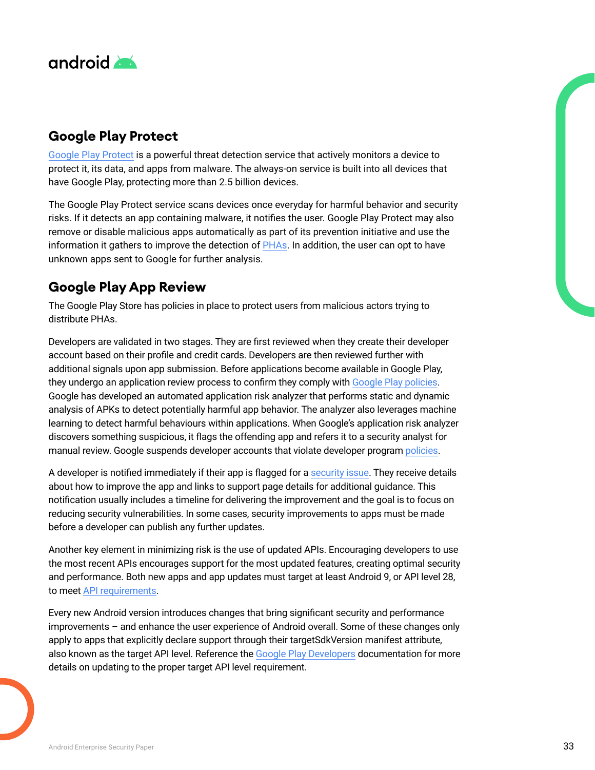## Google Play Protect

Google Play Protect is a powerful threat detection service that actively monitors a device to protect it, its data, and apps from malware. The always-on service is built into all devices that have Google Play, protecting more than 2.5 billion devices.

The Google Play Protect service scans devices once everyday for harmful behavior and security risks. If it detects an app containing malware, it notifies the user. Google Play Protect may also remove or disable malicious apps automatically as part of its prevention initiative and use the information it gathers to improve the detection of PHAs. In addition, the user can opt to have unknown apps sent to Google for further analysis.

## Google Play App Review

The Google Play Store has policies in place to protect users from malicious actors trying to distribute PHAs.

Developers are validated in two stages. They are first reviewed when they create their developer account based on their profile and credit cards. Developers are then reviewed further with additional signals upon app submission. Before applications become available in Google Play, they undergo an application review process to confirm they comply with Google Play policies. Google has developed an automated application risk analyzer that performs static and dynamic analysis of APKs to detect potentially harmful app behavior. The analyzer also leverages machine learning to detect harmful behaviours within applications. When Google's application risk analyzer discovers something suspicious, it flags the offending app and refers it to a security analyst for manual review. Google suspends developer accounts that violate developer program policies.

A developer is notified immediately if their app is flagged for a security issue. They receive details about how to improve the app and links to support page details for additional guidance. This notification usually includes a timeline for delivering the improvement and the goal is to focus on reducing security vulnerabilities. In some cases, security improvements to apps must be made before a developer can publish any further updates.

Another key element in minimizing risk is the use of updated APIs. Encouraging developers to use the most recent APIs encourages support for the most updated features, creating optimal security and performance. Both new apps and app updates must target at least Android 9, or API level 28, to meet API requirements.

Every new Android version introduces changes that bring significant security and performance improvements – and enhance the user experience of Android overall. Some of these changes only apply to apps that explicitly declare support through their targetSdkVersion manifest attribute, also known as the target API level. Reference the Google Play Developers documentation for more details on updating to the proper target API level requirement.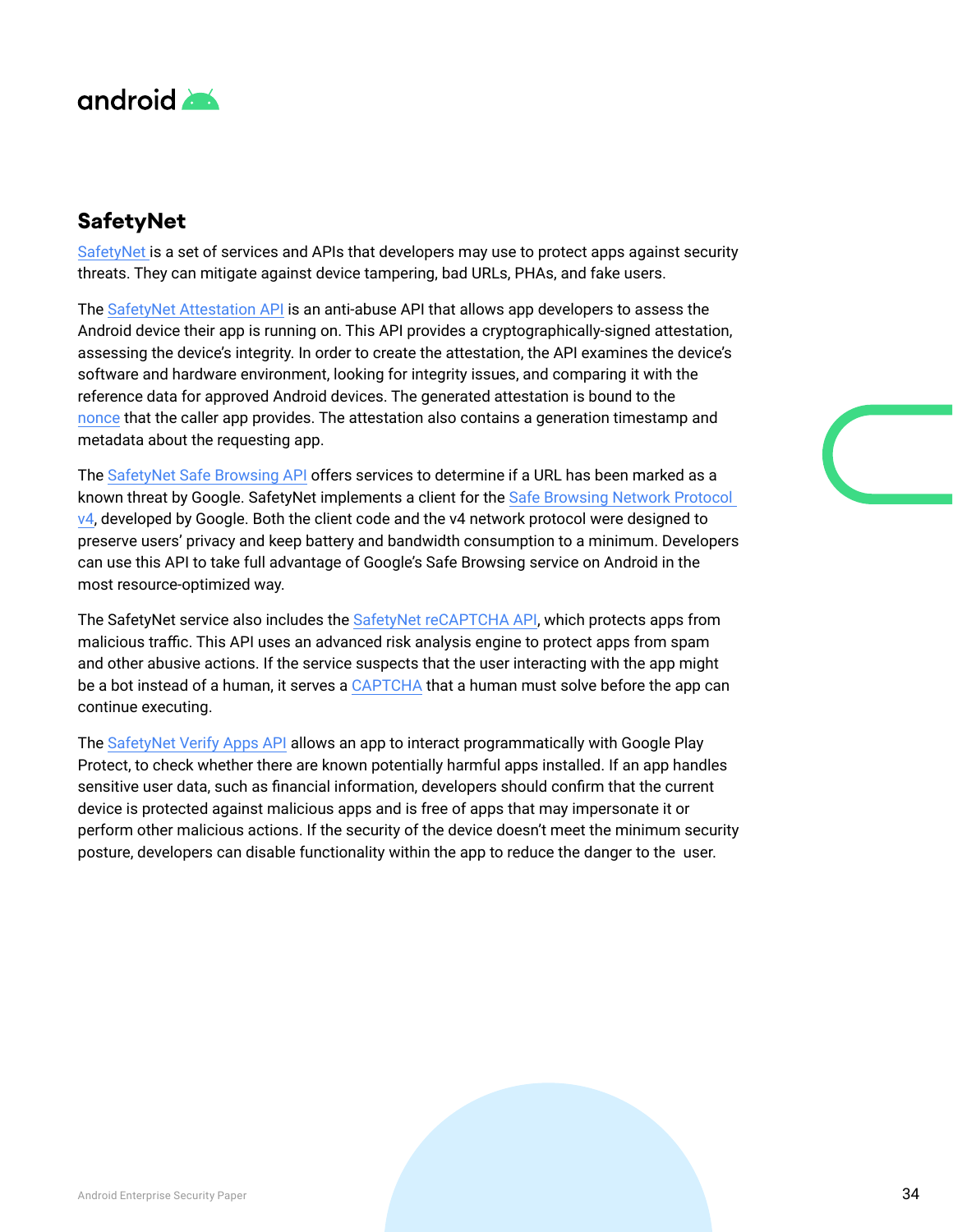## SafetyNet

SafetyNet is a set of services and APIs that developers may use to protect apps against security threats. They can mitigate against device tampering, bad URLs, PHAs, and fake users.

The SafetyNet Attestation API is an anti-abuse API that allows app developers to assess the Android device their app is running on. This API provides a cryptographically-signed attestation, assessing the device's integrity. In order to create the attestation, the API examines the device's software and hardware environment, looking for integrity issues, and comparing it with the reference data for approved Android devices. The generated attestation is bound to the nonce that the caller app provides. The attestation also contains a generation timestamp and metadata about the requesting app.

The SafetyNet Safe Browsing API offers services to determine if a URL has been marked as a known threat by Google. SafetyNet implements a client for the Safe Browsing Network Protocol v4, developed by Google. Both the client code and the v4 network protocol were designed to preserve users' privacy and keep battery and bandwidth consumption to a minimum. Developers can use this API to take full advantage of Google's Safe Browsing service on Android in the most resource-optimized way.

The SafetyNet service also includes the SafetyNet reCAPTCHA API, which protects apps from malicious traffic. This API uses an advanced risk analysis engine to protect apps from spam and other abusive actions. If the service suspects that the user interacting with the app might be a bot instead of a human, it serves a CAPTCHA that a human must solve before the app can continue executing.

The SafetyNet Verify Apps API allows an app to interact programmatically with Google Play Protect, to check whether there are known potentially harmful apps installed. If an app handles sensitive user data, such as financial information, developers should confirm that the current device is protected against malicious apps and is free of apps that may impersonate it or perform other malicious actions. If the security of the device doesn't meet the minimum security posture, developers can disable functionality within the app to reduce the danger to the user.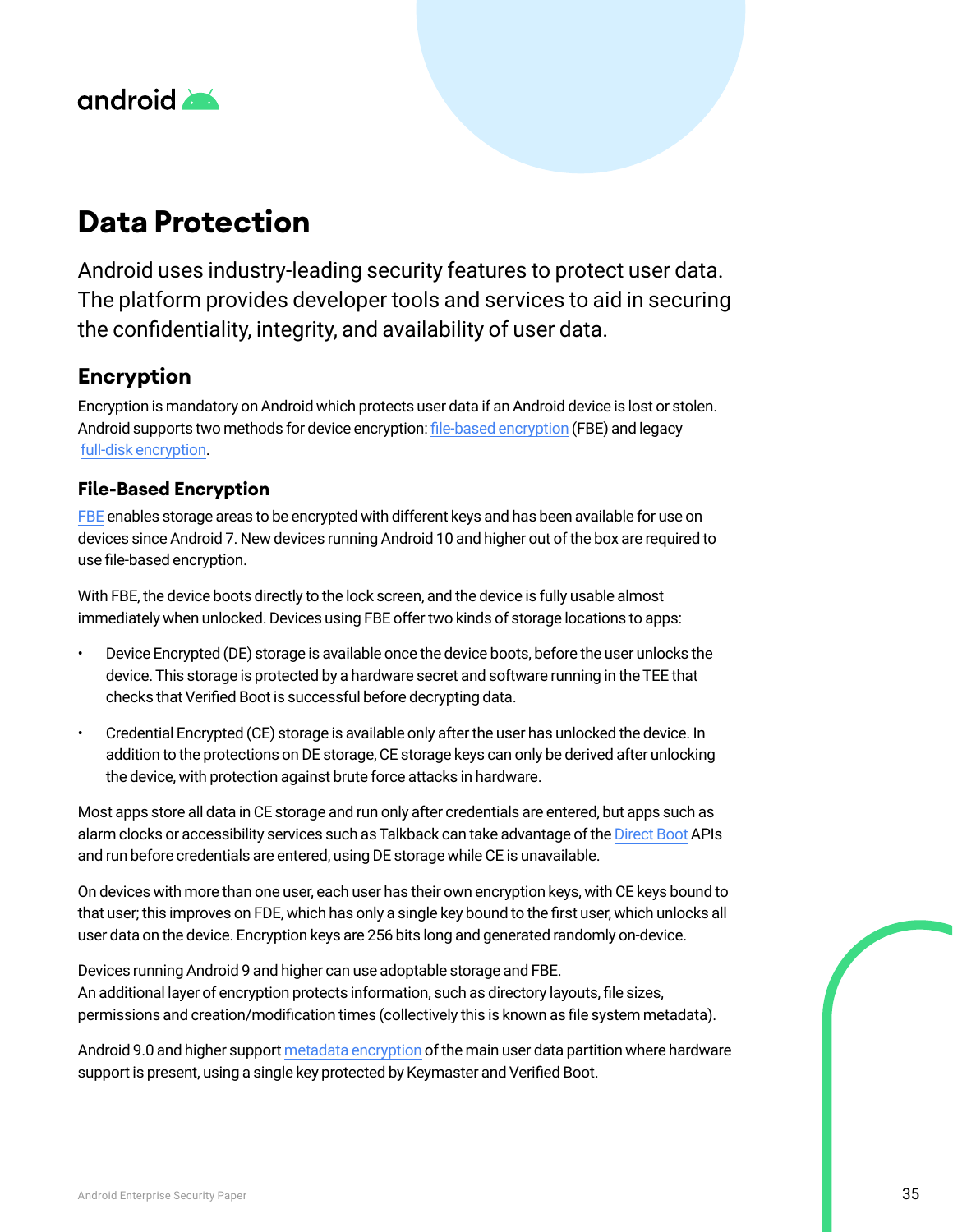# Data Protection

Android uses industry-leading security features to protect user data. The platform provides developer tools and services to aid in securing the confidentiality, integrity, and availability of user data.

## Encryption

Encryption is mandatory on Android which protects user data if an Android device is lost or stolen. Android supports two methods for device encryption: file-based encryption (FBE) and legacy full-disk encryption.

### File-Based Encryption

FBE enables storage areas to be encrypted with different keys and has been available for use on devices since Android 7. New devices running Android 10 and higher out of the box are required to use file-based encryption.

With FBE, the device boots directly to the lock screen, and the device is fully usable almost immediately when unlocked. Devices using FBE offer two kinds of storage locations to apps:

- Device Encrypted (DE) storage is available once the device boots, before the user unlocks the device. This storage is protected by a hardware secret and software running in the TEE that checks that Verified Boot is successful before decrypting data.
- Credential Encrypted (CE) storage is available only after the user has unlocked the device. In addition to the protections on DE storage, CE storage keys can only be derived after unlocking the device, with protection against brute force attacks in hardware.

Most apps store all data in CE storage and run only after credentials are entered, but apps such as alarm clocks or accessibility services such as Talkback can take advantage of the Direct Boot APIs and run before credentials are entered, using DE storage while CE is unavailable.

On devices with more than one user, each user has their own encryption keys, with CE keys bound to that user; this improves on FDE, which has only a single key bound to the first user, which unlocks all user data on the device. Encryption keys are 256 bits long and generated randomly on-device.

Devices running Android 9 and higher can use adoptable storage and FBE.
An additional layer of encryption protects information, such as directory layouts, file sizes, permissions and creation/modification times (collectively this is known as file system metadata).

Android 9.0 and higher support metadata encryption of the main user data partition where hardware support is present, using a single key protected by Keymaster and Verified Boot.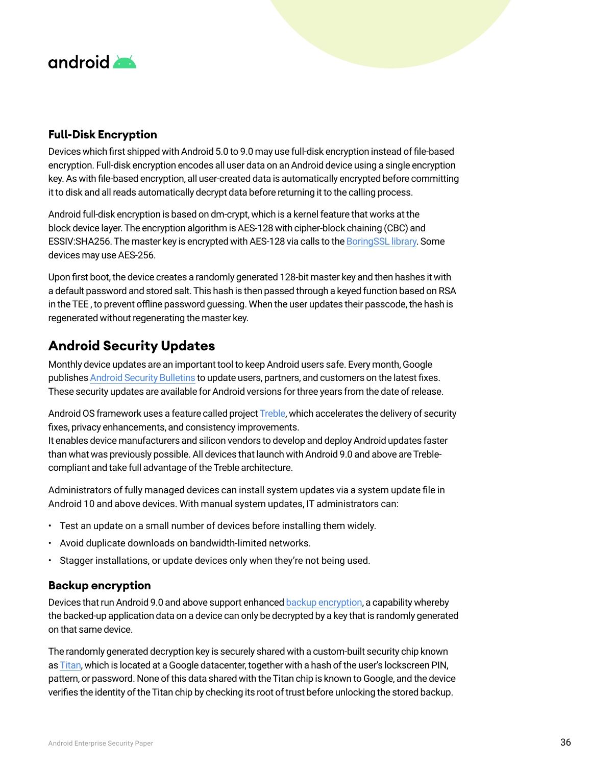### Full-Disk Encryption

Devices which first shipped with Android 5.0 to 9.0 may use full-disk encryption instead of file-based encryption. Full-disk encryption encodes all user data on an Android device using a single encryption key. As with file-based encryption, all user-created data is automatically encrypted before committing it to disk and all reads automatically decrypt data before returning it to the calling process.

Android full-disk encryption is based on dm-crypt, which is a kernel feature that works at the block device layer. The encryption algorithm is AES-128 with cipher-block chaining (CBC) and ESSIV:SHA256. The master key is encrypted with AES-128 via calls to the BoringSSL library. Some devices may use AES-256.

Upon first boot, the device creates a randomly generated 128-bit master key and then hashes it with a default password and stored salt. This hash is then passed through a keyed function based on RSA in the TEE , to prevent offline password guessing. When the user updates their passcode, the hash is regenerated without regenerating the master key.

## Android Security Updates

Monthly device updates are an important tool to keep Android users safe. Every month, Google publishes Android Security Bulletins to update users, partners, and customers on the latest fixes. These security updates are available for Android versions for three years from the date of release.

Android OS framework uses a feature called project Treble, which accelerates the delivery of security fixes, privacy enhancements, and consistency improvements.
It enables device manufacturers and silicon vendors to develop and deploy Android updates faster than what was previously possible. All devices that launch with Android 9.0 and above are Treble-compliant and take full advantage of the Treble architecture.

Administrators of fully managed devices can install system updates via a system update file in Android 10 and above devices. With manual system updates, IT administrators can:

- Test an update on a small number of devices before installing them widely.
- Avoid duplicate downloads on bandwidth-limited networks.
- Stagger installations, or update devices only when they're not being used.

### Backup encryption

Devices that run Android 9.0 and above support enhanced backup encryption, a capability whereby the backed-up application data on a device can only be decrypted by a key that is randomly generated on that same device.

The randomly generated decryption key is securely shared with a custom-built security chip known as Titan, which is located at a Google datacenter, together with a hash of the user's lockscreen PIN, pattern, or password. None of this data shared with the Titan chip is known to Google, and the device verifies the identity of the Titan chip by checking its root of trust before unlocking the stored backup.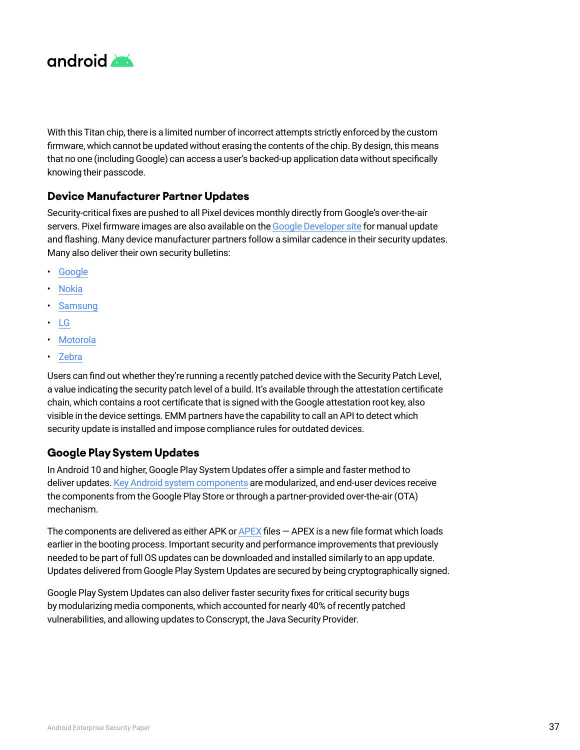With this Titan chip, there is a limited number of incorrect attempts strictly enforced by the custom firmware, which cannot be updated without erasing the contents of the chip. By design, this means that no one (including Google) can access a user's backed-up application data without specifically knowing their passcode.

### Device Manufacturer Partner Updates

Security-critical fixes are pushed to all Pixel devices monthly directly from Google's over-the-air servers. Pixel firmware images are also available on the Google Developer site for manual update and flashing. Many device manufacturer partners follow a similar cadence in their security updates. Many also deliver their own security bulletins:

- Google
- Nokia
- Samsung
- LG
- Motorola
- Zebra

Users can find out whether they're running a recently patched device with the Security Patch Level, a value indicating the security patch level of a build. It's available through the attestation certificate chain, which contains a root certificate that is signed with the Google attestation root key, also visible in the device settings. EMM partners have the capability to call an API to detect which security update is installed and impose compliance rules for outdated devices.

### Google Play System Updates

In Android 10 and higher, Google Play System Updates offer a simple and faster method to deliver updates. Key Android system components are modularized, and end-user devices receive the components from the Google Play Store or through a partner-provided over-the-air (OTA) mechanism.

The components are delivered as either APK or APEX files — APEX is a new file format which loads earlier in the booting process. Important security and performance improvements that previously needed to be part of full OS updates can be downloaded and installed similarly to an app update. Updates delivered from Google Play System Updates are secured by being cryptographically signed.

Google Play System Updates can also deliver faster security fixes for critical security bugs by modularizing media components, which accounted for nearly 40% of recently patched vulnerabilities, and allowing updates to Conscrypt, the Java Security Provider.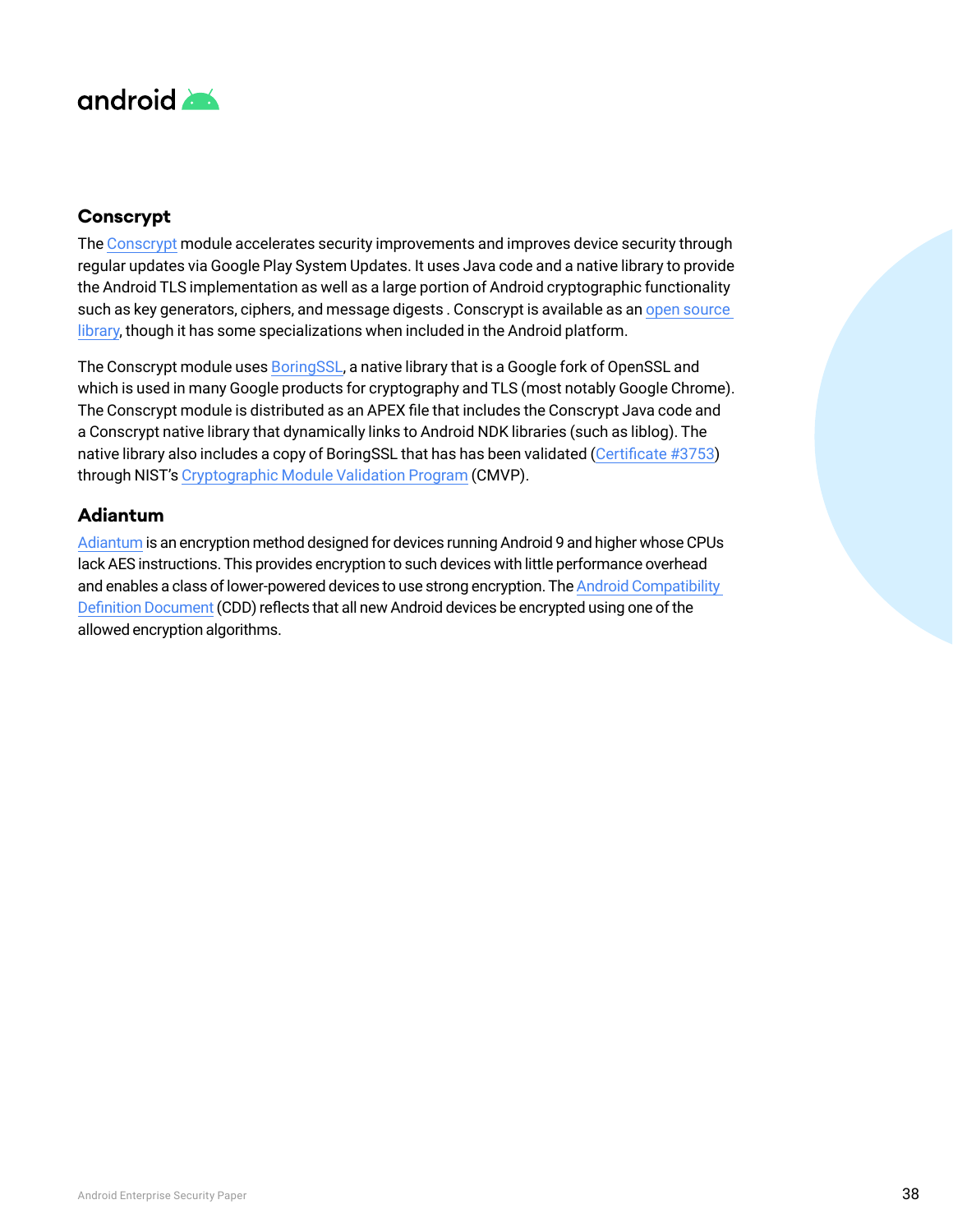## Conscrypt

The Conscrypt module accelerates security improvements and improves device security through regular updates via Google Play System Updates. It uses Java code and a native library to provide the Android TLS implementation as well as a large portion of Android cryptographic functionality such as key generators, ciphers, and message digests . Conscrypt is available as an open source library, though it has some specializations when included in the Android platform.

The Conscrypt module uses BoringSSL, a native library that is a Google fork of OpenSSL and which is used in many Google products for cryptography and TLS (most notably Google Chrome). The Conscrypt module is distributed as an APEX file that includes the Conscrypt Java code and a Conscrypt native library that dynamically links to Android NDK libraries (such as liblog). The native library also includes a copy of BoringSSL that has has been validated (Certificate #3753) through NIST's Cryptographic Module Validation Program (CMVP).

## Adiantum

Adiantum is an encryption method designed for devices running Android 9 and higher whose CPUs lack AES instructions. This provides encryption to such devices with little performance overhead and enables a class of lower-powered devices to use strong encryption. The Android Compatibility Definition Document (CDD) reflects that all new Android devices be encrypted using one of the allowed encryption algorithms.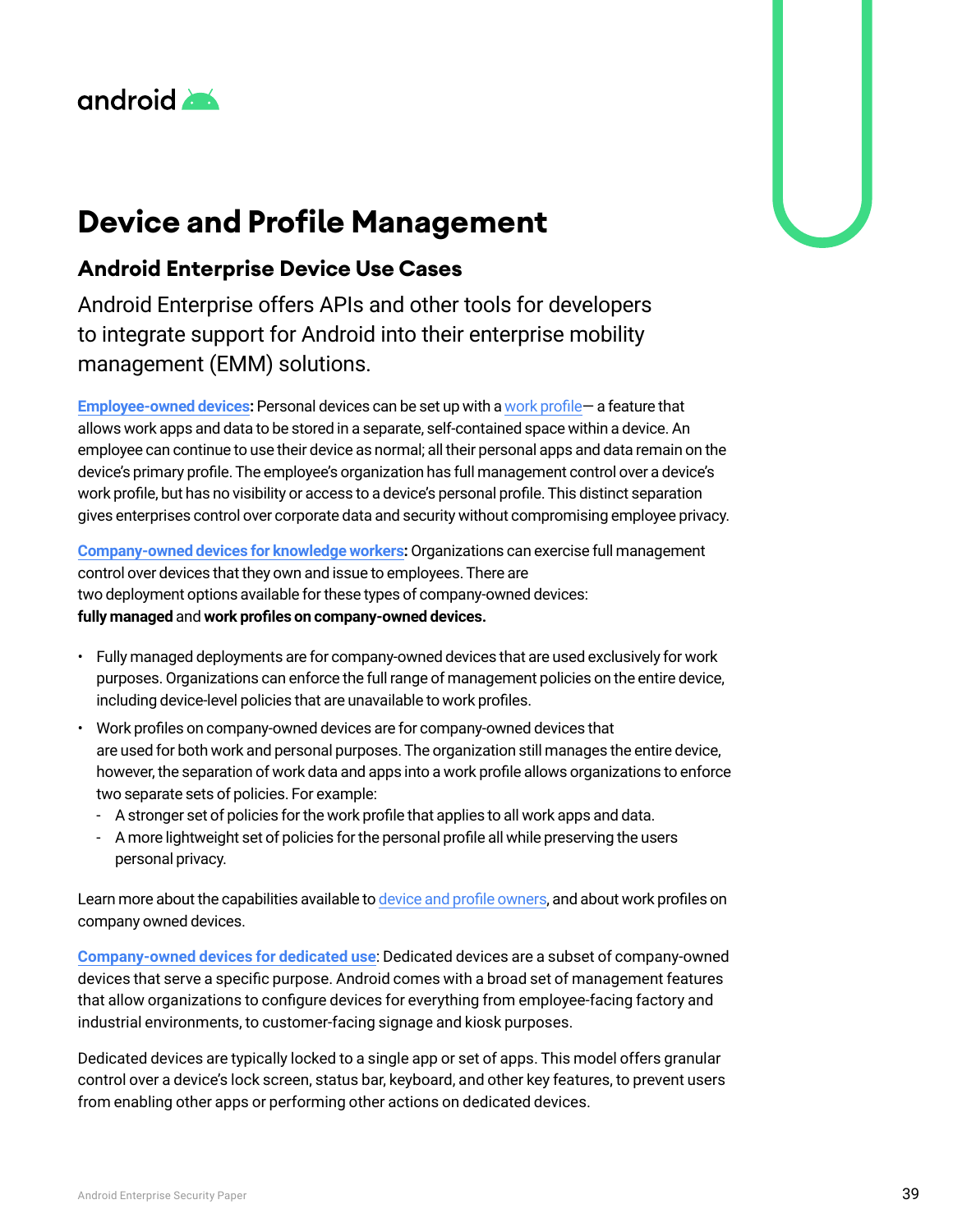# Device and Profile Management

## Android Enterprise Device Use Cases

Android Enterprise offers APIs and other tools for developers to integrate support for Android into their enterprise mobility management (EMM) solutions.

**Employee-owned devices:** Personal devices can be set up with a work profile— a feature that allows work apps and data to be stored in a separate, self-contained space within a device. An employee can continue to use their device as normal; all their personal apps and data remain on the device's primary profile. The employee's organization has full management control over a device's work profile, but has no visibility or access to a device's personal profile. This distinct separation gives enterprises control over corporate data and security without compromising employee privacy.

**Company-owned devices for knowledge workers:** Organizations can exercise full management control over devices that they own and issue to employees. There are two deployment options available for these types of company-owned devices: **fully managed** and **work profiles on company-owned devices.**

- Fully managed deployments are for company-owned devices that are used exclusively for work purposes. Organizations can enforce the full range of management policies on the entire device, including device-level policies that are unavailable to work profiles.
- Work profiles on company-owned devices are for company-owned devices that are used for both work and personal purposes. The organization still manages the entire device, however, the separation of work data and apps into a work profile allows organizations to enforce two separate sets of policies. For example:
  - A stronger set of policies for the work profile that applies to all work apps and data.
  - A more lightweight set of policies for the personal profile all while preserving the users personal privacy.

Learn more about the capabilities available to device and profile owners, and about work profiles on company owned devices.

**Company-owned devices for dedicated use**: Dedicated devices are a subset of company-owned devices that serve a specific purpose. Android comes with a broad set of management features that allow organizations to configure devices for everything from employee-facing factory and industrial environments, to customer-facing signage and kiosk purposes.

Dedicated devices are typically locked to a single app or set of apps. This model offers granular control over a device's lock screen, status bar, keyboard, and other key features, to prevent users from enabling other apps or performing other actions on dedicated devices.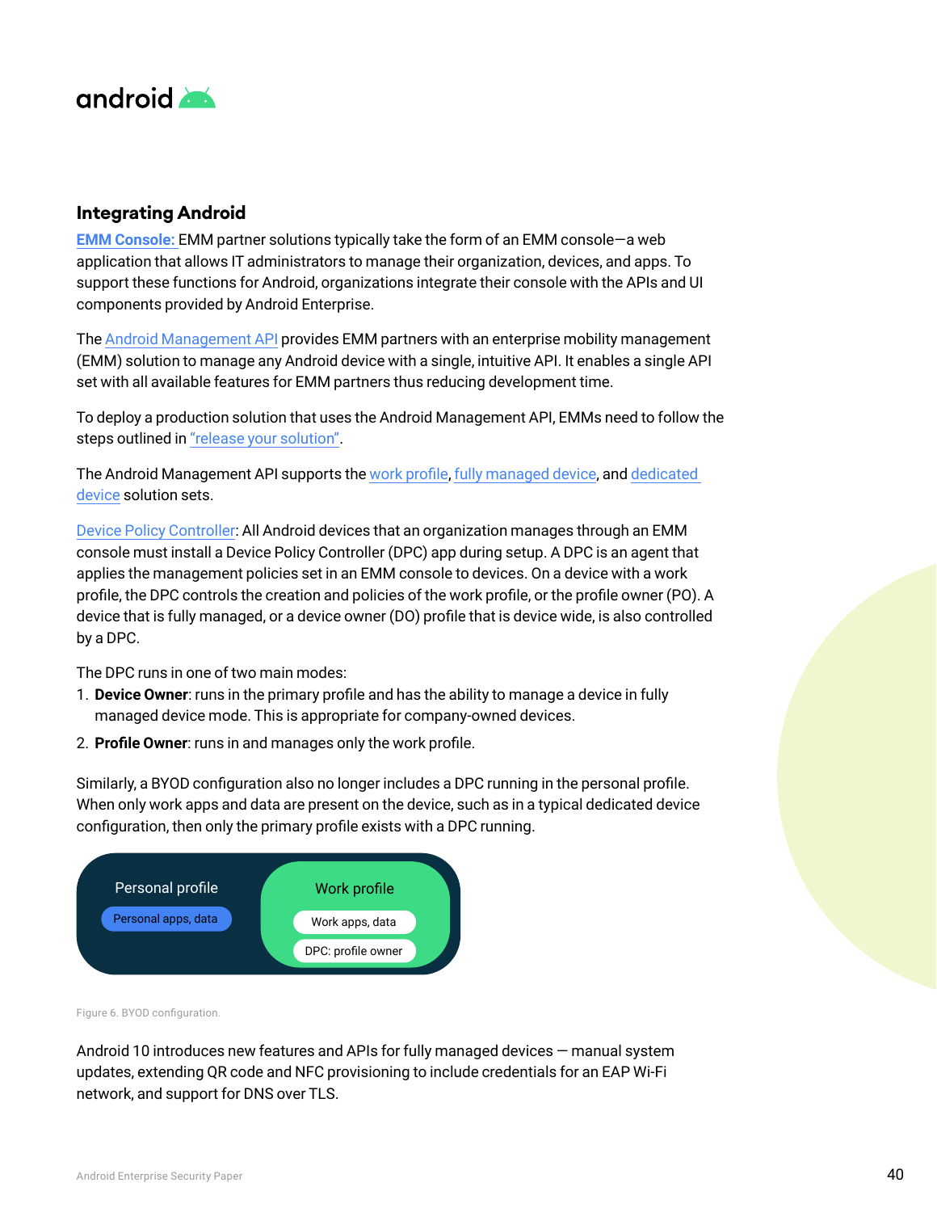## Integrating Android

**EMM Console:** EMM partner solutions typically take the form of an EMM console—a web application that allows IT administrators to manage their organization, devices, and apps. To support these functions for Android, organizations integrate their console with the APIs and UI components provided by Android Enterprise.

The Android Management API provides EMM partners with an enterprise mobility management (EMM) solution to manage any Android device with a single, intuitive API. It enables a single API set with all available features for EMM partners thus reducing development time.

To deploy a production solution that uses the Android Management API, EMMs need to follow the steps outlined in "release your solution".

The Android Management API supports the work profile, fully managed device, and dedicated device solution sets.

Device Policy Controller: All Android devices that an organization manages through an EMM console must install a Device Policy Controller (DPC) app during setup. A DPC is an agent that applies the management policies set in an EMM console to devices. On a device with a work profile, the DPC controls the creation and policies of the work profile, or the profile owner (PO). A device that is fully managed, or a device owner (DO) profile that is device wide, is also controlled by a DPC.

The DPC runs in one of two main modes:

1. **Device Owner**: runs in the primary profile and has the ability to manage a device in fully managed device mode. This is appropriate for company-owned devices.
2. **Profile Owner**: runs in and manages only the work profile.

Similarly, a BYOD configuration also no longer includes a DPC running in the personal profile. When only work apps and data are present on the device, such as in a typical dedicated device configuration, then only the primary profile exists with a DPC running.

| Personal profile | Work profile |
| --- | --- |
| Personal apps, data | Work apps, data |
| | DPC: profile owner |

Figure 6. BYOD configuration.

Android 10 introduces new features and APIs for fully managed devices — manual system updates, extending QR code and NFC provisioning to include credentials for an EAP Wi-Fi network, and support for DNS over TLS.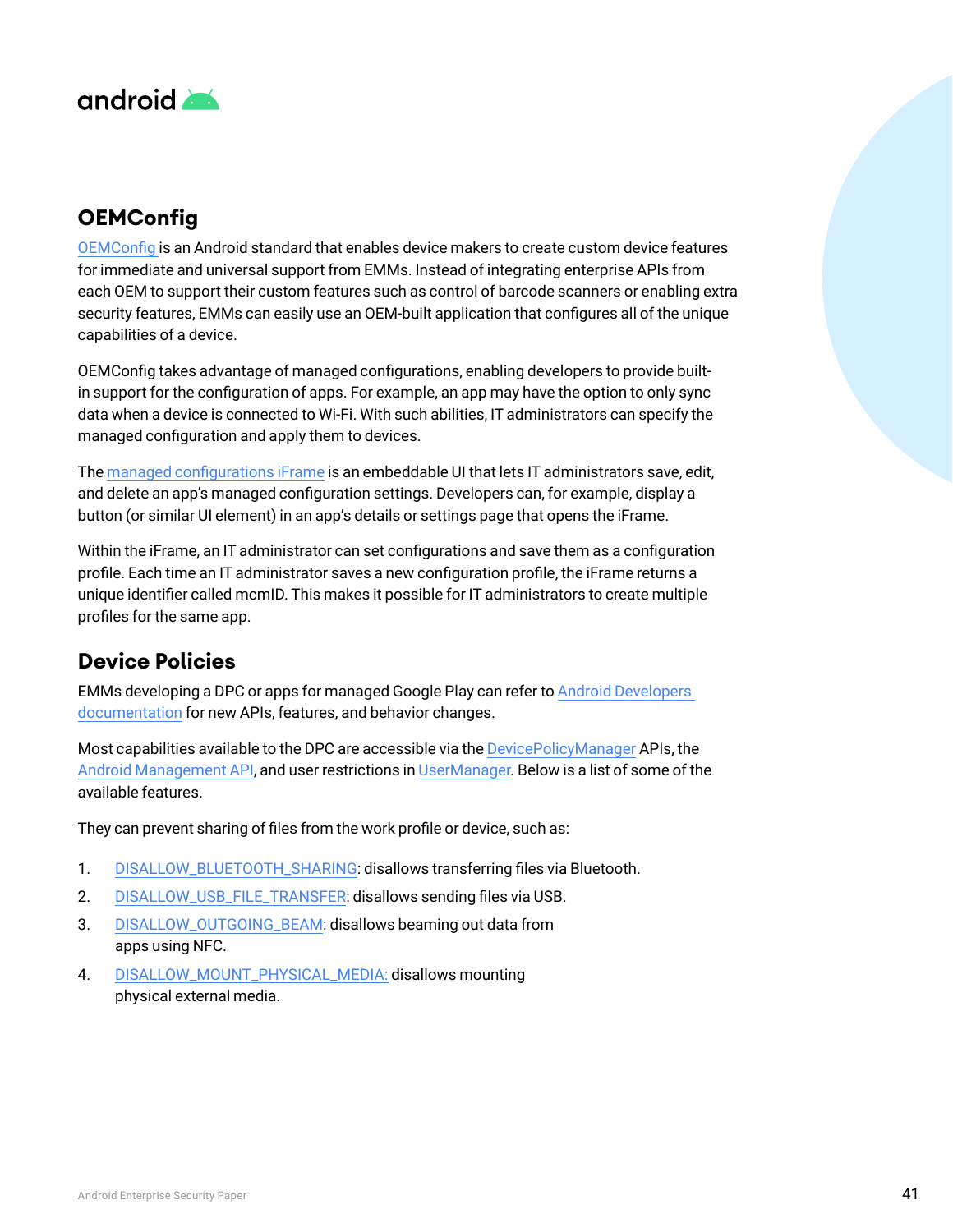## OEMConfig

OEMConfig is an Android standard that enables device makers to create custom device features for immediate and universal support from EMMs. Instead of integrating enterprise APIs from each OEM to support their custom features such as control of barcode scanners or enabling extra security features, EMMs can easily use an OEM-built application that configures all of the unique capabilities of a device.

OEMConfig takes advantage of managed configurations, enabling developers to provide built-in support for the configuration of apps. For example, an app may have the option to only sync data when a device is connected to Wi-Fi. With such abilities, IT administrators can specify the managed configuration and apply them to devices.

The managed configurations iFrame is an embeddable UI that lets IT administrators save, edit, and delete an app's managed configuration settings. Developers can, for example, display a button (or similar UI element) in an app's details or settings page that opens the iFrame.

Within the iFrame, an IT administrator can set configurations and save them as a configuration profile. Each time an IT administrator saves a new configuration profile, the iFrame returns a unique identifier called mcmID. This makes it possible for IT administrators to create multiple profiles for the same app.

## Device Policies

EMMs developing a DPC or apps for managed Google Play can refer to Android Developers documentation for new APIs, features, and behavior changes.

Most capabilities available to the DPC are accessible via the DevicePolicyManager APIs, the Android Management API, and user restrictions in UserManager. Below is a list of some of the available features.

They can prevent sharing of files from the work profile or device, such as:

1. DISALLOW_BLUETOOTH_SHARING: disallows transferring files via Bluetooth.
2. DISALLOW_USB_FILE_TRANSFER: disallows sending files via USB.
3. DISALLOW_OUTGOING_BEAM: disallows beaming out data from apps using NFC.
4. DISALLOW_MOUNT_PHYSICAL_MEDIA: disallows mounting physical external media.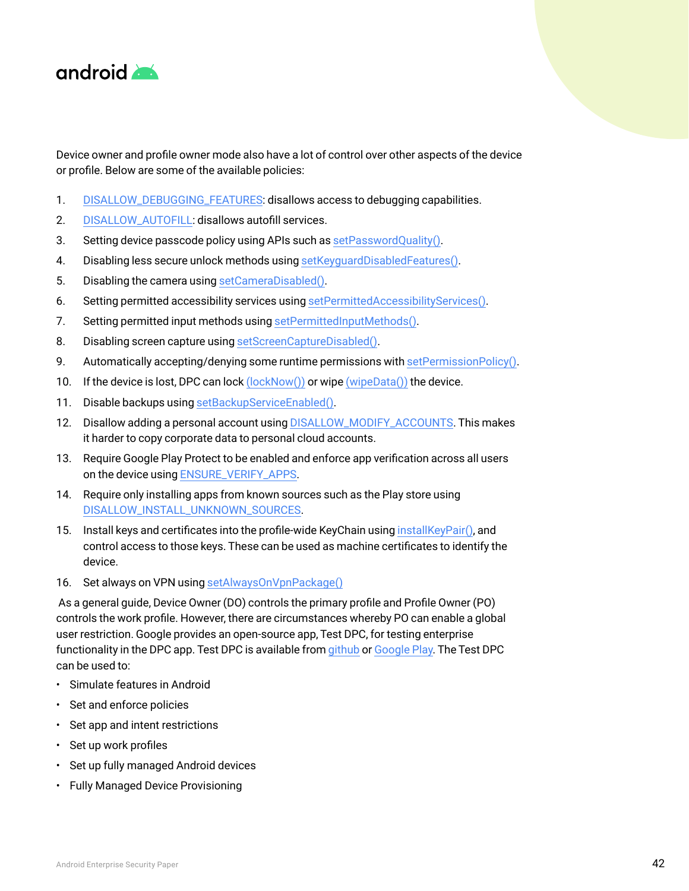Device owner and profile owner mode also have a lot of control over other aspects of the device or profile. Below are some of the available policies:

1. DISALLOW_DEBUGGING_FEATURES: disallows access to debugging capabilities.
2. DISALLOW_AUTOFILL: disallows autofill services.
3. Setting device passcode policy using APIs such as setPasswordQuality().
4. Disabling less secure unlock methods using setKeyguardDisabledFeatures().
5. Disabling the camera using setCameraDisabled().
6. Setting permitted accessibility services using setPermittedAccessibilityServices().
7. Setting permitted input methods using setPermittedInputMethods().
8. Disabling screen capture using setScreenCaptureDisabled().
9. Automatically accepting/denying some runtime permissions with setPermissionPolicy().
10. If the device is lost, DPC can lock (lockNow()) or wipe (wipeData()) the device.
11. Disable backups using setBackupServiceEnabled().
12. Disallow adding a personal account using DISALLOW_MODIFY_ACCOUNTS. This makes it harder to copy corporate data to personal cloud accounts.
13. Require Google Play Protect to be enabled and enforce app verification across all users on the device using ENSURE_VERIFY_APPS.
14. Require only installing apps from known sources such as the Play store using DISALLOW_INSTALL_UNKNOWN_SOURCES.
15. Install keys and certificates into the profile-wide KeyChain using installKeyPair(), and control access to those keys. These can be used as machine certificates to identify the device.
16. Set always on VPN using setAlwaysOnVpnPackage()

As a general guide, Device Owner (DO) controls the primary profile and Profile Owner (PO) controls the work profile. However, there are circumstances whereby PO can enable a global user restriction. Google provides an open-source app, Test DPC, for testing enterprise functionality in the DPC app. Test DPC is available from github or Google Play. The Test DPC can be used to:

- Simulate features in Android
- Set and enforce policies
- Set app and intent restrictions
- Set up work profiles
- Set up fully managed Android devices
- Fully Managed Device Provisioning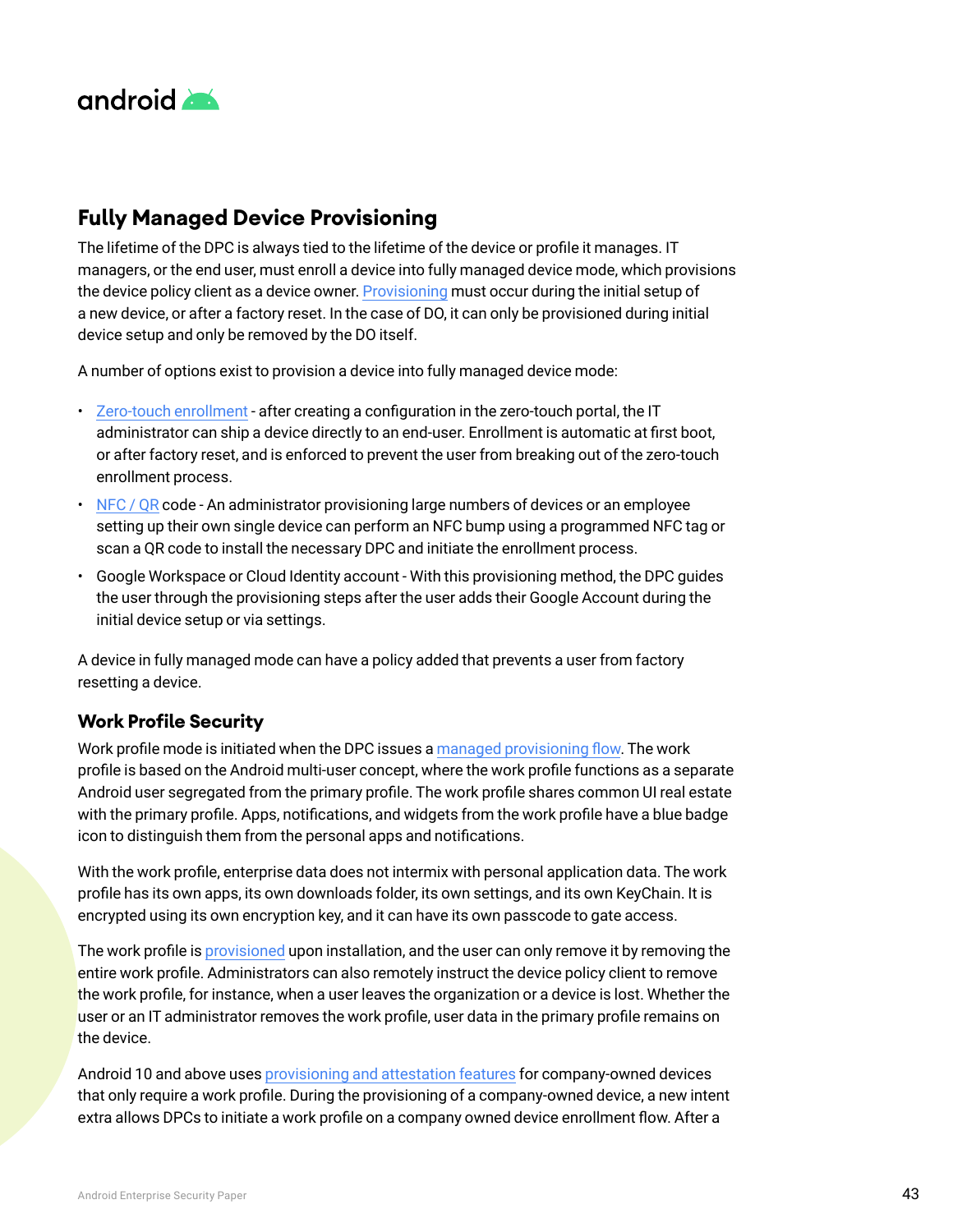## Fully Managed Device Provisioning

The lifetime of the DPC is always tied to the lifetime of the device or profile it manages. IT managers, or the end user, must enroll a device into fully managed device mode, which provisions the device policy client as a device owner. Provisioning must occur during the initial setup of a new device, or after a factory reset. In the case of DO, it can only be provisioned during initial device setup and only be removed by the DO itself.

A number of options exist to provision a device into fully managed device mode:

- Zero-touch enrollment - after creating a configuration in the zero-touch portal, the IT administrator can ship a device directly to an end-user. Enrollment is automatic at first boot, or after factory reset, and is enforced to prevent the user from breaking out of the zero-touch enrollment process.
- NFC / QR code - An administrator provisioning large numbers of devices or an employee setting up their own single device can perform an NFC bump using a programmed NFC tag or scan a QR code to install the necessary DPC and initiate the enrollment process.
- Google Workspace or Cloud Identity account - With this provisioning method, the DPC guides the user through the provisioning steps after the user adds their Google Account during the initial device setup or via settings.

A device in fully managed mode can have a policy added that prevents a user from factory resetting a device.

### Work Profile Security

Work profile mode is initiated when the DPC issues a managed provisioning flow. The work profile is based on the Android multi-user concept, where the work profile functions as a separate Android user segregated from the primary profile. The work profile shares common UI real estate with the primary profile. Apps, notifications, and widgets from the work profile have a blue badge icon to distinguish them from the personal apps and notifications.

With the work profile, enterprise data does not intermix with personal application data. The work profile has its own apps, its own downloads folder, its own settings, and its own KeyChain. It is encrypted using its own encryption key, and it can have its own passcode to gate access.

The work profile is provisioned upon installation, and the user can only remove it by removing the entire work profile. Administrators can also remotely instruct the device policy client to remove the work profile, for instance, when a user leaves the organization or a device is lost. Whether the user or an IT administrator removes the work profile, user data in the primary profile remains on the device.

Android 10 and above uses provisioning and attestation features for company-owned devices that only require a work profile. During the provisioning of a company-owned device, a new intent extra allows DPCs to initiate a work profile on a company owned device enrollment flow. After a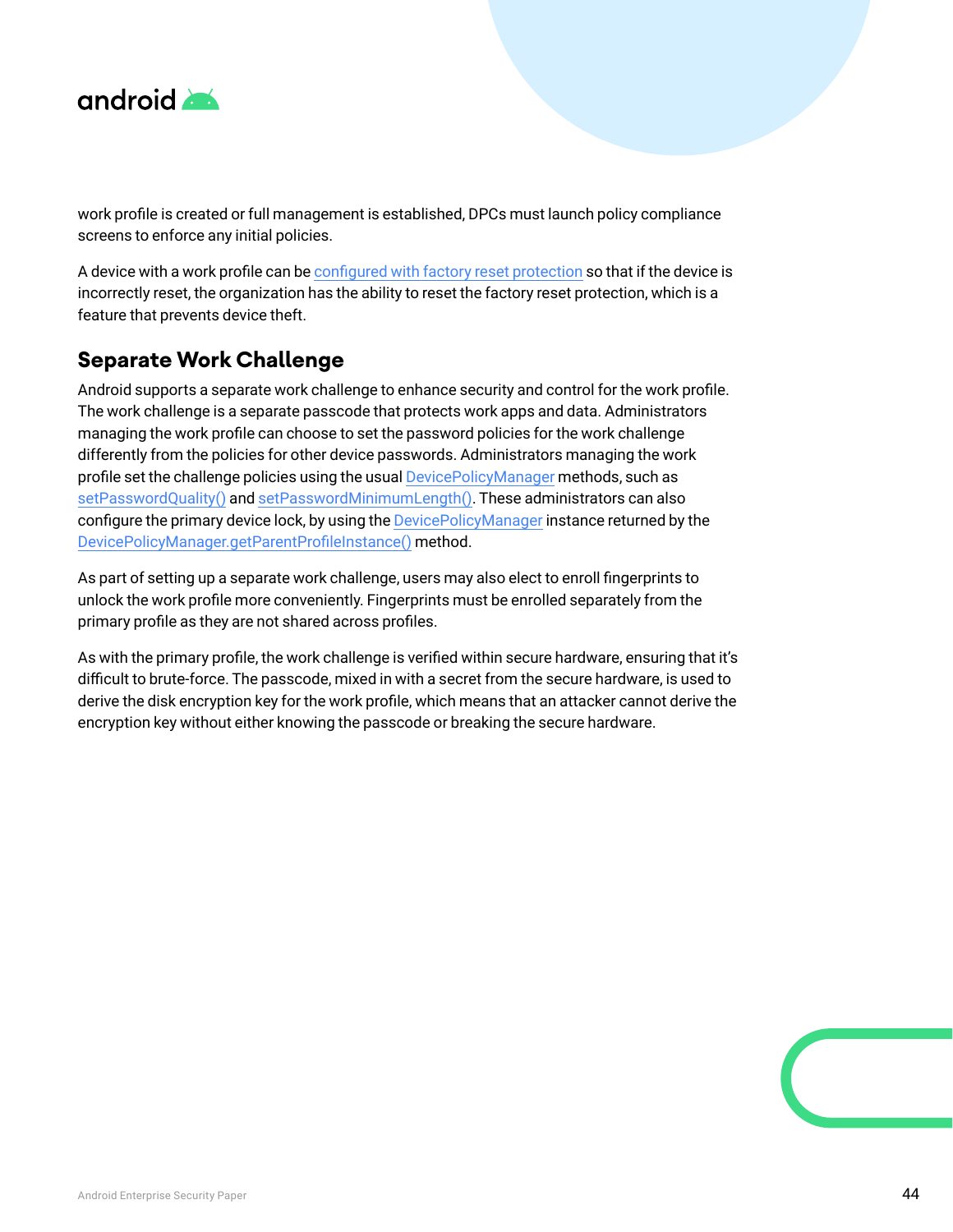work profile is created or full management is established, DPCs must launch policy compliance screens to enforce any initial policies.

A device with a work profile can be configured with factory reset protection so that if the device is incorrectly reset, the organization has the ability to reset the factory reset protection, which is a feature that prevents device theft.

## Separate Work Challenge

Android supports a separate work challenge to enhance security and control for the work profile. The work challenge is a separate passcode that protects work apps and data. Administrators managing the work profile can choose to set the password policies for the work challenge differently from the policies for other device passwords. Administrators managing the work profile set the challenge policies using the usual DevicePolicyManager methods, such as setPasswordQuality() and setPasswordMinimumLength(). These administrators can also configure the primary device lock, by using the DevicePolicyManager instance returned by the DevicePolicyManager.getParentProfileInstance() method.

As part of setting up a separate work challenge, users may also elect to enroll fingerprints to unlock the work profile more conveniently. Fingerprints must be enrolled separately from the primary profile as they are not shared across profiles.

As with the primary profile, the work challenge is verified within secure hardware, ensuring that it's difficult to brute-force. The passcode, mixed in with a secret from the secure hardware, is used to derive the disk encryption key for the work profile, which means that an attacker cannot derive the encryption key without either knowing the passcode or breaking the secure hardware.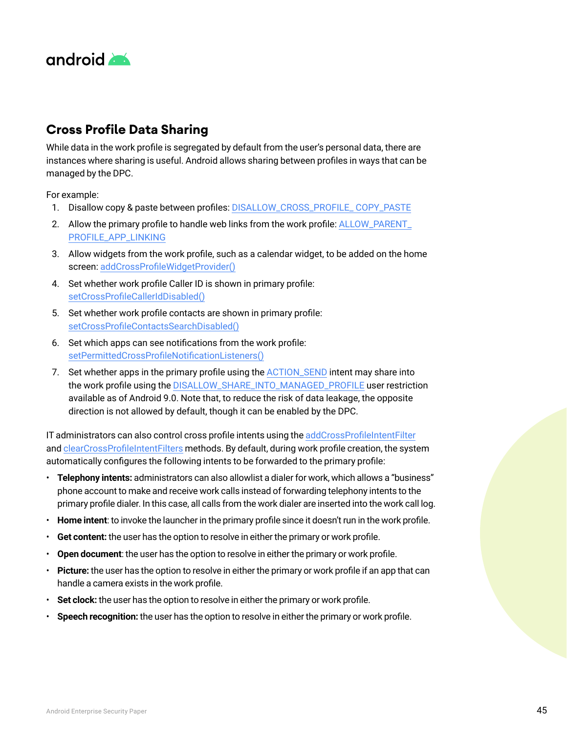## Cross Profile Data Sharing

While data in the work profile is segregated by default from the user's personal data, there are instances where sharing is useful. Android allows sharing between profiles in ways that can be managed by the DPC.

For example:

1. Disallow copy & paste between profiles: DISALLOW_CROSS_PROFILE_ COPY_PASTE
2. Allow the primary profile to handle web links from the work profile: ALLOW_PARENT_ PROFILE_APP_LINKING
3. Allow widgets from the work profile, such as a calendar widget, to be added on the home screen: addCrossProfileWidgetProvider()
4. Set whether work profile Caller ID is shown in primary profile: setCrossProfileCallerIdDisabled()
5. Set whether work profile contacts are shown in primary profile: setCrossProfileContactsSearchDisabled()
6. Set which apps can see notifications from the work profile: setPermittedCrossProfileNotificationListeners()
7. Set whether apps in the primary profile using the ACTION_SEND intent may share into the work profile using the DISALLOW_SHARE_INTO_MANAGED_PROFILE user restriction available as of Android 9.0. Note that, to reduce the risk of data leakage, the opposite direction is not allowed by default, though it can be enabled by the DPC.

IT administrators can also control cross profile intents using the addCrossProfileIntentFilter and clearCrossProfileIntentFilters methods. By default, during work profile creation, the system automatically configures the following intents to be forwarded to the primary profile:

- **Telephony intents:** administrators can also allowlist a dialer for work, which allows a "business" phone account to make and receive work calls instead of forwarding telephony intents to the primary profile dialer. In this case, all calls from the work dialer are inserted into the work call log.
- **Home intent**: to invoke the launcher in the primary profile since it doesn't run in the work profile.
- **Get content:** the user has the option to resolve in either the primary or work profile.
- **Open document**: the user has the option to resolve in either the primary or work profile.
- **Picture:** the user has the option to resolve in either the primary or work profile if an app that can handle a camera exists in the work profile.
- **Set clock:** the user has the option to resolve in either the primary or work profile.
- **Speech recognition:** the user has the option to resolve in either the primary or work profile.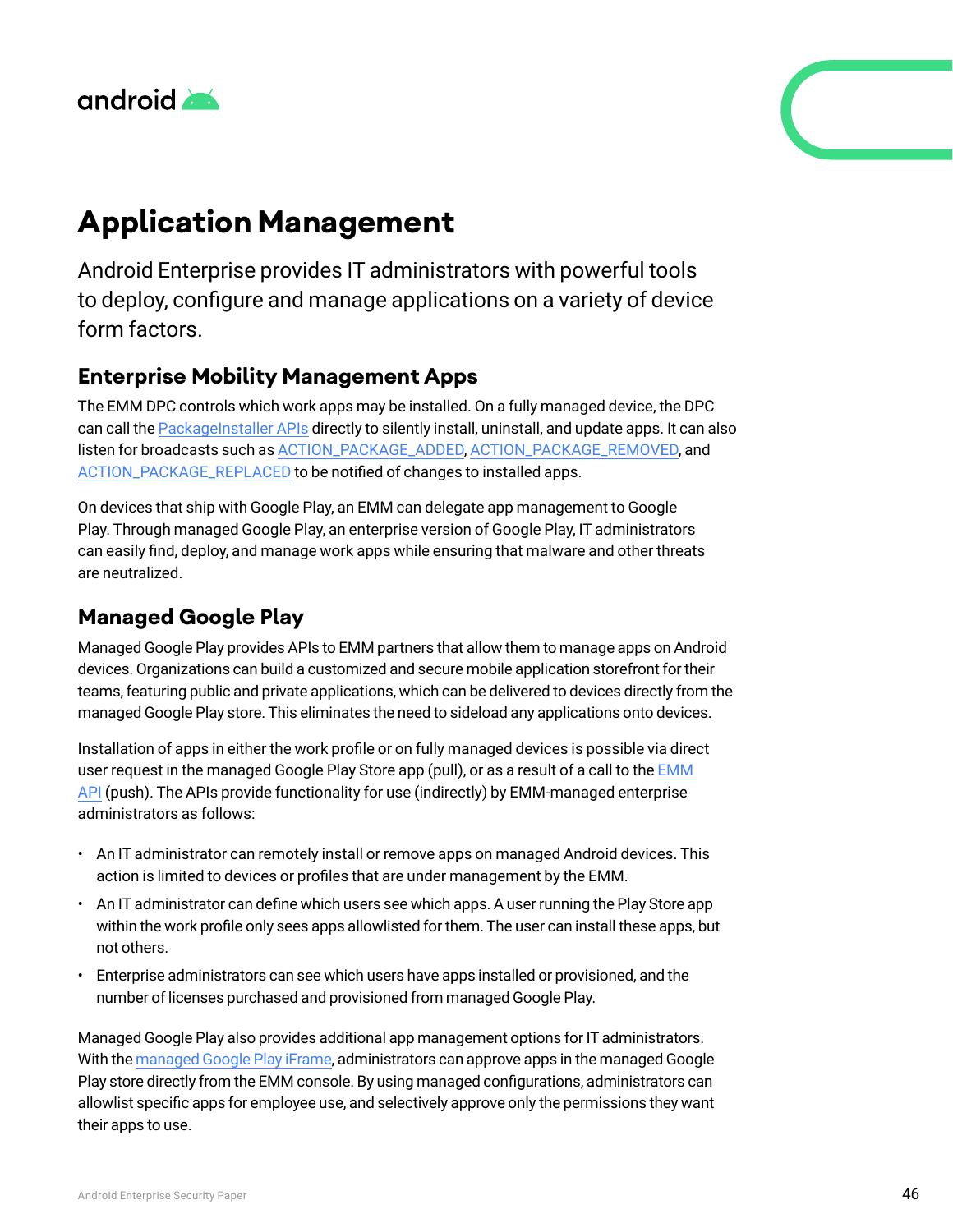# Application Management

Android Enterprise provides IT administrators with powerful tools to deploy, configure and manage applications on a variety of device form factors.

## Enterprise Mobility Management Apps

The EMM DPC controls which work apps may be installed. On a fully managed device, the DPC can call the PackageInstaller APIs directly to silently install, uninstall, and update apps. It can also listen for broadcasts such as ACTION_PACKAGE_ADDED, ACTION_PACKAGE_REMOVED, and ACTION_PACKAGE_REPLACED to be notified of changes to installed apps.

On devices that ship with Google Play, an EMM can delegate app management to Google Play. Through managed Google Play, an enterprise version of Google Play, IT administrators can easily find, deploy, and manage work apps while ensuring that malware and other threats are neutralized.

## Managed Google Play

Managed Google Play provides APIs to EMM partners that allow them to manage apps on Android devices. Organizations can build a customized and secure mobile application storefront for their teams, featuring public and private applications, which can be delivered to devices directly from the managed Google Play store. This eliminates the need to sideload any applications onto devices.

Installation of apps in either the work profile or on fully managed devices is possible via direct user request in the managed Google Play Store app (pull), or as a result of a call to the EMM API (push). The APIs provide functionality for use (indirectly) by EMM-managed enterprise administrators as follows:

- An IT administrator can remotely install or remove apps on managed Android devices. This action is limited to devices or profiles that are under management by the EMM.
- An IT administrator can define which users see which apps. A user running the Play Store app within the work profile only sees apps allowlisted for them. The user can install these apps, but not others.
- Enterprise administrators can see which users have apps installed or provisioned, and the number of licenses purchased and provisioned from managed Google Play.

Managed Google Play also provides additional app management options for IT administrators. With the managed Google Play iFrame, administrators can approve apps in the managed Google Play store directly from the EMM console. By using managed configurations, administrators can allowlist specific apps for employee use, and selectively approve only the permissions they want their apps to use.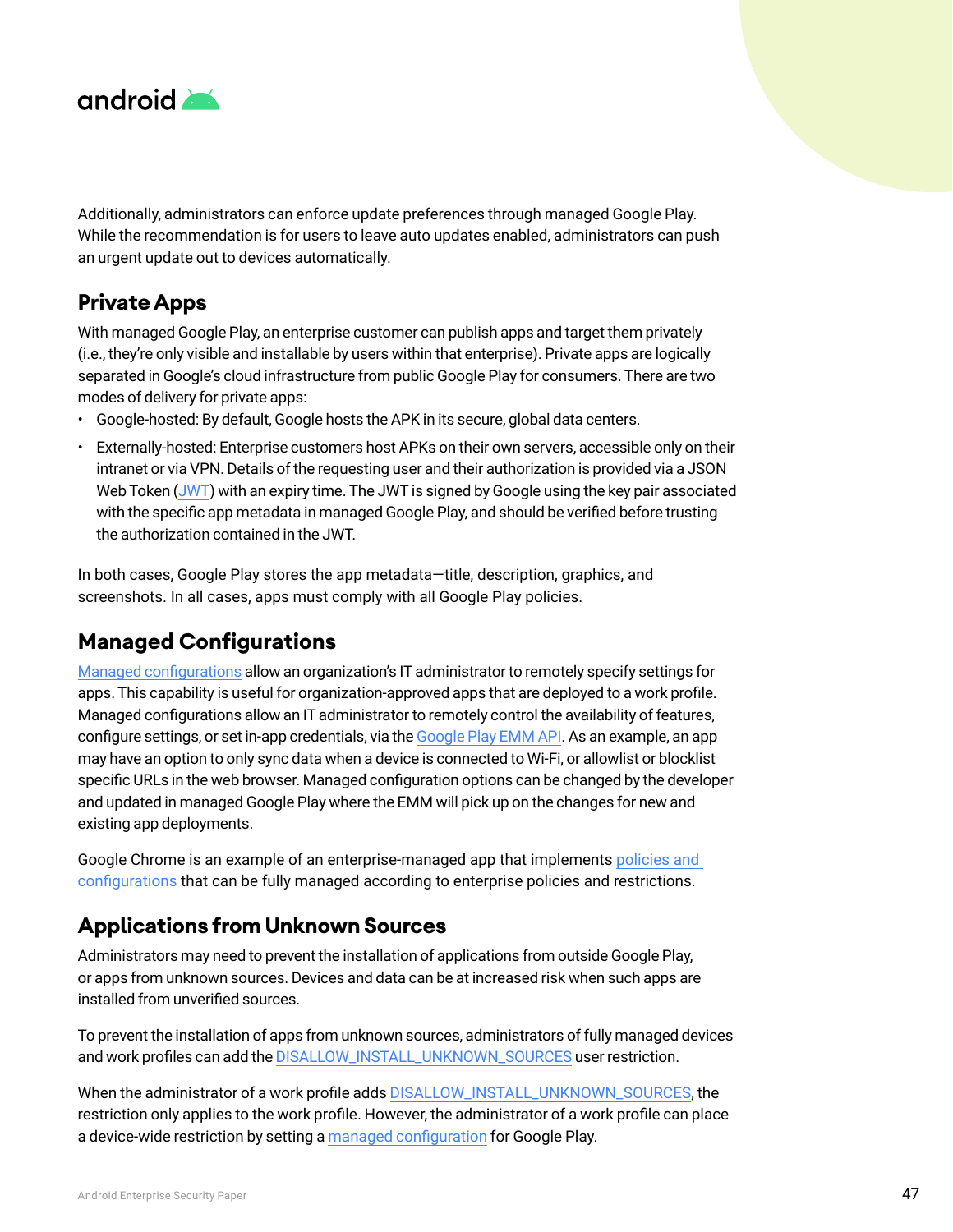Additionally, administrators can enforce update preferences through managed Google Play. While the recommendation is for users to leave auto updates enabled, administrators can push an urgent update out to devices automatically.

## Private Apps

With managed Google Play, an enterprise customer can publish apps and target them privately (i.e., they're only visible and installable by users within that enterprise). Private apps are logically separated in Google's cloud infrastructure from public Google Play for consumers. There are two modes of delivery for private apps:

- Google-hosted: By default, Google hosts the APK in its secure, global data centers.
- Externally-hosted: Enterprise customers host APKs on their own servers, accessible only on their intranet or via VPN. Details of the requesting user and their authorization is provided via a JSON Web Token (JWT) with an expiry time. The JWT is signed by Google using the key pair associated with the specific app metadata in managed Google Play, and should be verified before trusting the authorization contained in the JWT.

In both cases, Google Play stores the app metadata—title, description, graphics, and screenshots. In all cases, apps must comply with all Google Play policies.

## Managed Configurations

Managed configurations allow an organization's IT administrator to remotely specify settings for apps. This capability is useful for organization-approved apps that are deployed to a work profile. Managed configurations allow an IT administrator to remotely control the availability of features, configure settings, or set in-app credentials, via the Google Play EMM API. As an example, an app may have an option to only sync data when a device is connected to Wi-Fi, or allowlist or blocklist specific URLs in the web browser. Managed configuration options can be changed by the developer and updated in managed Google Play where the EMM will pick up on the changes for new and existing app deployments.

Google Chrome is an example of an enterprise-managed app that implements policies and configurations that can be fully managed according to enterprise policies and restrictions.

## Applications from Unknown Sources

Administrators may need to prevent the installation of applications from outside Google Play, or apps from unknown sources. Devices and data can be at increased risk when such apps are installed from unverified sources.

To prevent the installation of apps from unknown sources, administrators of fully managed devices and work profiles can add the DISALLOW_INSTALL_UNKNOWN_SOURCES user restriction.

When the administrator of a work profile adds DISALLOW_INSTALL_UNKNOWN_SOURCES, the restriction only applies to the work profile. However, the administrator of a work profile can place a device-wide restriction by setting a managed configuration for Google Play.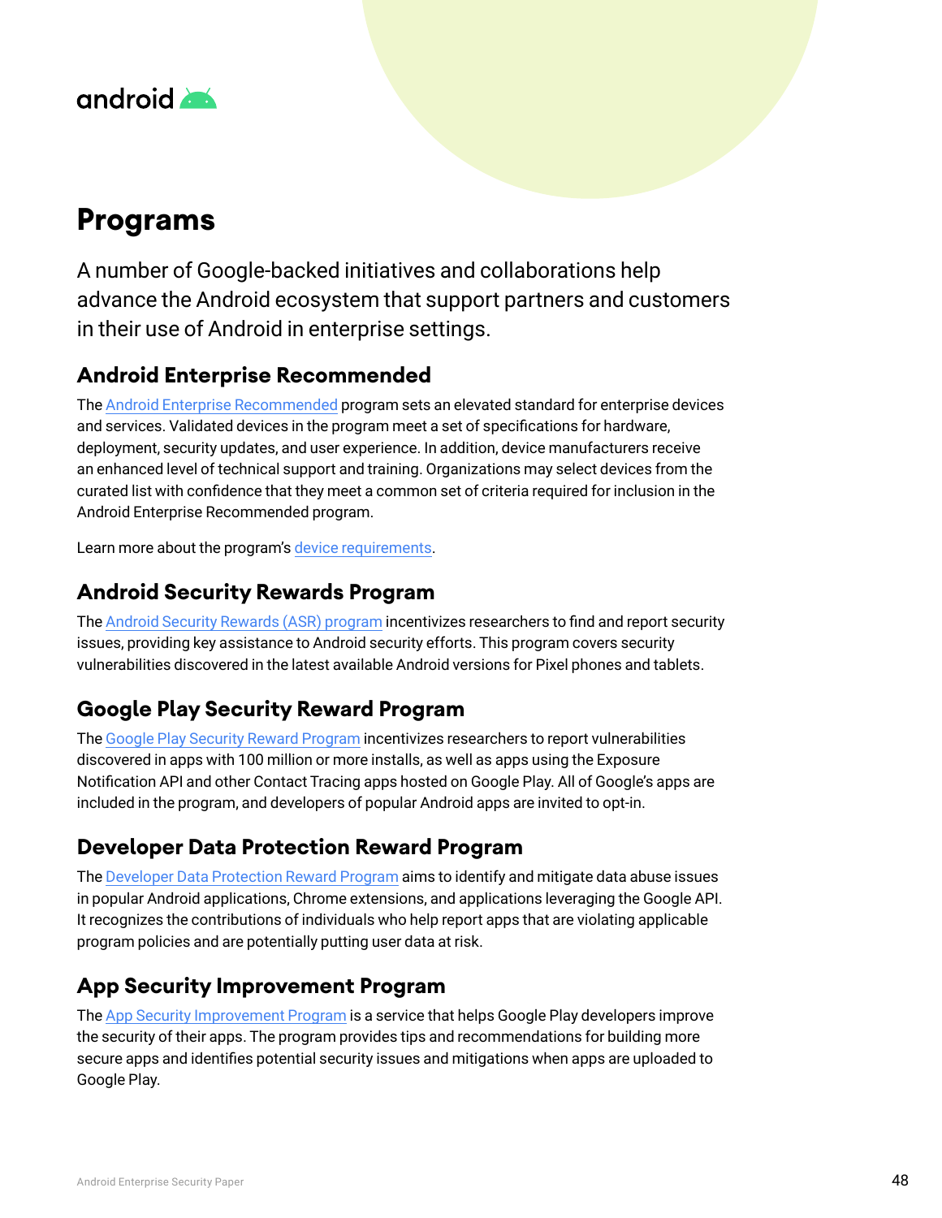# Programs

A number of Google-backed initiatives and collaborations help advance the Android ecosystem that support partners and customers in their use of Android in enterprise settings.

## Android Enterprise Recommended

The Android Enterprise Recommended program sets an elevated standard for enterprise devices and services. Validated devices in the program meet a set of specifications for hardware, deployment, security updates, and user experience. In addition, device manufacturers receive an enhanced level of technical support and training. Organizations may select devices from the curated list with confidence that they meet a common set of criteria required for inclusion in the Android Enterprise Recommended program.

Learn more about the program's device requirements.

## Android Security Rewards Program

The Android Security Rewards (ASR) program incentivizes researchers to find and report security issues, providing key assistance to Android security efforts. This program covers security vulnerabilities discovered in the latest available Android versions for Pixel phones and tablets.

## Google Play Security Reward Program

The Google Play Security Reward Program incentivizes researchers to report vulnerabilities discovered in apps with 100 million or more installs, as well as apps using the Exposure Notification API and other Contact Tracing apps hosted on Google Play. All of Google's apps are included in the program, and developers of popular Android apps are invited to opt-in.

## Developer Data Protection Reward Program

The Developer Data Protection Reward Program aims to identify and mitigate data abuse issues in popular Android applications, Chrome extensions, and applications leveraging the Google API. It recognizes the contributions of individuals who help report apps that are violating applicable program policies and are potentially putting user data at risk.

## App Security Improvement Program

The App Security Improvement Program is a service that helps Google Play developers improve the security of their apps. The program provides tips and recommendations for building more secure apps and identifies potential security issues and mitigations when apps are uploaded to Google Play.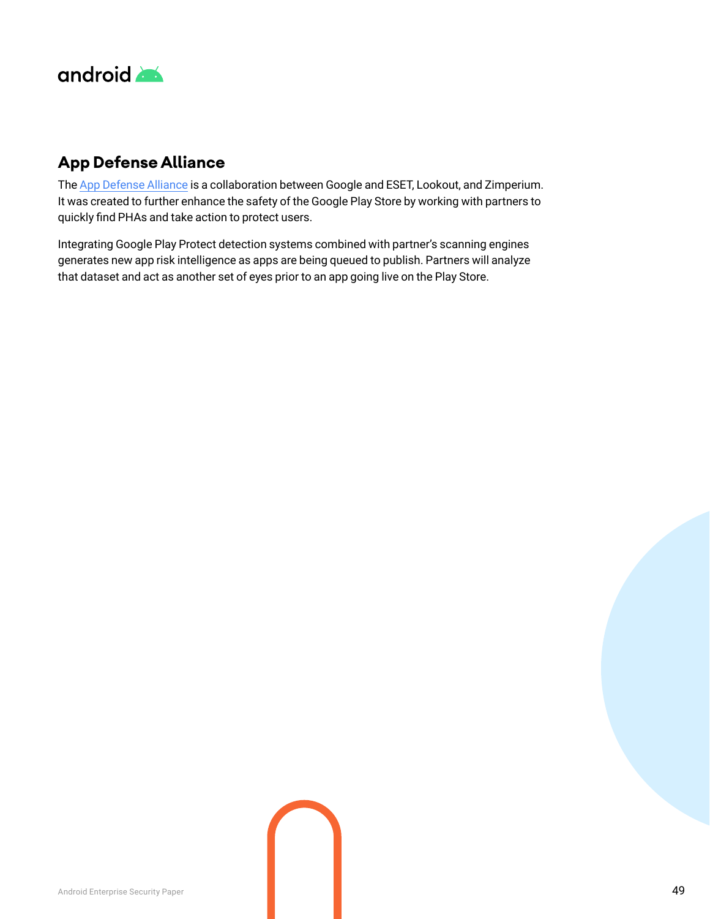## App Defense Alliance

The App Defense Alliance is a collaboration between Google and ESET, Lookout, and Zimperium. It was created to further enhance the safety of the Google Play Store by working with partners to quickly find PHAs and take action to protect users.

Integrating Google Play Protect detection systems combined with partner's scanning engines generates new app risk intelligence as apps are being queued to publish. Partners will analyze that dataset and act as another set of eyes prior to an app going live on the Play Store.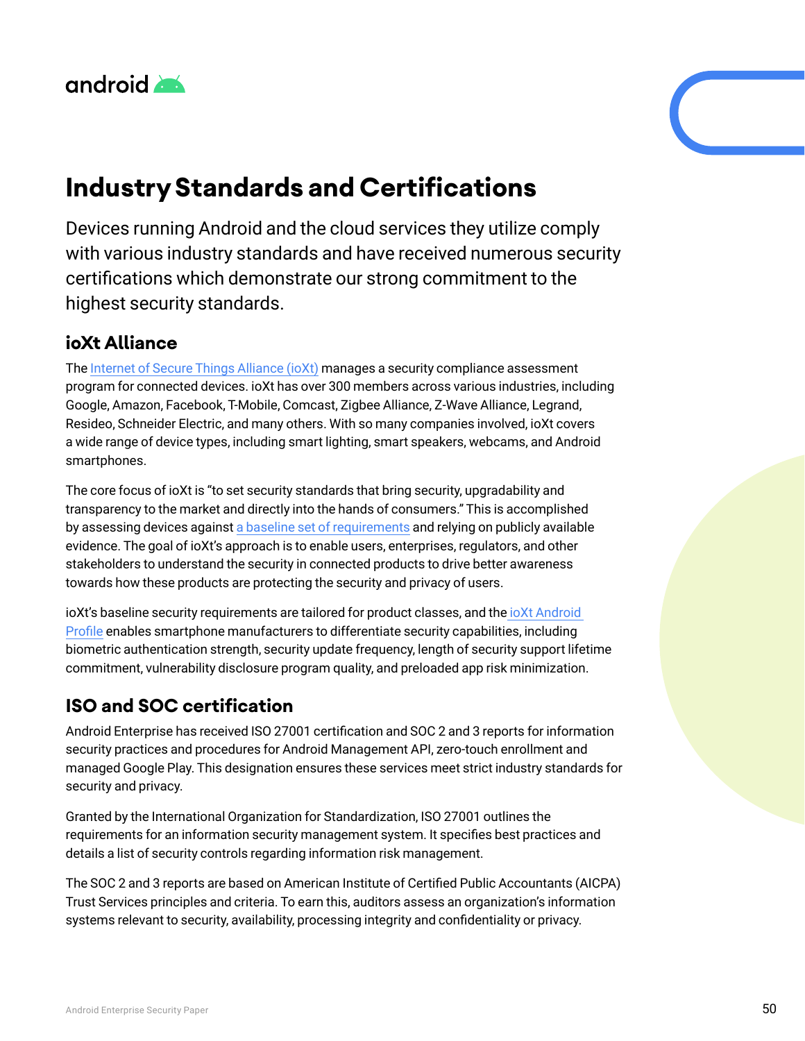# Industry Standards and Certifications

Devices running Android and the cloud services they utilize comply with various industry standards and have received numerous security certifications which demonstrate our strong commitment to the highest security standards.

## ioXt Alliance

The Internet of Secure Things Alliance (ioXt) manages a security compliance assessment program for connected devices. ioXt has over 300 members across various industries, including Google, Amazon, Facebook, T-Mobile, Comcast, Zigbee Alliance, Z-Wave Alliance, Legrand, Resideo, Schneider Electric, and many others. With so many companies involved, ioXt covers a wide range of device types, including smart lighting, smart speakers, webcams, and Android smartphones.

The core focus of ioXt is "to set security standards that bring security, upgradability and transparency to the market and directly into the hands of consumers." This is accomplished by assessing devices against a baseline set of requirements and relying on publicly available evidence. The goal of ioXt's approach is to enable users, enterprises, regulators, and other stakeholders to understand the security in connected products to drive better awareness towards how these products are protecting the security and privacy of users.

ioXt's baseline security requirements are tailored for product classes, and the ioXt Android Profile enables smartphone manufacturers to differentiate security capabilities, including biometric authentication strength, security update frequency, length of security support lifetime commitment, vulnerability disclosure program quality, and preloaded app risk minimization.

## ISO and SOC certification

Android Enterprise has received ISO 27001 certification and SOC 2 and 3 reports for information security practices and procedures for Android Management API, zero-touch enrollment and managed Google Play. This designation ensures these services meet strict industry standards for security and privacy.

Granted by the International Organization for Standardization, ISO 27001 outlines the requirements for an information security management system. It specifies best practices and details a list of security controls regarding information risk management.

The SOC 2 and 3 reports are based on American Institute of Certified Public Accountants (AICPA) Trust Services principles and criteria. To earn this, auditors assess an organization's information systems relevant to security, availability, processing integrity and confidentiality or privacy.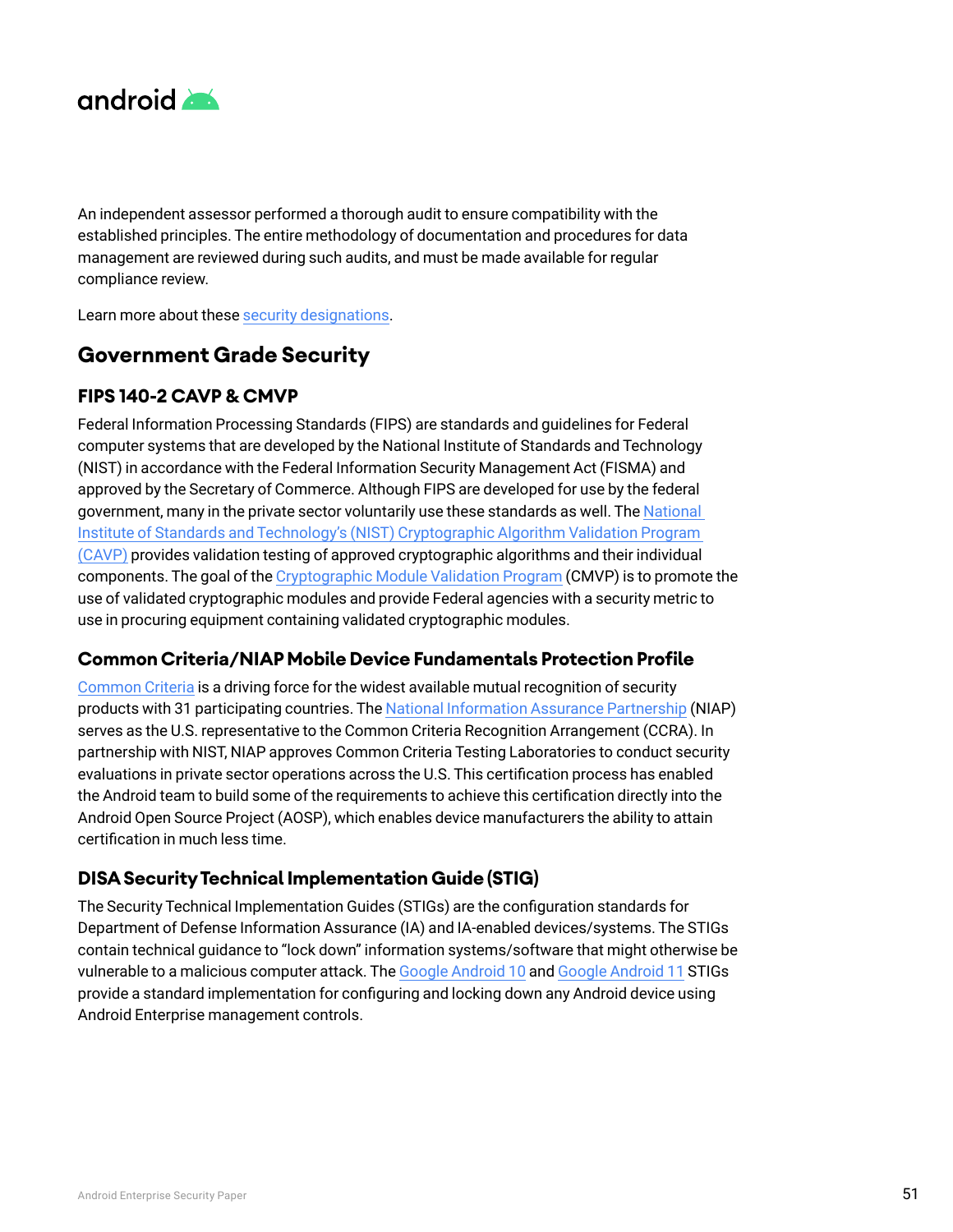An independent assessor performed a thorough audit to ensure compatibility with the established principles. The entire methodology of documentation and procedures for data management are reviewed during such audits, and must be made available for regular compliance review.

Learn more about these security designations.

## Government Grade Security

### FIPS 140-2 CAVP & CMVP

Federal Information Processing Standards (FIPS) are standards and guidelines for Federal computer systems that are developed by the National Institute of Standards and Technology (NIST) in accordance with the Federal Information Security Management Act (FISMA) and approved by the Secretary of Commerce. Although FIPS are developed for use by the federal government, many in the private sector voluntarily use these standards as well. The National Institute of Standards and Technology's (NIST) Cryptographic Algorithm Validation Program (CAVP) provides validation testing of approved cryptographic algorithms and their individual components. The goal of the Cryptographic Module Validation Program (CMVP) is to promote the use of validated cryptographic modules and provide Federal agencies with a security metric to use in procuring equipment containing validated cryptographic modules.

### Common Criteria/NIAP Mobile Device Fundamentals Protection Profile

Common Criteria is a driving force for the widest available mutual recognition of security products with 31 participating countries. The National Information Assurance Partnership (NIAP) serves as the U.S. representative to the Common Criteria Recognition Arrangement (CCRA). In partnership with NIST, NIAP approves Common Criteria Testing Laboratories to conduct security evaluations in private sector operations across the U.S. This certification process has enabled the Android team to build some of the requirements to achieve this certification directly into the Android Open Source Project (AOSP), which enables device manufacturers the ability to attain certification in much less time.

### DISA Security Technical Implementation Guide (STIG)

The Security Technical Implementation Guides (STIGs) are the configuration standards for Department of Defense Information Assurance (IA) and IA-enabled devices/systems. The STIGs contain technical guidance to "lock down" information systems/software that might otherwise be vulnerable to a malicious computer attack. The Google Android 10 and Google Android 11 STIGs provide a standard implementation for configuring and locking down any Android device using Android Enterprise management controls.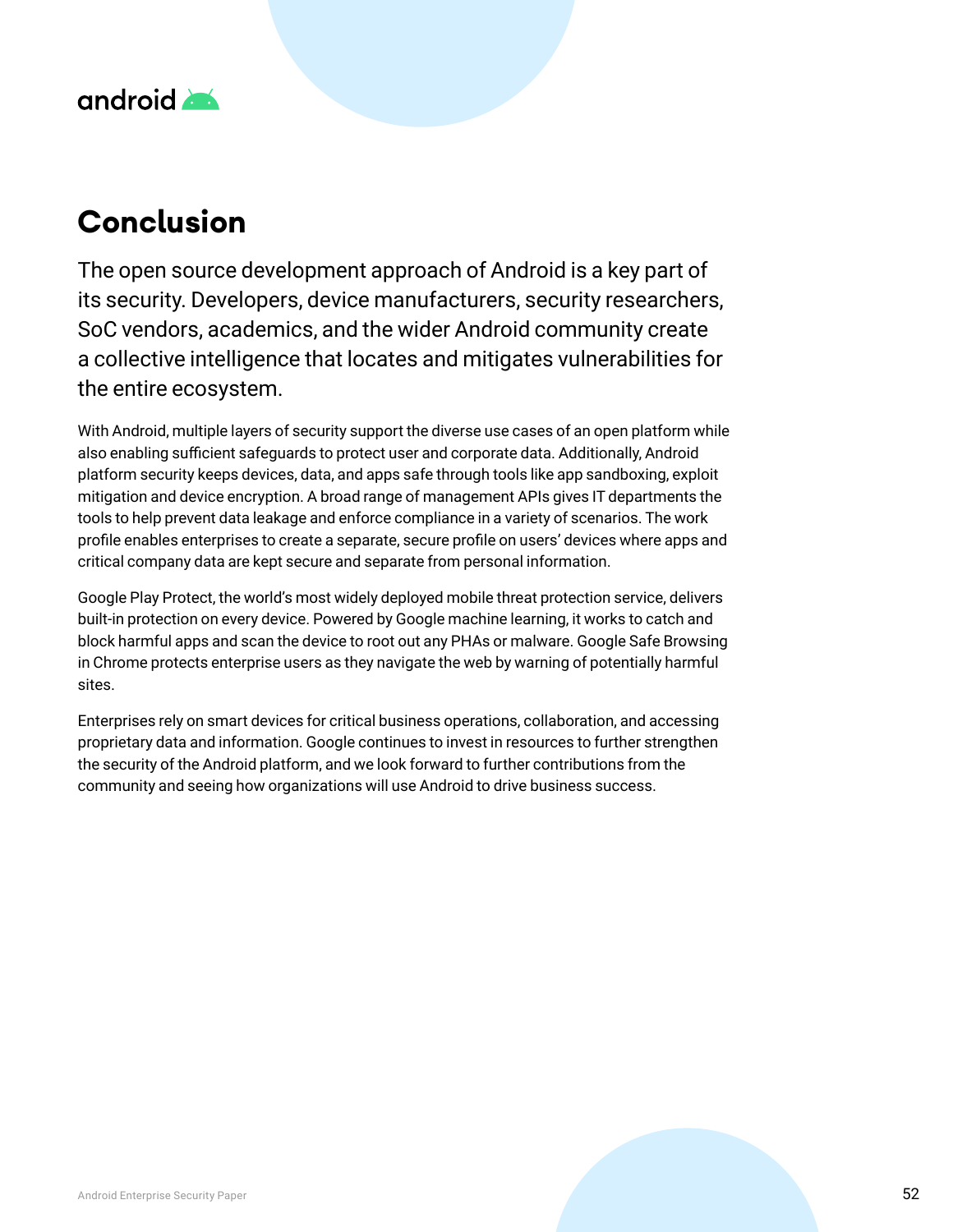# Conclusion

The open source development approach of Android is a key part of its security. Developers, device manufacturers, security researchers, SoC vendors, academics, and the wider Android community create a collective intelligence that locates and mitigates vulnerabilities for the entire ecosystem.

With Android, multiple layers of security support the diverse use cases of an open platform while also enabling sufficient safeguards to protect user and corporate data. Additionally, Android platform security keeps devices, data, and apps safe through tools like app sandboxing, exploit mitigation and device encryption. A broad range of management APIs gives IT departments the tools to help prevent data leakage and enforce compliance in a variety of scenarios. The work profile enables enterprises to create a separate, secure profile on users' devices where apps and critical company data are kept secure and separate from personal information.

Google Play Protect, the world's most widely deployed mobile threat protection service, delivers built-in protection on every device. Powered by Google machine learning, it works to catch and block harmful apps and scan the device to root out any PHAs or malware. Google Safe Browsing in Chrome protects enterprise users as they navigate the web by warning of potentially harmful sites.

Enterprises rely on smart devices for critical business operations, collaboration, and accessing proprietary data and information. Google continues to invest in resources to further strengthen the security of the Android platform, and we look forward to further contributions from the community and seeing how organizations will use Android to drive business success.